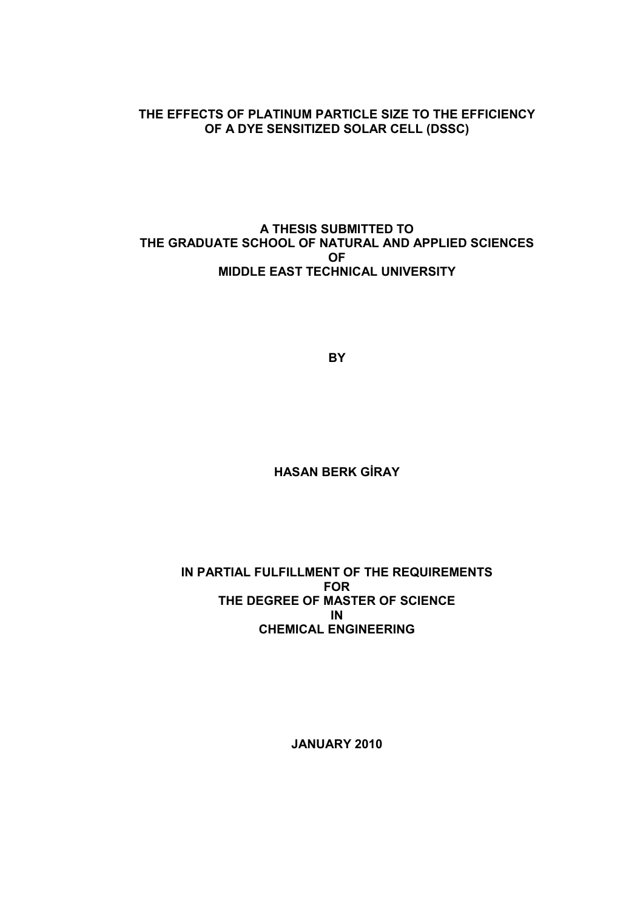# THE EFFECTS OF PLATINUM PARTICLE SIZE TO THE EFFICIENCY OF A DYE SENSITIZED SOLAR CELL (DSSC)

A THESIS SUBMITTED TO
THE GRADUATE SCHOOL OF NATURAL AND APPLIED SCIENCES
OF
MIDDLE EAST TECHNICAL UNIVERSITY

BY

HASAN BERK GİRAY

IN PARTIAL FULFILLMENT OF THE REQUIREMENTS
FOR
THE DEGREE OF MASTER OF SCIENCE
IN
CHEMICAL ENGINEERING

JANUARY 2010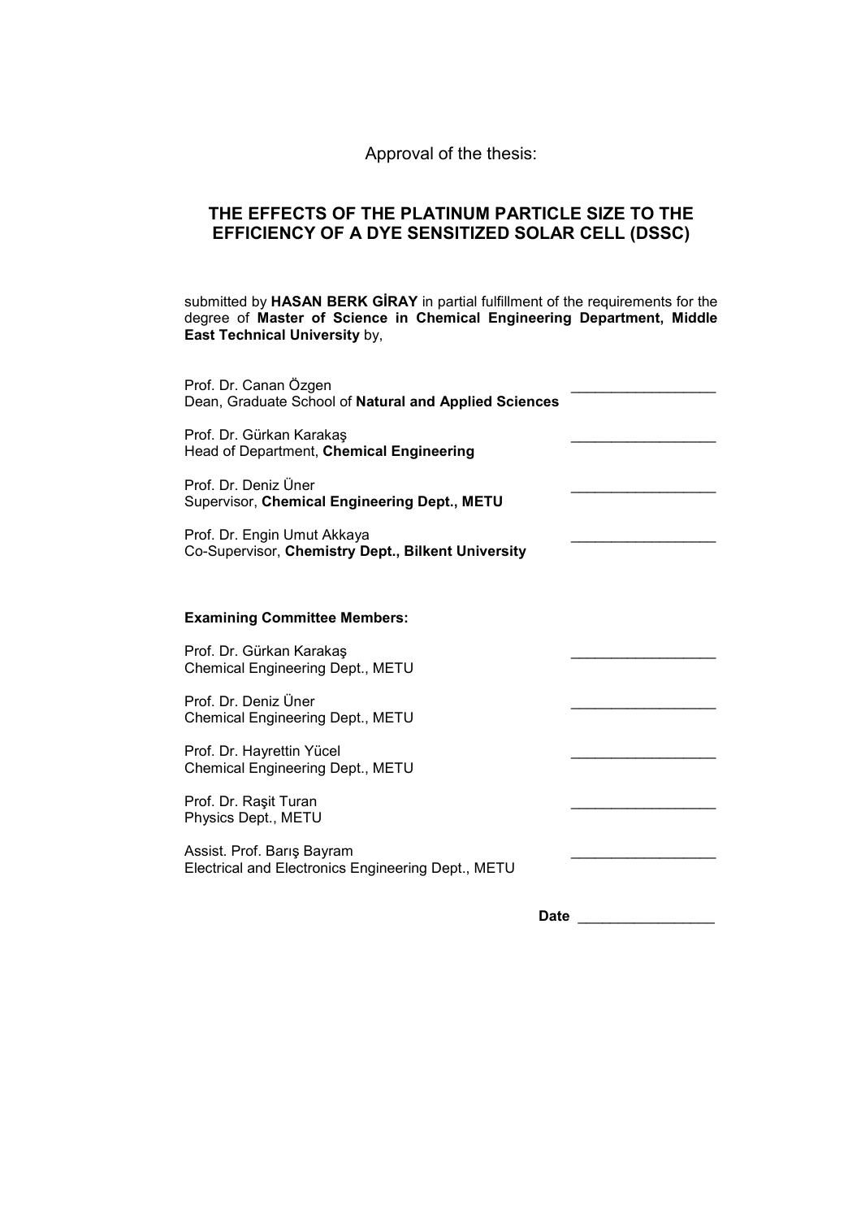Approval of the thesis:

## THE EFFECTS OF THE PLATINUM PARTICLE SIZE TO THE EFFICIENCY OF A DYE SENSITIZED SOLAR CELL (DSSC)

submitted by **HASAN BERK GİRAY** in partial fulfillment of the requirements for the degree of **Master of Science in Chemical Engineering Department, Middle East Technical University** by,

Prof. Dr. Canan Özgen
Dean, Graduate School of **Natural and Applied Sciences** __________________

Prof. Dr. Gürkan Karakaş
Head of Department, **Chemical Engineering** __________________

Prof. Dr. Deniz Üner
Supervisor, **Chemical Engineering Dept., METU** __________________

Prof. Dr. Engin Umut Akkaya
Co-Supervisor, **Chemistry Dept., Bilkent University** __________________

**Examining Committee Members:**

Prof. Dr. Gürkan Karakaş
Chemical Engineering Dept., METU __________________

Prof. Dr. Deniz Üner
Chemical Engineering Dept., METU __________________

Prof. Dr. Hayrettin Yücel
Chemical Engineering Dept., METU __________________

Prof. Dr. Raşit Turan
Physics Dept., METU __________________

Assist. Prof. Barış Bayram
Electrical and Electronics Engineering Dept., METU __________________

**Date** __________________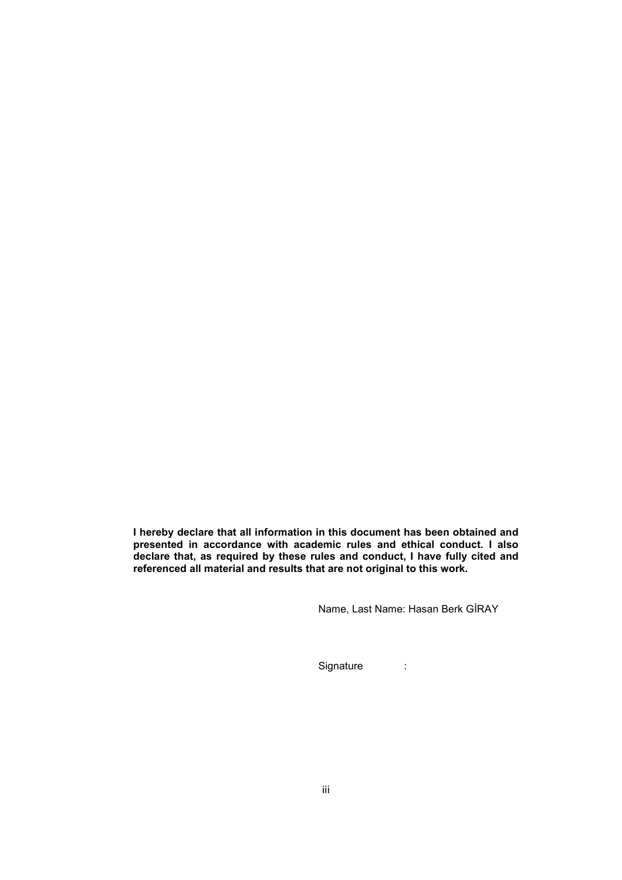**I hereby declare that all information in this document has been obtained and presented in accordance with academic rules and ethical conduct. I also declare that, as required by these rules and conduct, I have fully cited and referenced all material and results that are not original to this work.**

Name, Last Name: Hasan Berk GİRAY

Signature :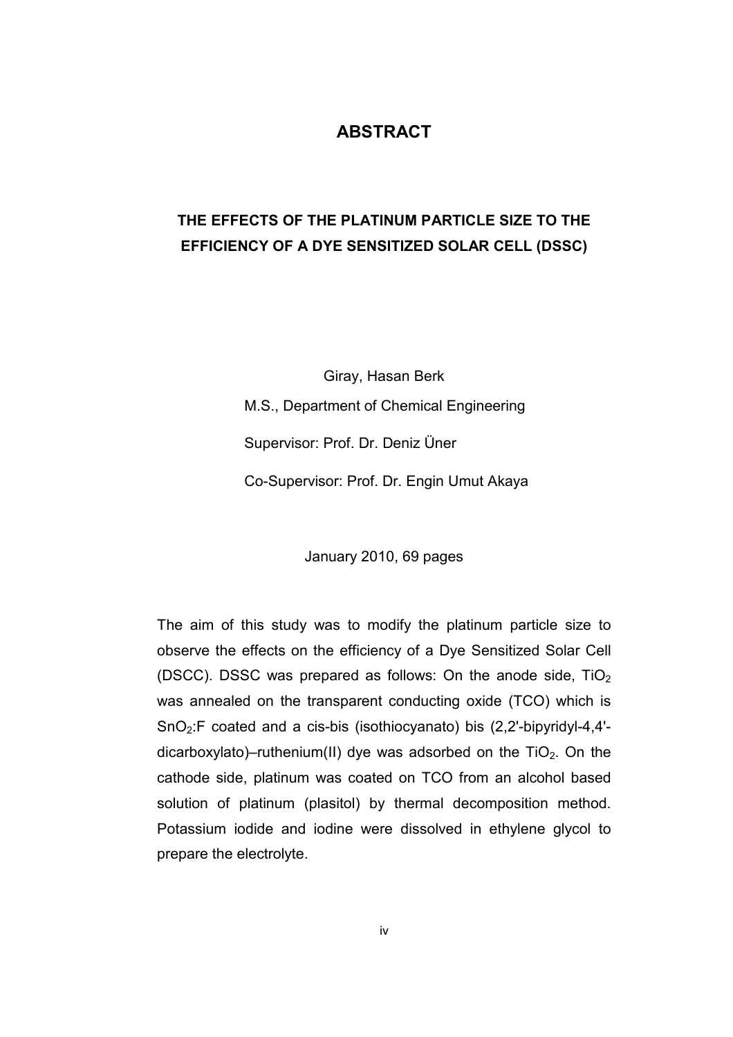# ABSTRACT

## THE EFFECTS OF THE PLATINUM PARTICLE SIZE TO THE EFFICIENCY OF A DYE SENSITIZED SOLAR CELL (DSSC)

Giray, Hasan Berk

M.S., Department of Chemical Engineering

Supervisor: Prof. Dr. Deniz Üner

Co-Supervisor: Prof. Dr. Engin Umut Akaya

January 2010, 69 pages

The aim of this study was to modify the platinum particle size to observe the effects on the efficiency of a Dye Sensitized Solar Cell (DSCC). DSSC was prepared as follows: On the anode side, $TiO_2$ was annealed on the transparent conducting oxide (TCO) which is $SnO_2$:F coated and a cis-bis (isothiocyanato) bis (2,2'-bipyridyl-4,4'-dicarboxylato)–ruthenium(II) dye was adsorbed on the $TiO_2$. On the cathode side, platinum was coated on TCO from an alcohol based solution of platinum (plasitol) by thermal decomposition method. Potassium iodide and iodine were dissolved in ethylene glycol to prepare the electrolyte.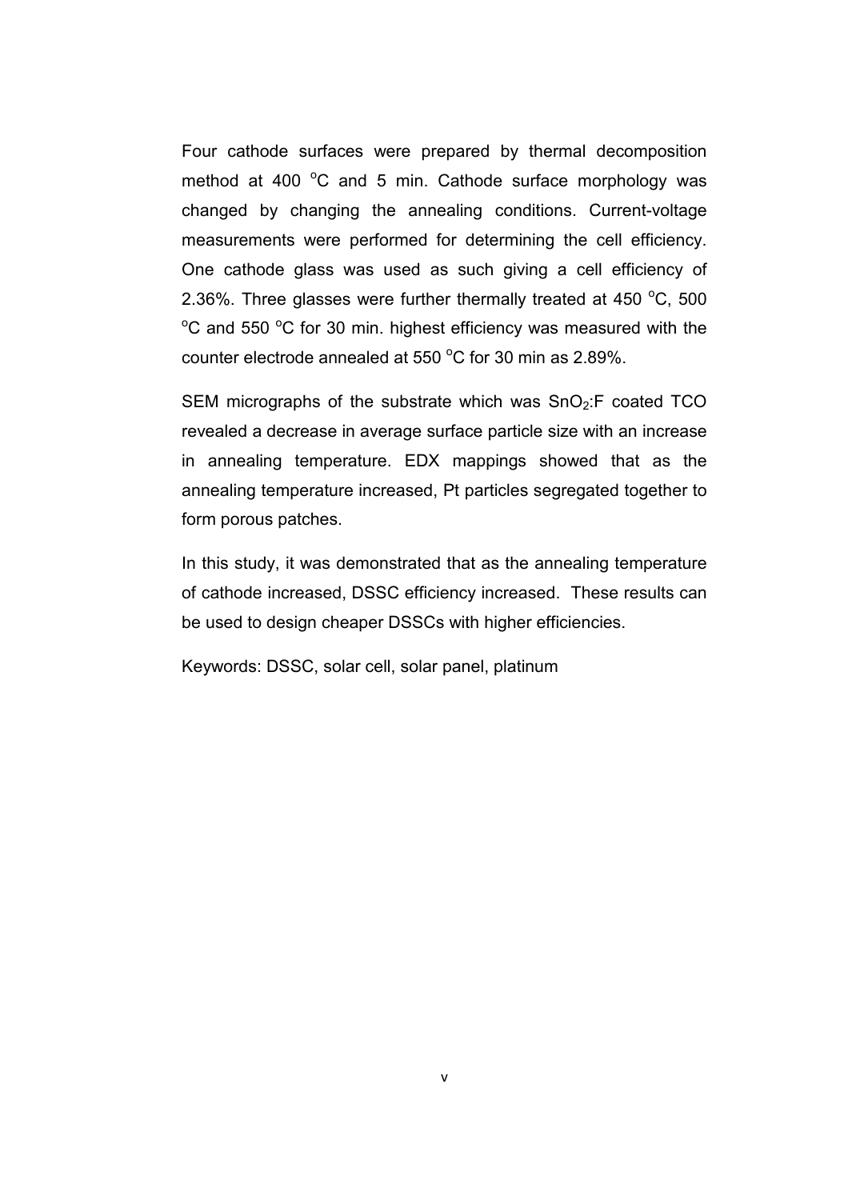Four cathode surfaces were prepared by thermal decomposition method at 400 $^{o}C$ and 5 min. Cathode surface morphology was changed by changing the annealing conditions. Current-voltage measurements were performed for determining the cell efficiency. One cathode glass was used as such giving a cell efficiency of 2.36%. Three glasses were further thermally treated at 450 $^{o}C$, 500 $^{o}C$ and 550 $^{o}C$ for 30 min. highest efficiency was measured with the counter electrode annealed at 550 $^{o}C$ for 30 min as 2.89%.

SEM micrographs of the substrate which was $SnO_2$:F coated TCO revealed a decrease in average surface particle size with an increase in annealing temperature. EDX mappings showed that as the annealing temperature increased, Pt particles segregated together to form porous patches.

In this study, it was demonstrated that as the annealing temperature of cathode increased, DSSC efficiency increased. These results can be used to design cheaper DSSCs with higher efficiencies.

Keywords: DSSC, solar cell, solar panel, platinum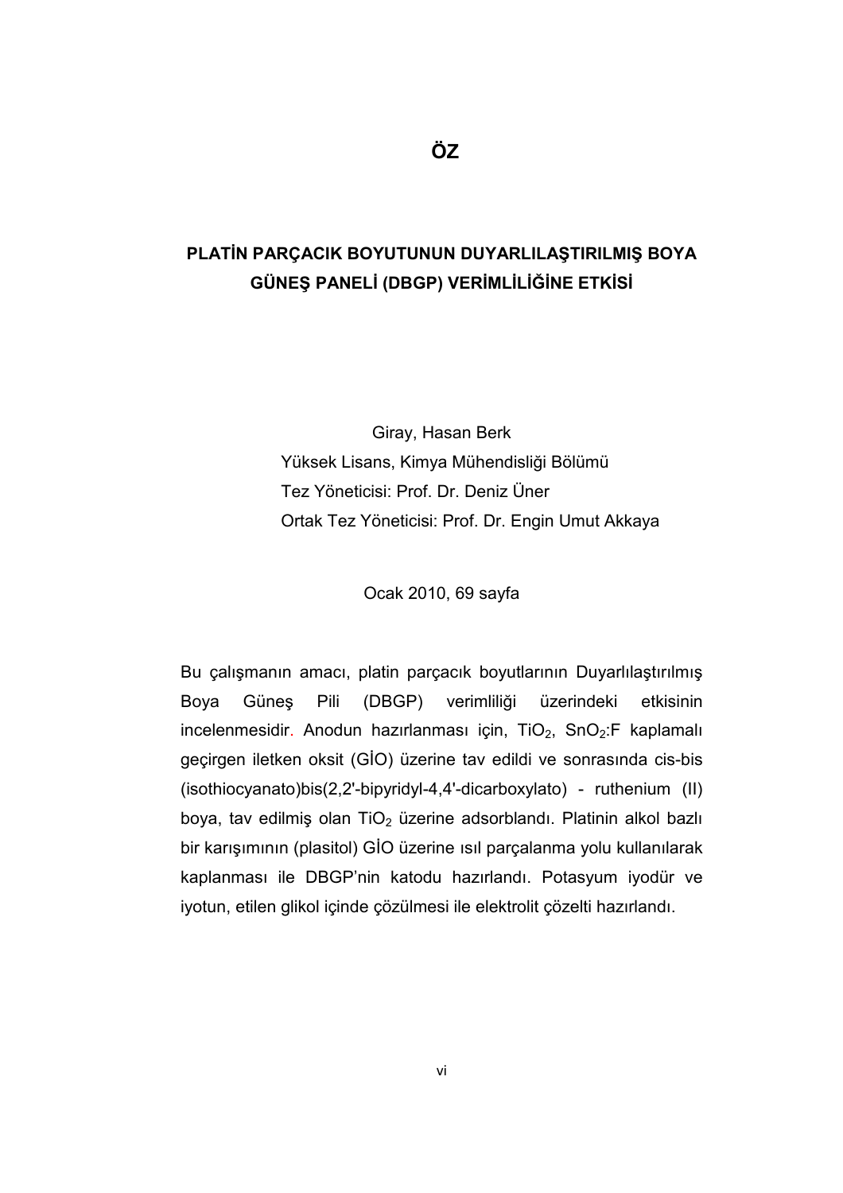# ÖZ

## PLATİN PARÇACIK BOYUTUNUN DUYARLILAŞTIRILMIŞ BOYA GÜNEŞ PANELİ (DBGP) VERİMLİLİĞİNE ETKİSİ

Giray, Hasan Berk
Yüksek Lisans, Kimya Mühendisliği Bölümü
Tez Yöneticisi: Prof. Dr. Deniz Üner
Ortak Tez Yöneticisi: Prof. Dr. Engin Umut Akkaya

Ocak 2010, 69 sayfa

Bu çalışmanın amacı, platin parçacık boyutlarının Duyarlılaştırılmış Boya Güneş Pili (DBGP) verimliliği üzerindeki etkisinin incelenmesidir. Anodun hazırlanması için, $TiO_2$, $SnO_2$:F kaplamalı geçirgen iletken oksit (GİO) üzerine tav edildi ve sonrasında cis-bis (isothiocyanato)bis(2,2'-bipyridyl-4,4'-dicarboxylato) - ruthenium (II) boya, tav edilmiş olan $TiO_2$ üzerine adsorblandı. Platinin alkol bazlı bir karışımının (plasitol) GİO üzerine ısıl parçalanma yolu kullanılarak kaplanması ile DBGP'nin katodu hazırlandı. Potasyum iyodür ve iyotun, etilen glikol içinde çözülmesi ile elektrolit çözelti hazırlandı.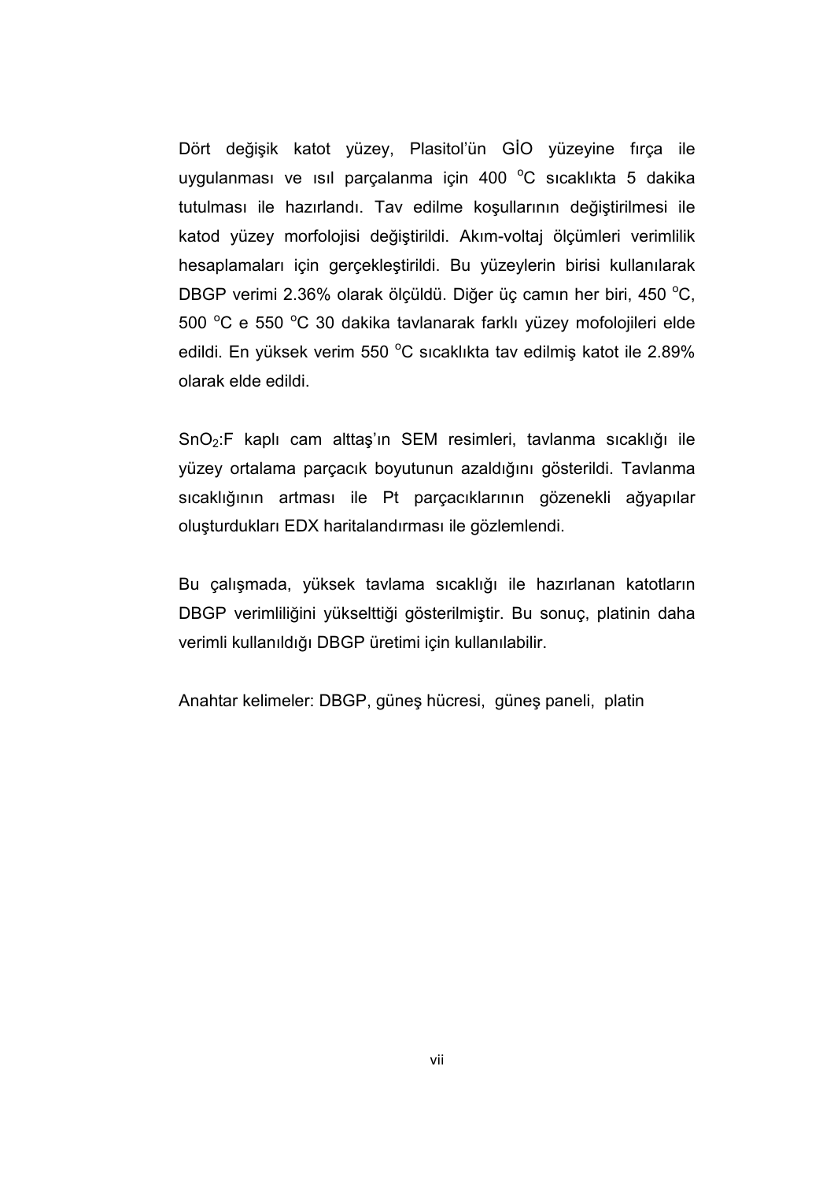Dört değişik katot yüzey, Plasitol'ün GİO yüzeyine fırça ile uygulanması ve ısıl parçalanma için 400 $^{o}$C sıcaklıkta 5 dakika tutulması ile hazırlandı. Tav edilme koşullarının değiştirilmesi ile katod yüzey morfolojisi değiştirildi. Akım-voltaj ölçümleri verimlilik hesaplamaları için gerçekleştirildi. Bu yüzeylerin birisi kullanılarak DBGP verimi 2.36% olarak ölçüldü. Diğer üç camın her biri, 450 $^{o}$C, 500 $^{o}$C e 550 $^{o}$C 30 dakika tavlanarak farklı yüzey mofolojileri elde edildi. En yüksek verim 550 $^{o}$C sıcaklıkta tav edilmiş katot ile 2.89% olarak elde edildi.

$SnO_2$:F kaplı cam alttaş'ın SEM resimleri, tavlanma sıcaklığı ile yüzey ortalama parçacık boyutunun azaldığını gösterildi. Tavlanma sıcaklığının artması ile Pt parçacıklarının gözenekli ağyapılar oluşturdukları EDX haritalandırması ile gözlemlendi.

Bu çalışmada, yüksek tavlama sıcaklığı ile hazırlanan katotların DBGP verimliliğini yükselttiği gösterilmiştir. Bu sonuç, platinin daha verimli kullanıldığı DBGP üretimi için kullanılabilir.

Anahtar kelimeler: DBGP, güneş hücresi, güneş paneli, platin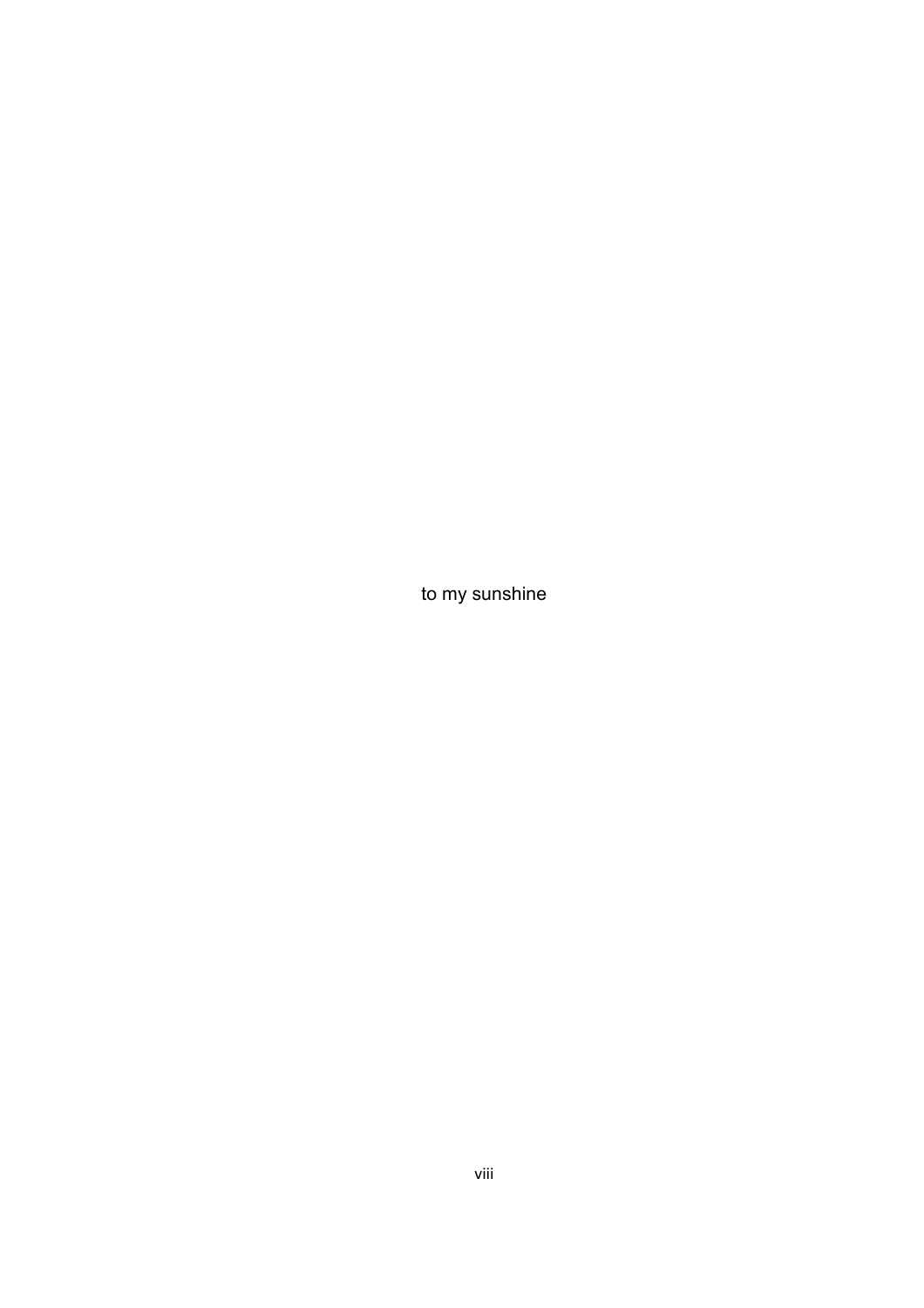to my sunshine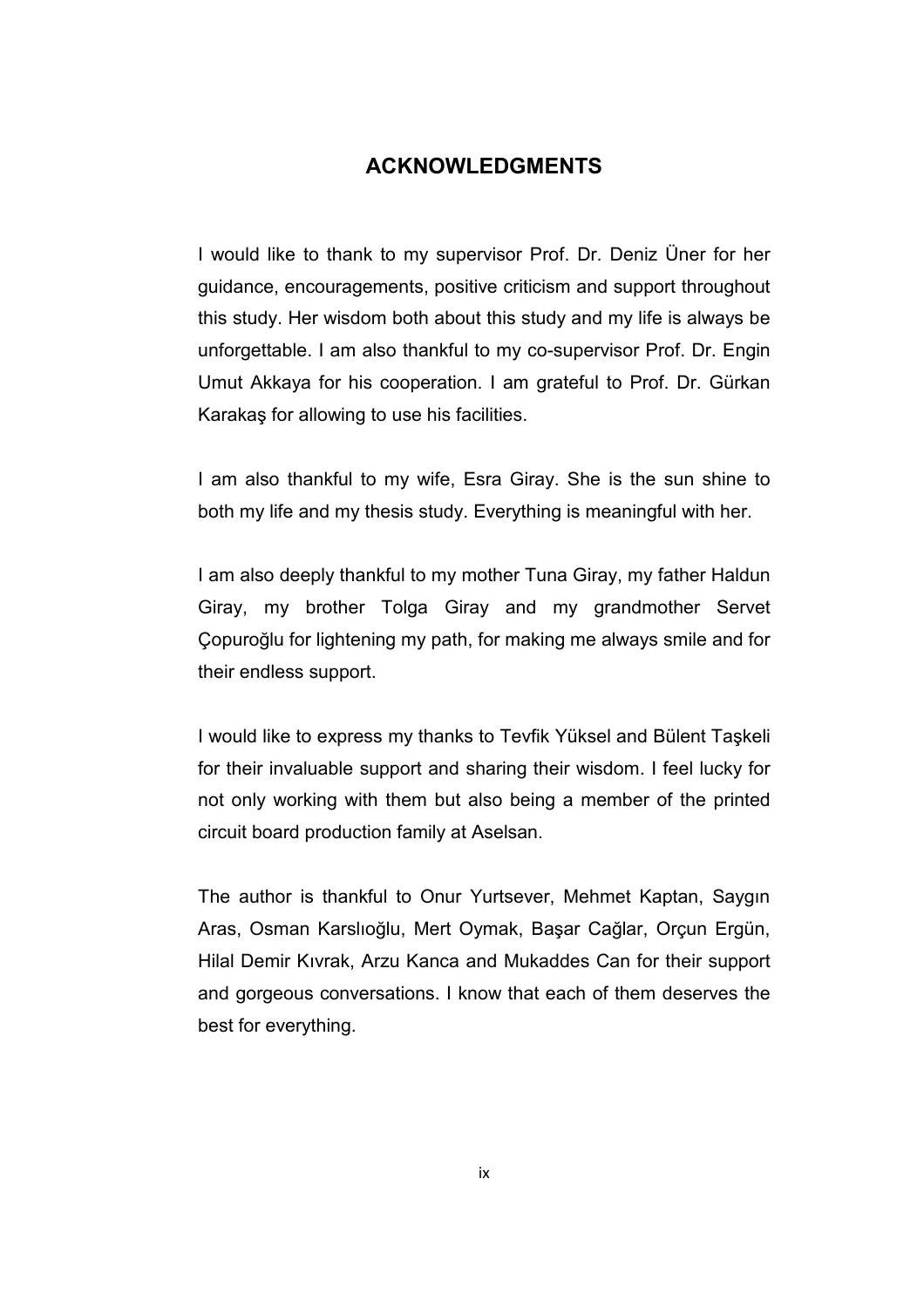# ACKNOWLEDGMENTS

I would like to thank to my supervisor Prof. Dr. Deniz Üner for her guidance, encouragements, positive criticism and support throughout this study. Her wisdom both about this study and my life is always be unforgettable. I am also thankful to my co-supervisor Prof. Dr. Engin Umut Akkaya for his cooperation. I am grateful to Prof. Dr. Gürkan Karakaş for allowing to use his facilities.

I am also thankful to my wife, Esra Giray. She is the sun shine to both my life and my thesis study. Everything is meaningful with her.

I am also deeply thankful to my mother Tuna Giray, my father Haldun Giray, my brother Tolga Giray and my grandmother Servet Çopuroğlu for lightening my path, for making me always smile and for their endless support.

I would like to express my thanks to Tevfik Yüksel and Bülent Taşkeli for their invaluable support and sharing their wisdom. I feel lucky for not only working with them but also being a member of the printed circuit board production family at Aselsan.

The author is thankful to Onur Yurtsever, Mehmet Kaptan, Saygın Aras, Osman Karslıoğlu, Mert Oymak, Başar Cağlar, Orçun Ergün, Hilal Demir Kıvrak, Arzu Kanca and Mukaddes Can for their support and gorgeous conversations. I know that each of them deserves the best for everything.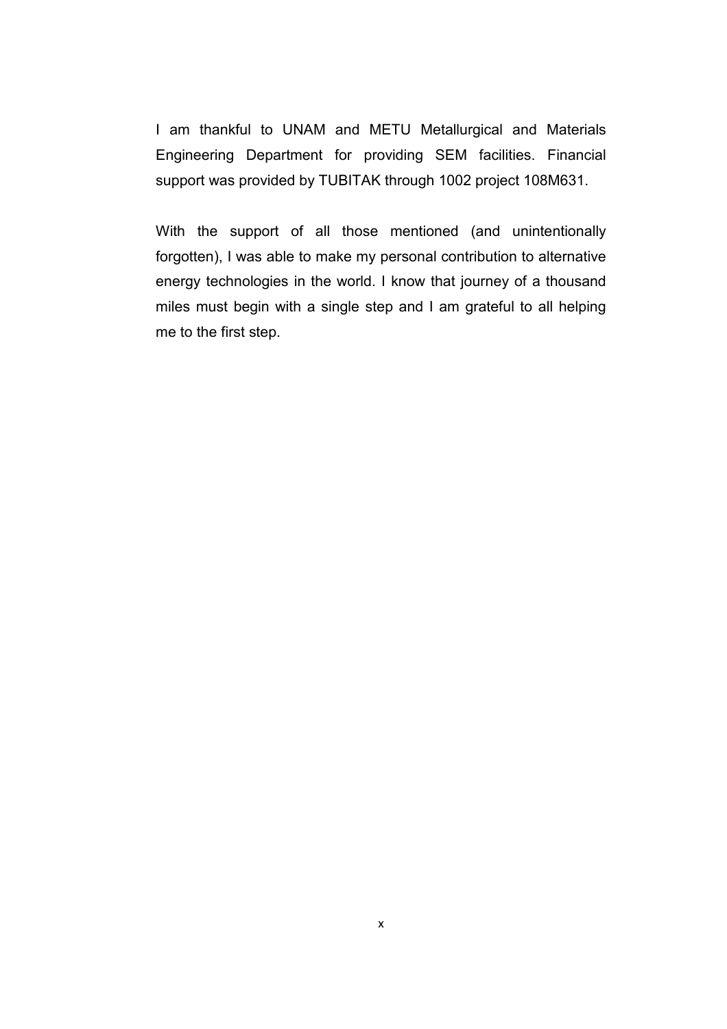I am thankful to UNAM and METU Metallurgical and Materials Engineering Department for providing SEM facilities. Financial support was provided by TUBITAK through 1002 project 108M631.

With the support of all those mentioned (and unintentionally forgotten), I was able to make my personal contribution to alternative energy technologies in the world. I know that journey of a thousand miles must begin with a single step and I am grateful to all helping me to the first step.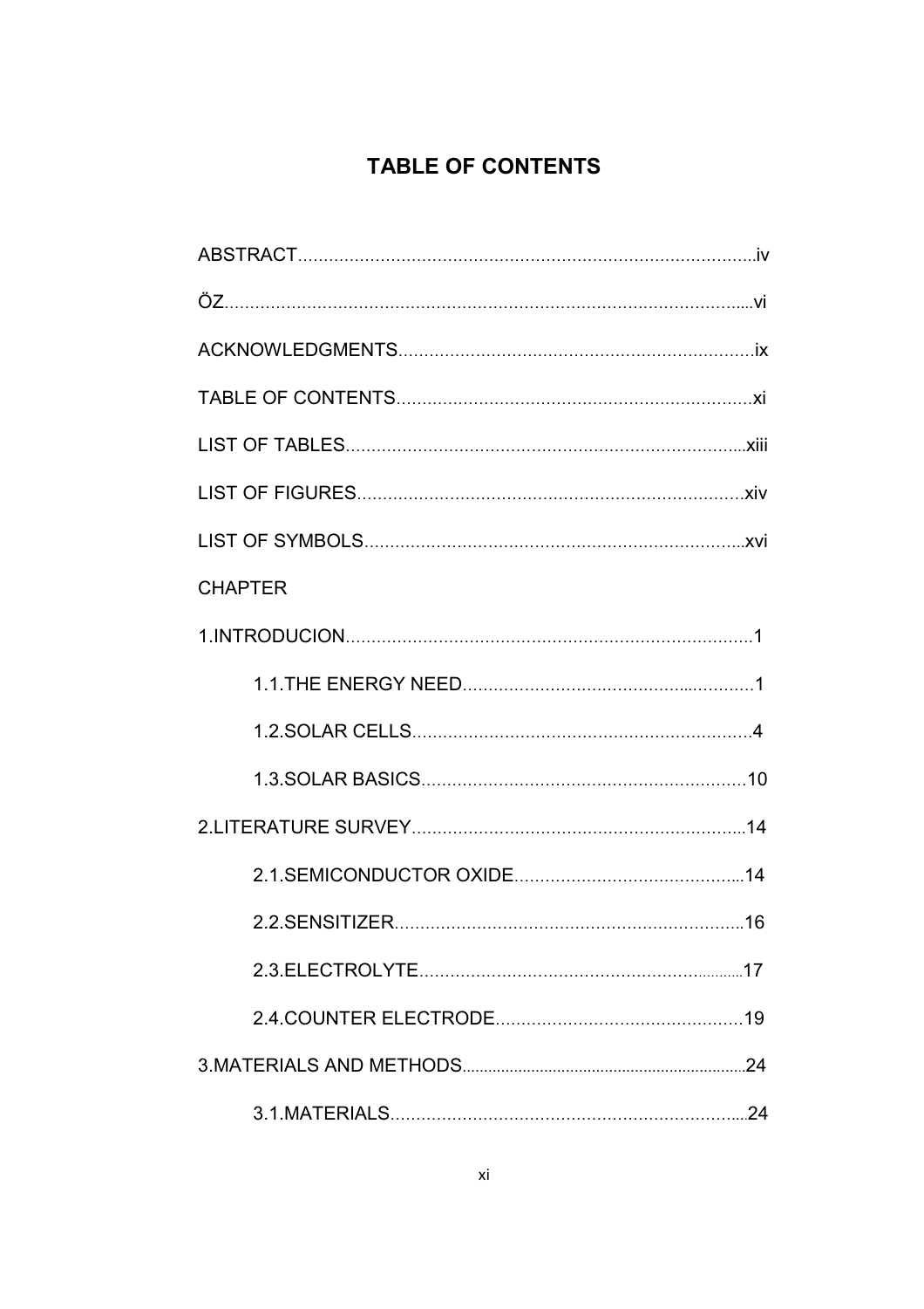# TABLE OF CONTENTS

ABSTRACT........................................................................................iv

ÖZ.....................................................................................................vi

ACKNOWLEDGMENTS....................................................................ix

TABLE OF CONTENTS....................................................................xi

LIST OF TABLES............................................................................xiii

LIST OF FIGURES..........................................................................xiv

LIST OF SYMBOLS.........................................................................xvi

CHAPTER

1.INTRODUCION..............................................................................1

- 1.1.THE ENERGY NEED..........................................................1
- 1.2.SOLAR CELLS.....................................................................4
- 1.3.SOLAR BASICS...................................................................10

2.LITERATURE SURVEY.................................................................14

- 2.1.SEMICONDUCTOR OXIDE...............................................14
- 2.2.SENSITIZER........................................................................16
- 2.3.ELECTROLYTE...................................................................17
- 2.4.COUNTER ELECTRODE....................................................19

3.MATERIALS AND METHODS.........................................................24

- 3.1.MATERIALS.........................................................................24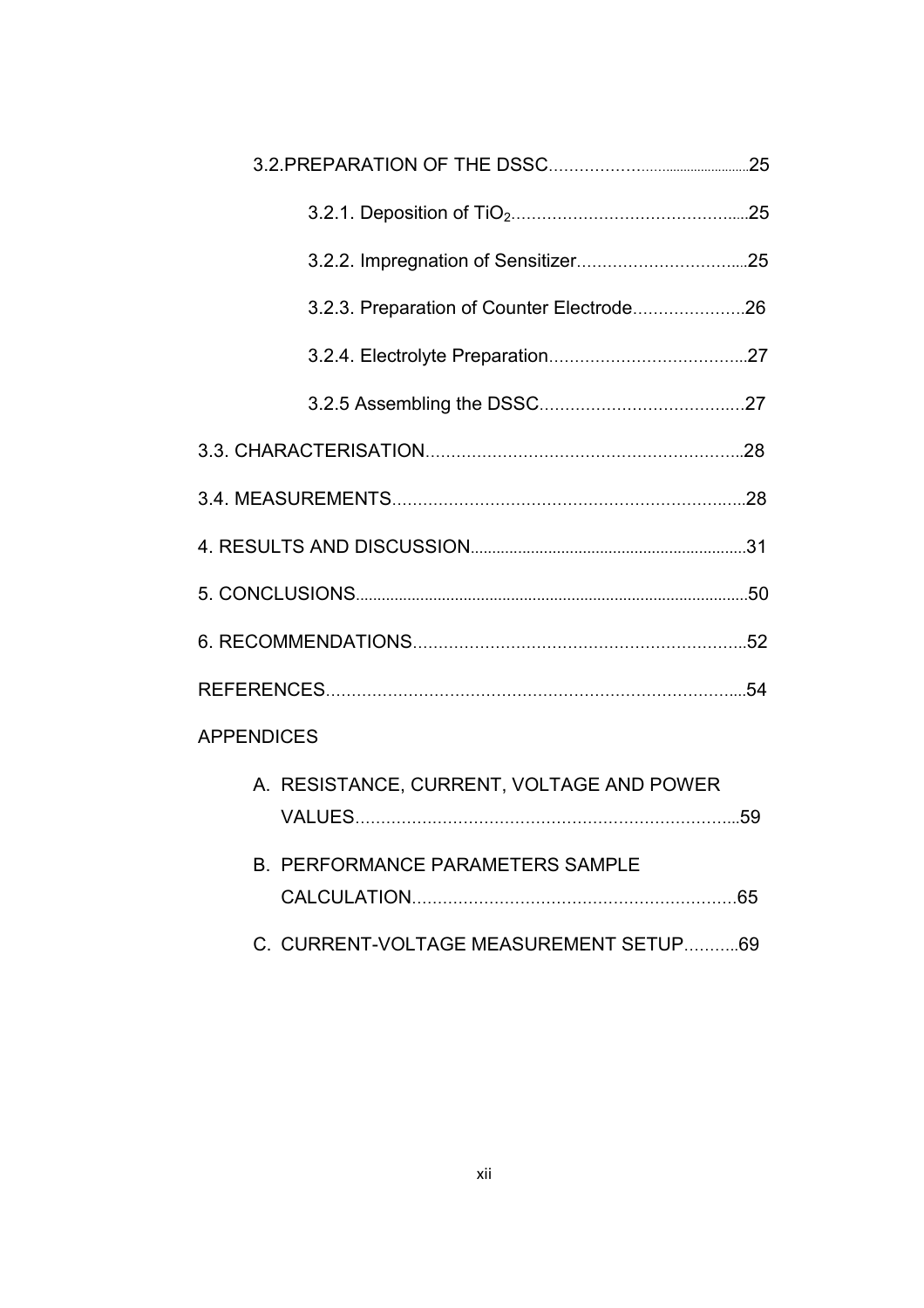3.2.PREPARATION OF THE DSSC……………...........................25

3.2.1. Deposition of $TiO_2$……………………………………....25

3.2.2. Impregnation of Sensitizer…………………………....25

3.2.3. Preparation of Counter Electrode…………………..26

3.2.4. Electrolyte Preparation………………………………...27

3.2.5 Assembling the DSSC………………………………….27

3.3. CHARACTERISATION……………………………………………………..28

3.4. MEASUREMENTS…………………………………………………………..28

4. RESULTS AND DISCUSSION...............................................................31

5. CONCLUSIONS.........................................................................................50

6. RECOMMENDATIONS………………………………………………………..52

REFERENCES……………………………………………………………………....54

APPENDICES

A. RESISTANCE, CURRENT, VOLTAGE AND POWER VALUES…………………………………………………………………...59

B. PERFORMANCE PARAMETERS SAMPLE CALCULATION……………………………………………………….65

C. CURRENT-VOLTAGE MEASUREMENT SETUP………..69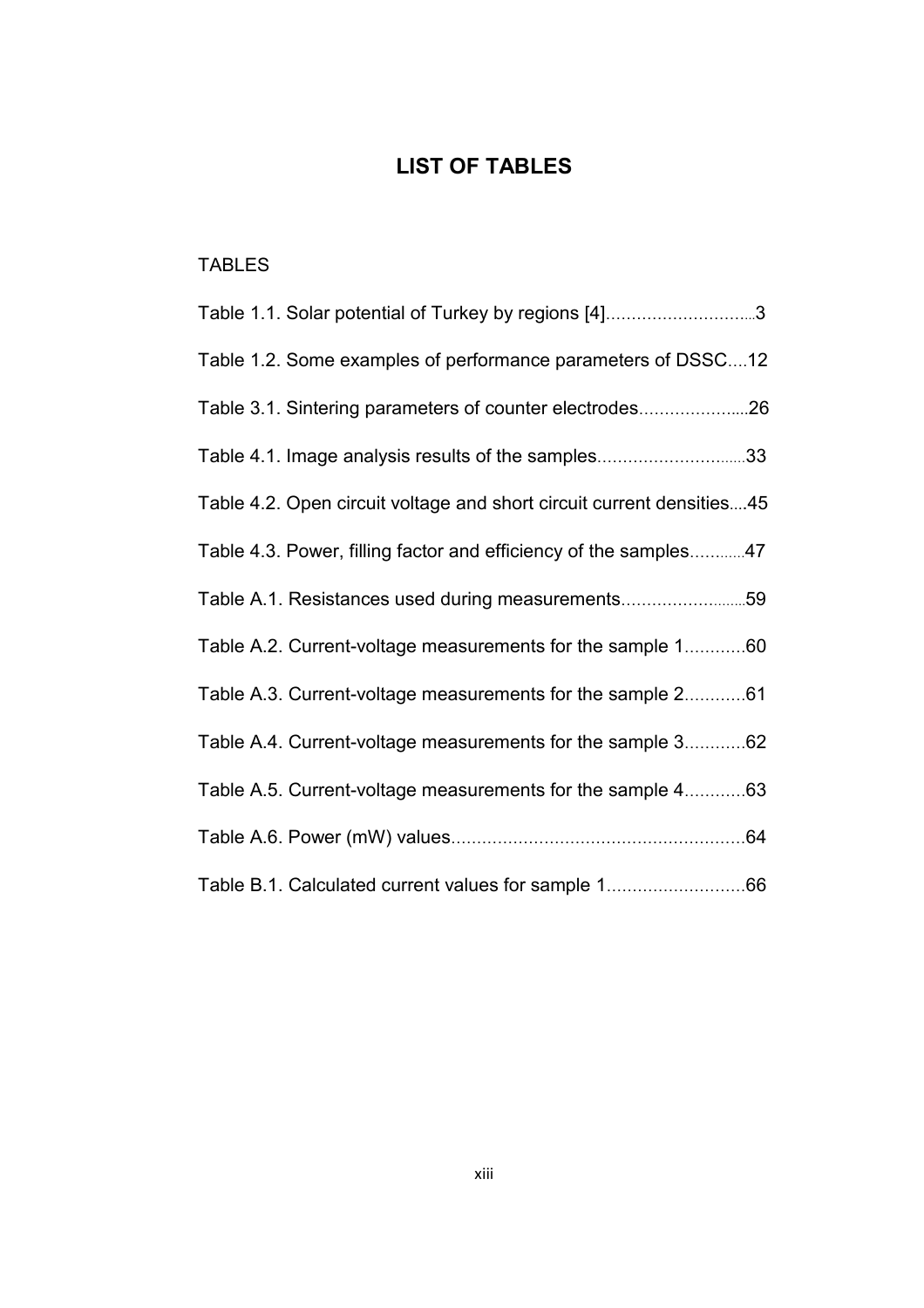# LIST OF TABLES

TABLES

Table 1.1. Solar potential of Turkey by regions [4]..............................3

Table 1.2. Some examples of performance parameters of DSSC....12

Table 3.1. Sintering parameters of counter electrodes.....................26

Table 4.1. Image analysis results of the samples..............................33

Table 4.2. Open circuit voltage and short circuit current densities....45

Table 4.3. Power, filling factor and efficiency of the samples............47

Table A.1. Resistances used during measurements..........................59

Table A.2. Current-voltage measurements for the sample 1............60

Table A.3. Current-voltage measurements for the sample 2............61

Table A.4. Current-voltage measurements for the sample 3............62

Table A.5. Current-voltage measurements for the sample 4............63

Table A.6. Power (mW) values.........................................................64

Table B.1. Calculated current values for sample 1...........................66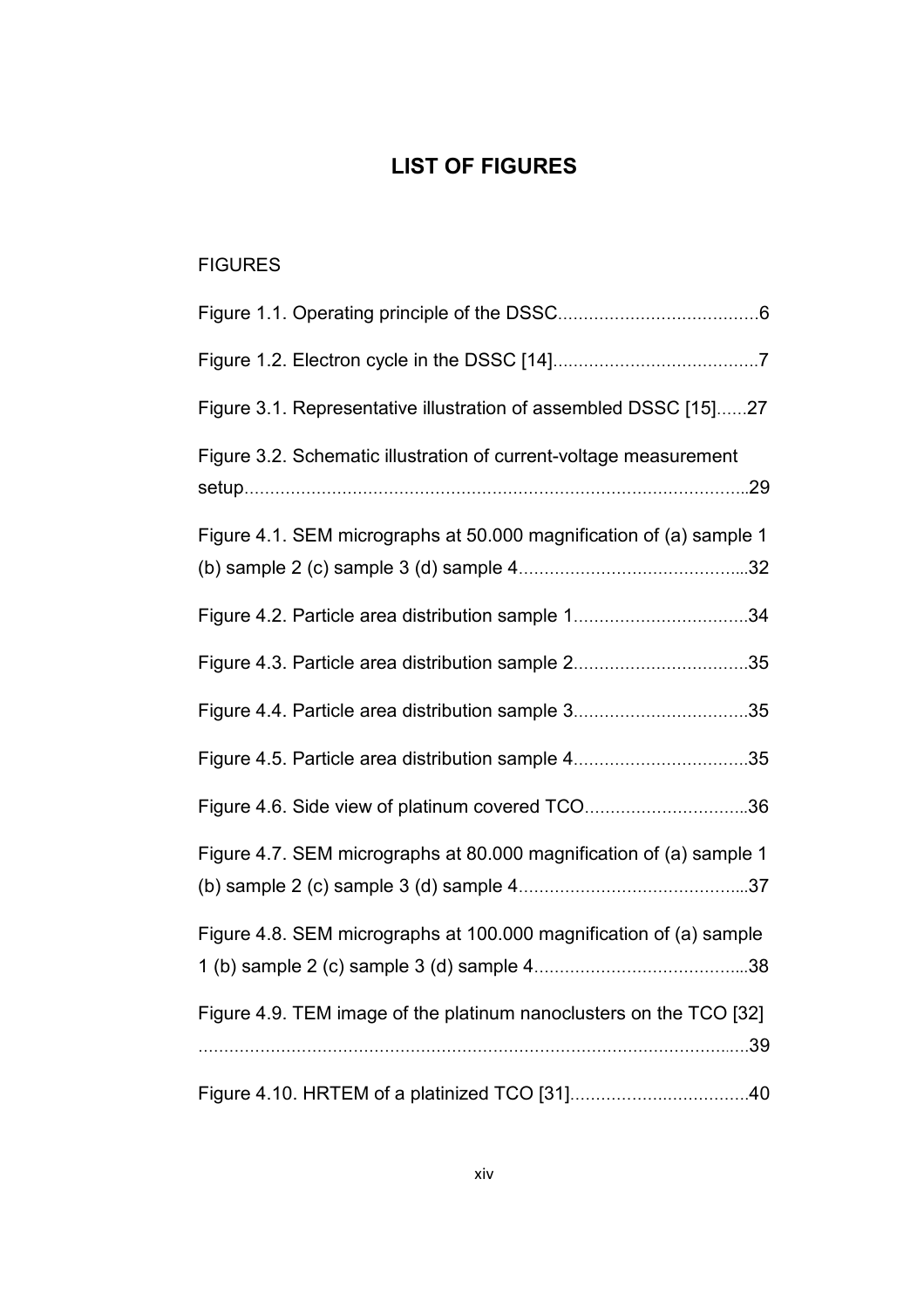# LIST OF FIGURES

FIGURES

Figure 1.1. Operating principle of the DSSC......................................6

Figure 1.2. Electron cycle in the DSSC [14].......................................7

Figure 3.1. Representative illustration of assembled DSSC [15]......27

Figure 3.2. Schematic illustration of current-voltage measurement setup..................................................................................................29

Figure 4.1. SEM micrographs at 50.000 magnification of (a) sample 1 (b) sample 2 (c) sample 3 (d) sample 4...........................................32

Figure 4.2. Particle area distribution sample 1.................................34

Figure 4.3. Particle area distribution sample 2.................................35

Figure 4.4. Particle area distribution sample 3.................................35

Figure 4.5. Particle area distribution sample 4.................................35

Figure 4.6. Side view of platinum covered TCO...............................36

Figure 4.7. SEM micrographs at 80.000 magnification of (a) sample 1 (b) sample 2 (c) sample 3 (d) sample 4...........................................37

Figure 4.8. SEM micrographs at 100.000 magnification of (a) sample 1 (b) sample 2 (c) sample 3 (d) sample 4........................................38

Figure 4.9. TEM image of the platinum nanoclusters on the TCO [32] ..........................................................................................................39

Figure 4.10. HRTEM of a platinized TCO [31]..................................40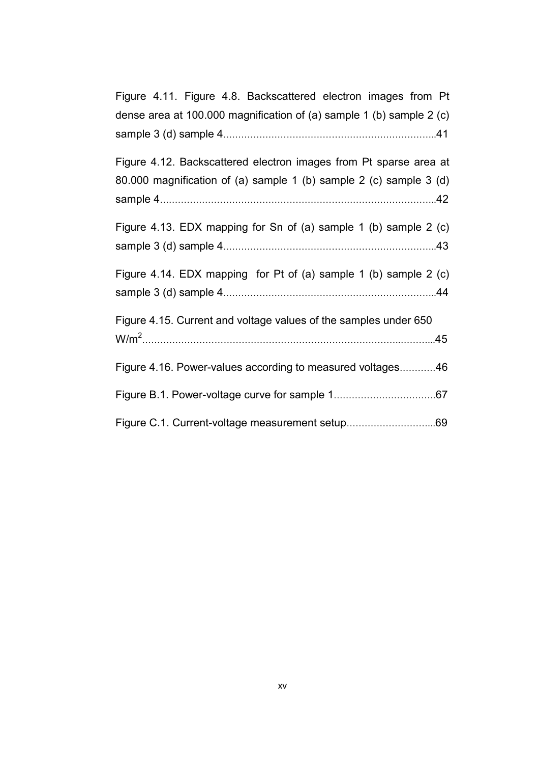Figure 4.11. Figure 4.8. Backscattered electron images from Pt dense area at 100.000 magnification of (a) sample 1 (b) sample 2 (c) sample 3 (d) sample 4......................................................................41

Figure 4.12. Backscattered electron images from Pt sparse area at 80.000 magnification of (a) sample 1 (b) sample 2 (c) sample 3 (d) sample 4...........................................................................................42

Figure 4.13. EDX mapping for Sn of (a) sample 1 (b) sample 2 (c) sample 3 (d) sample 4......................................................................43

Figure 4.14. EDX mapping for Pt of (a) sample 1 (b) sample 2 (c) sample 3 (d) sample 4......................................................................44

Figure 4.15. Current and voltage values of the samples under 650 $W/m^2$..................................................................................................45

Figure 4.16. Power-values according to measured voltages............46

Figure B.1. Power-voltage curve for sample 1..................................67

Figure C.1. Current-voltage measurement setup.............................69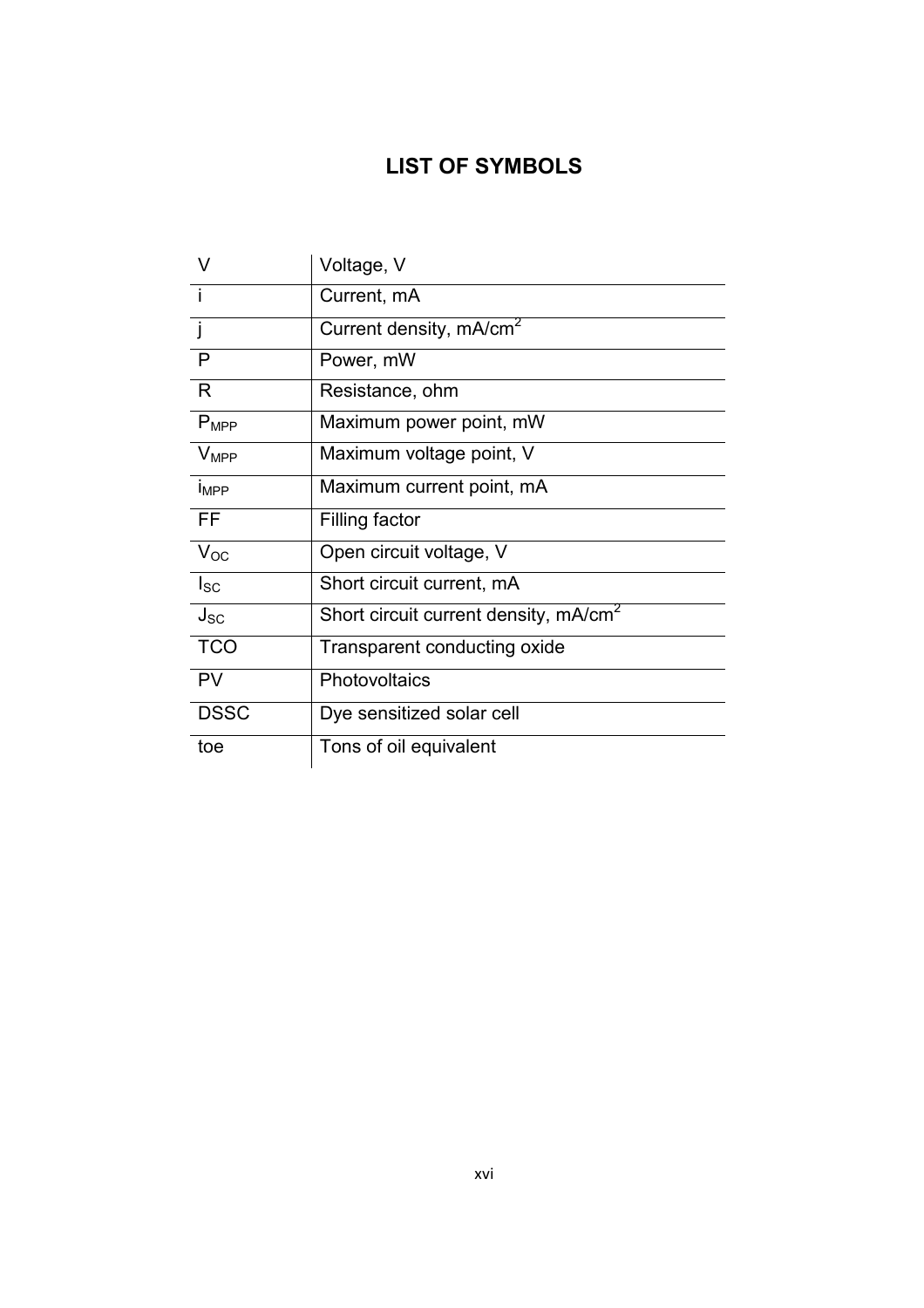# LIST OF SYMBOLS

| | |
|---|---|
| V | Voltage, V |
| i | Current, mA |
| j | Current density, $mA/cm^2$ |
| P | Power, mW |
| R | Resistance, ohm |
| $P_{MPP}$ | Maximum power point, mW |
| $V_{MPP}$ | Maximum voltage point, V |
| $i_{MPP}$ | Maximum current point, mA |
| FF | Filling factor |
| $V_{OC}$ | Open circuit voltage, V |
| $I_{SC}$ | Short circuit current, mA |
| $J_{SC}$ | Short circuit current density, $mA/cm^2$ |
| TCO | Transparent conducting oxide |
| PV | Photovoltaics |
| DSSC | Dye sensitized solar cell |
| toe | Tons of oil equivalent |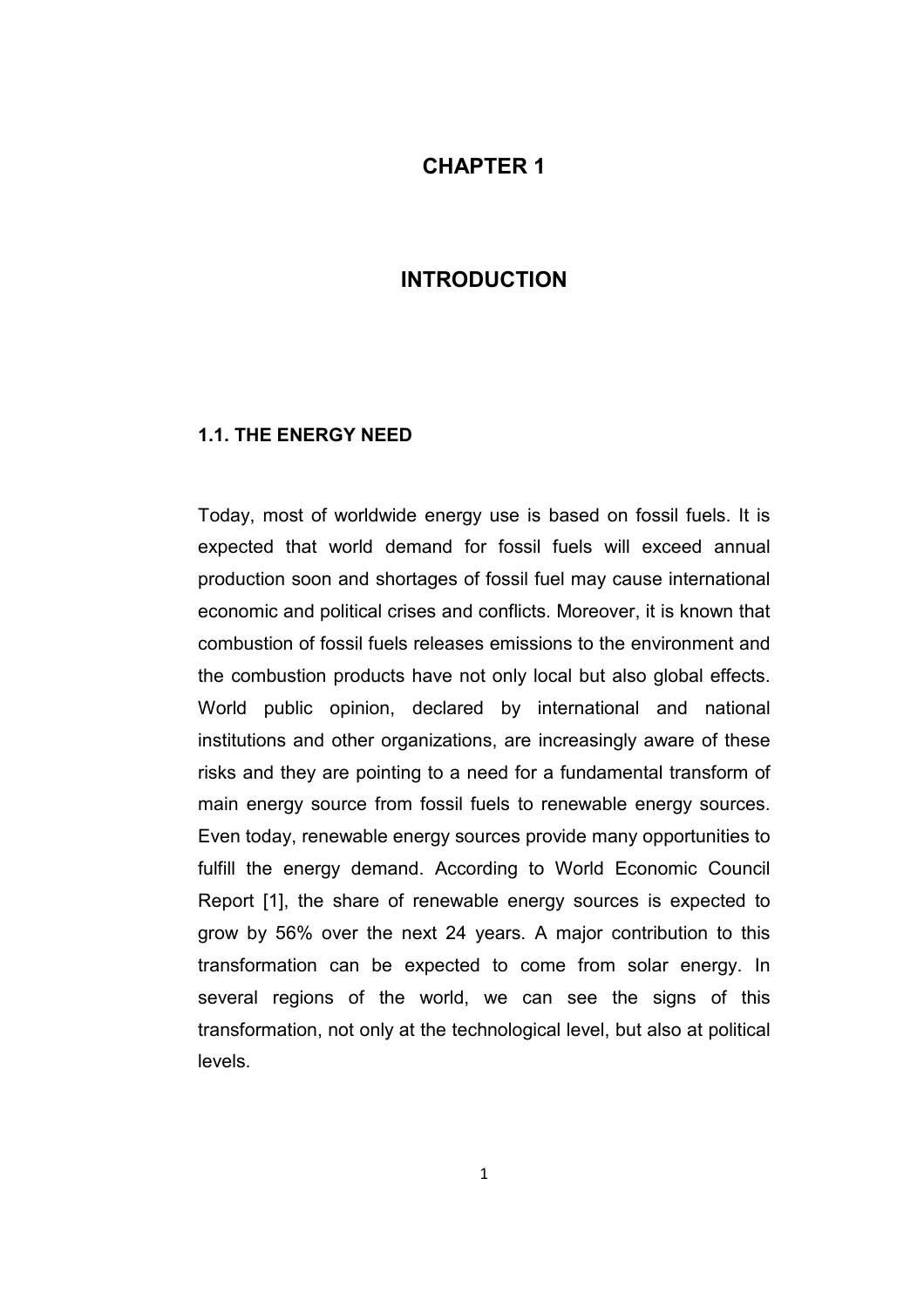# CHAPTER 1

# INTRODUCTION

## 1.1. THE ENERGY NEED

Today, most of worldwide energy use is based on fossil fuels. It is expected that world demand for fossil fuels will exceed annual production soon and shortages of fossil fuel may cause international economic and political crises and conflicts. Moreover, it is known that combustion of fossil fuels releases emissions to the environment and the combustion products have not only local but also global effects. World public opinion, declared by international and national institutions and other organizations, are increasingly aware of these risks and they are pointing to a need for a fundamental transform of main energy source from fossil fuels to renewable energy sources. Even today, renewable energy sources provide many opportunities to fulfill the energy demand. According to World Economic Council Report [1], the share of renewable energy sources is expected to grow by 56% over the next 24 years. A major contribution to this transformation can be expected to come from solar energy. In several regions of the world, we can see the signs of this transformation, not only at the technological level, but also at political levels.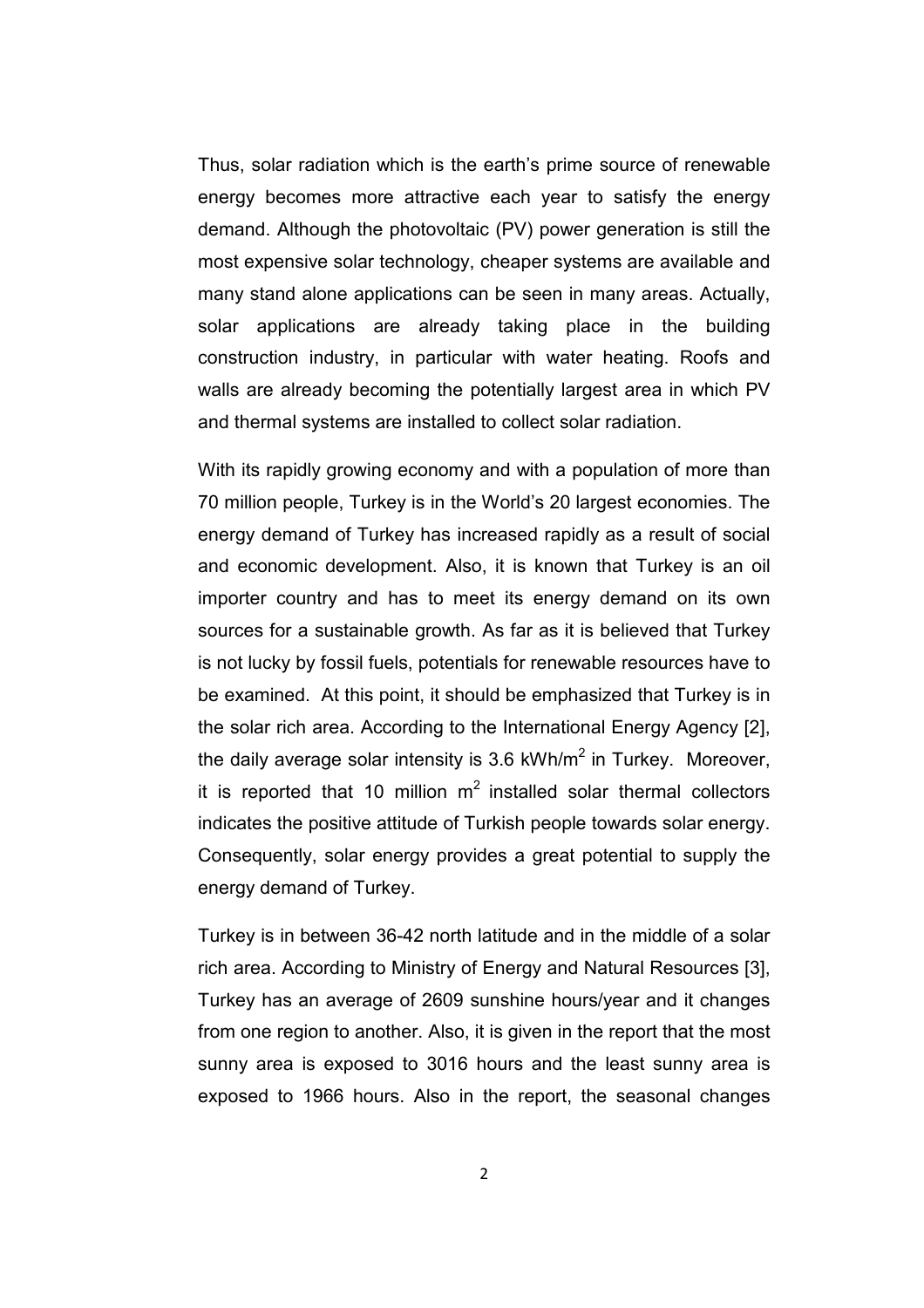Thus, solar radiation which is the earth's prime source of renewable energy becomes more attractive each year to satisfy the energy demand. Although the photovoltaic (PV) power generation is still the most expensive solar technology, cheaper systems are available and many stand alone applications can be seen in many areas. Actually, solar applications are already taking place in the building construction industry, in particular with water heating. Roofs and walls are already becoming the potentially largest area in which PV and thermal systems are installed to collect solar radiation.

With its rapidly growing economy and with a population of more than 70 million people, Turkey is in the World's 20 largest economies. The energy demand of Turkey has increased rapidly as a result of social and economic development. Also, it is known that Turkey is an oil importer country and has to meet its energy demand on its own sources for a sustainable growth. As far as it is believed that Turkey is not lucky by fossil fuels, potentials for renewable resources have to be examined. At this point, it should be emphasized that Turkey is in the solar rich area. According to the International Energy Agency [2], the daily average solar intensity is 3.6 kWh/m$^2$ in Turkey. Moreover, it is reported that 10 million m$^2$ installed solar thermal collectors indicates the positive attitude of Turkish people towards solar energy. Consequently, solar energy provides a great potential to supply the energy demand of Turkey.

Turkey is in between 36-42 north latitude and in the middle of a solar rich area. According to Ministry of Energy and Natural Resources [3], Turkey has an average of 2609 sunshine hours/year and it changes from one region to another. Also, it is given in the report that the most sunny area is exposed to 3016 hours and the least sunny area is exposed to 1966 hours. Also in the report, the seasonal changes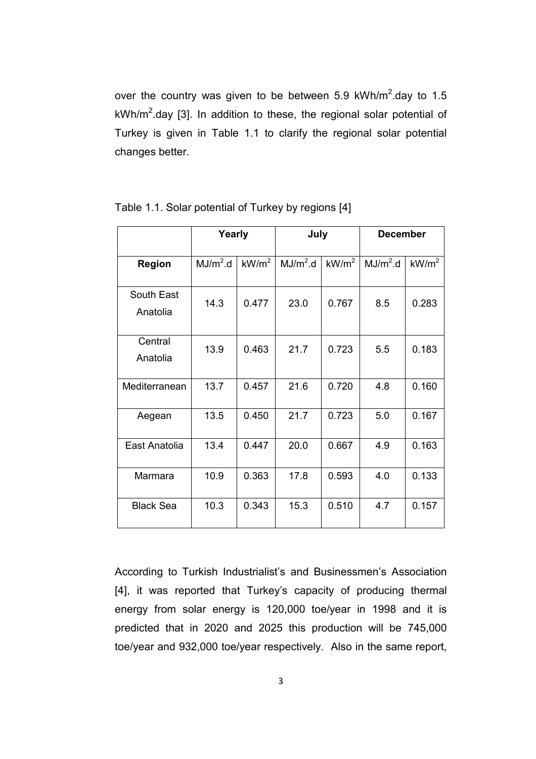over the country was given to be between 5.9 kWh/$m^2$.day to 1.5 kWh/$m^2$.day [3]. In addition to these, the regional solar potential of Turkey is given in Table 1.1 to clarify the regional solar potential changes better.

Table 1.1. Solar potential of Turkey by regions [4]

| | **Yearly** | | **July** | | **December** | |
|---|---|---|---|---|---|---|
| **Region** | MJ/$m^2$.d | kW/$m^2$ | MJ/$m^2$.d | kW/$m^2$ | MJ/$m^2$.d | kW/$m^2$ |
| South East Anatolia | 14.3 | 0.477 | 23.0 | 0.767 | 8.5 | 0.283 |
| Central Anatolia | 13.9 | 0.463 | 21.7 | 0.723 | 5.5 | 0.183 |
| Mediterranean | 13.7 | 0.457 | 21.6 | 0.720 | 4.8 | 0.160 |
| Aegean | 13.5 | 0.450 | 21.7 | 0.723 | 5.0 | 0.167 |
| East Anatolia | 13.4 | 0.447 | 20.0 | 0.667 | 4.9 | 0.163 |
| Marmara | 10.9 | 0.363 | 17.8 | 0.593 | 4.0 | 0.133 |
| Black Sea | 10.3 | 0.343 | 15.3 | 0.510 | 4.7 | 0.157 |

According to Turkish Industrialist's and Businessmen's Association [4], it was reported that Turkey's capacity of producing thermal energy from solar energy is 120,000 toe/year in 1998 and it is predicted that in 2020 and 2025 this production will be 745,000 toe/year and 932,000 toe/year respectively. Also in the same report,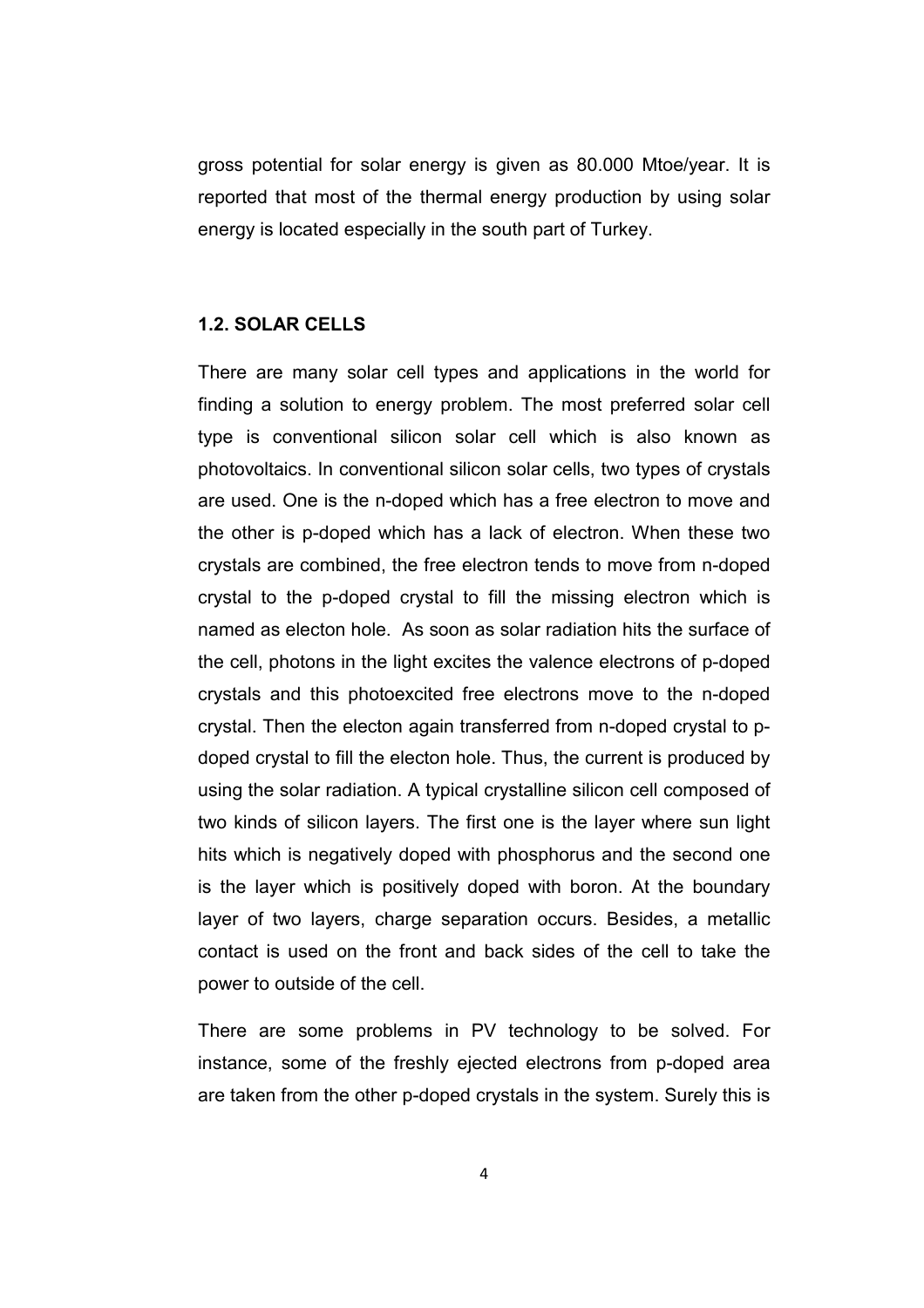gross potential for solar energy is given as 80.000 Mtoe/year. It is reported that most of the thermal energy production by using solar energy is located especially in the south part of Turkey.

### 1.2. SOLAR CELLS

There are many solar cell types and applications in the world for finding a solution to energy problem. The most preferred solar cell type is conventional silicon solar cell which is also known as photovoltaics. In conventional silicon solar cells, two types of crystals are used. One is the n-doped which has a free electron to move and the other is p-doped which has a lack of electron. When these two crystals are combined, the free electron tends to move from n-doped crystal to the p-doped crystal to fill the missing electron which is named as electon hole. As soon as solar radiation hits the surface of the cell, photons in the light excites the valence electrons of p-doped crystals and this photoexcited free electrons move to the n-doped crystal. Then the electon again transferred from n-doped crystal to p-doped crystal to fill the electon hole. Thus, the current is produced by using the solar radiation. A typical crystalline silicon cell composed of two kinds of silicon layers. The first one is the layer where sun light hits which is negatively doped with phosphorus and the second one is the layer which is positively doped with boron. At the boundary layer of two layers, charge separation occurs. Besides, a metallic contact is used on the front and back sides of the cell to take the power to outside of the cell.

There are some problems in PV technology to be solved. For instance, some of the freshly ejected electrons from p-doped area are taken from the other p-doped crystals in the system. Surely this is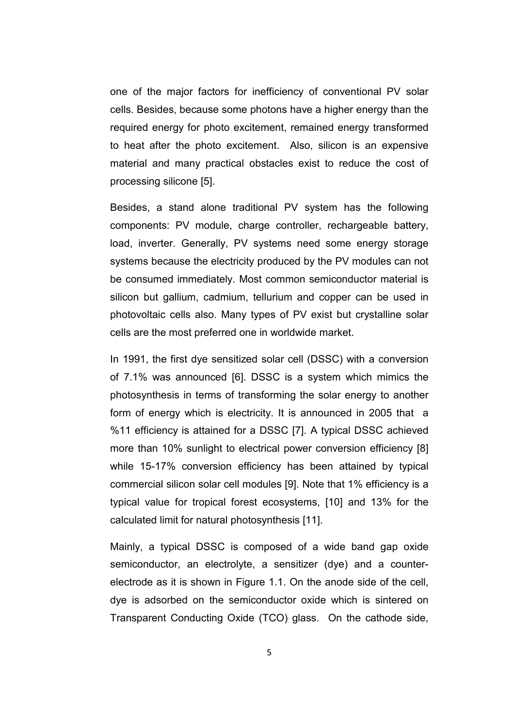one of the major factors for inefficiency of conventional PV solar cells. Besides, because some photons have a higher energy than the required energy for photo excitement, remained energy transformed to heat after the photo excitement. Also, silicon is an expensive material and many practical obstacles exist to reduce the cost of processing silicone [5].

Besides, a stand alone traditional PV system has the following components: PV module, charge controller, rechargeable battery, load, inverter. Generally, PV systems need some energy storage systems because the electricity produced by the PV modules can not be consumed immediately. Most common semiconductor material is silicon but gallium, cadmium, tellurium and copper can be used in photovoltaic cells also. Many types of PV exist but crystalline solar cells are the most preferred one in worldwide market.

In 1991, the first dye sensitized solar cell (DSSC) with a conversion of 7.1% was announced [6]. DSSC is a system which mimics the photosynthesis in terms of transforming the solar energy to another form of energy which is electricity. It is announced in 2005 that a %11 efficiency is attained for a DSSC [7]. A typical DSSC achieved more than 10% sunlight to electrical power conversion efficiency [8] while 15-17% conversion efficiency has been attained by typical commercial silicon solar cell modules [9]. Note that 1% efficiency is a typical value for tropical forest ecosystems, [10] and 13% for the calculated limit for natural photosynthesis [11].

Mainly, a typical DSSC is composed of a wide band gap oxide semiconductor, an electrolyte, a sensitizer (dye) and a counter-electrode as it is shown in Figure 1.1. On the anode side of the cell, dye is adsorbed on the semiconductor oxide which is sintered on Transparent Conducting Oxide (TCO) glass. On the cathode side,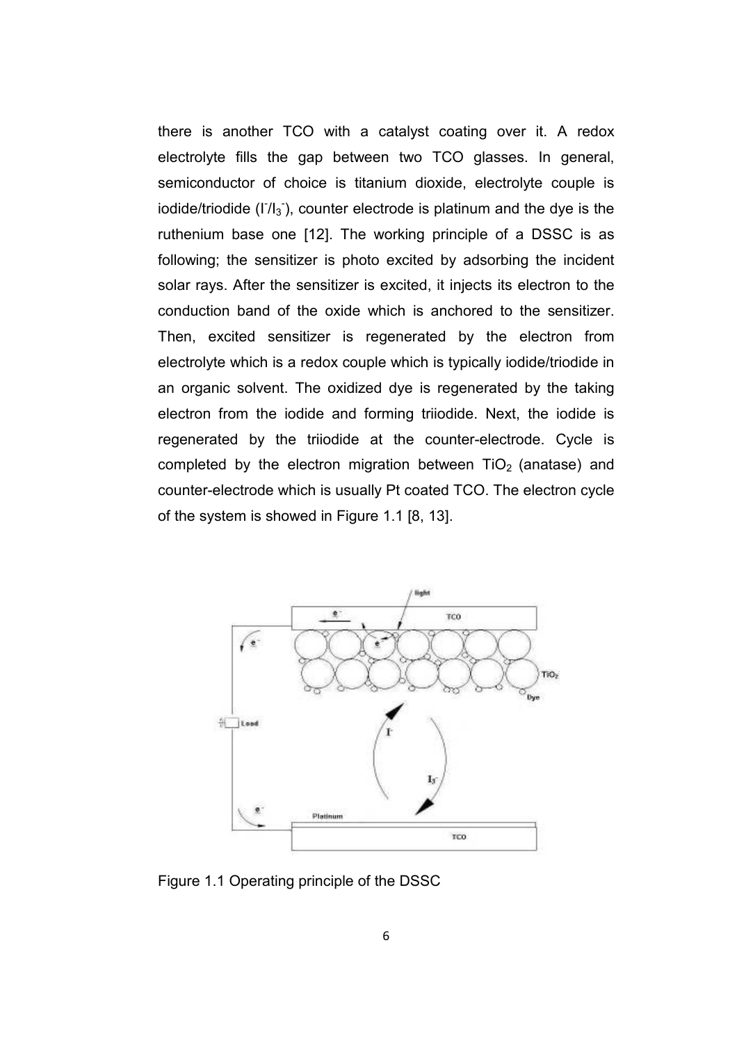there is another TCO with a catalyst coating over it. A redox electrolyte fills the gap between two TCO glasses. In general, semiconductor of choice is titanium dioxide, electrolyte couple is iodide/triodide ($I^-/I_3^-$), counter electrode is platinum and the dye is the ruthenium base one [12]. The working principle of a DSSC is as following; the sensitizer is photo excited by adsorbing the incident solar rays. After the sensitizer is excited, it injects its electron to the conduction band of the oxide which is anchored to the sensitizer. Then, excited sensitizer is regenerated by the electron from electrolyte which is a redox couple which is typically iodide/triodide in an organic solvent. The oxidized dye is regenerated by the taking electron from the iodide and forming triiodide. Next, the iodide is regenerated by the triiodide at the counter-electrode. Cycle is completed by the electron migration between $TiO_2$ (anatase) and counter-electrode which is usually Pt coated TCO. The electron cycle of the system is showed in Figure 1.1 [8, 13].

Figure 1.1 Operating principle of the DSSC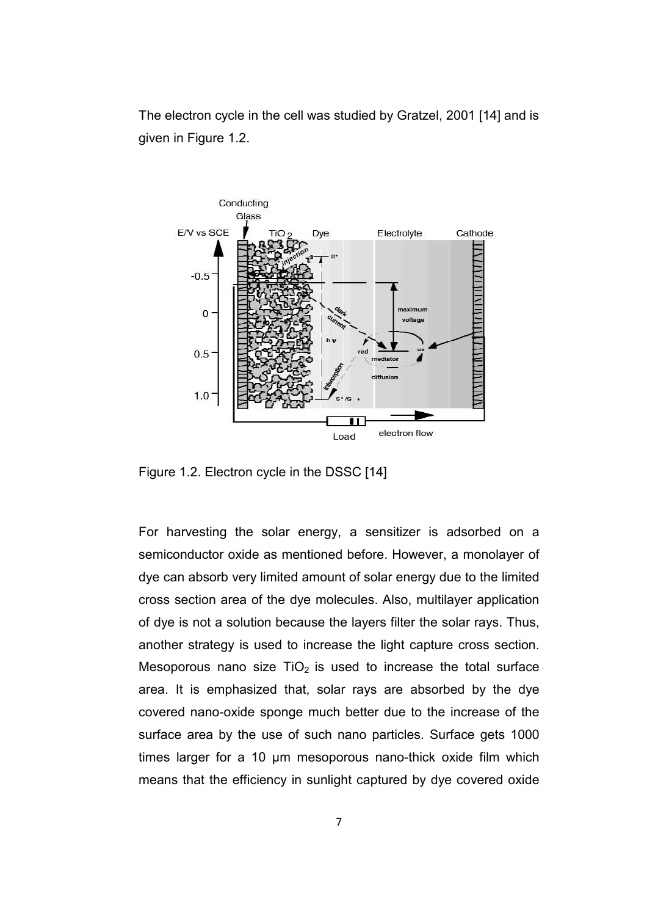The electron cycle in the cell was studied by Gratzel, 2001 [14] and is given in Figure 1.2.

Figure 1.2. Electron cycle in the DSSC [14]

For harvesting the solar energy, a sensitizer is adsorbed on a semiconductor oxide as mentioned before. However, a monolayer of dye can absorb very limited amount of solar energy due to the limited cross section area of the dye molecules. Also, multilayer application of dye is not a solution because the layers filter the solar rays. Thus, another strategy is used to increase the light capture cross section. Mesoporous nano size $TiO_2$ is used to increase the total surface area. It is emphasized that, solar rays are absorbed by the dye covered nano-oxide sponge much better due to the increase of the surface area by the use of such nano particles. Surface gets 1000 times larger for a 10 μm mesoporous nano-thick oxide film which means that the efficiency in sunlight captured by dye covered oxide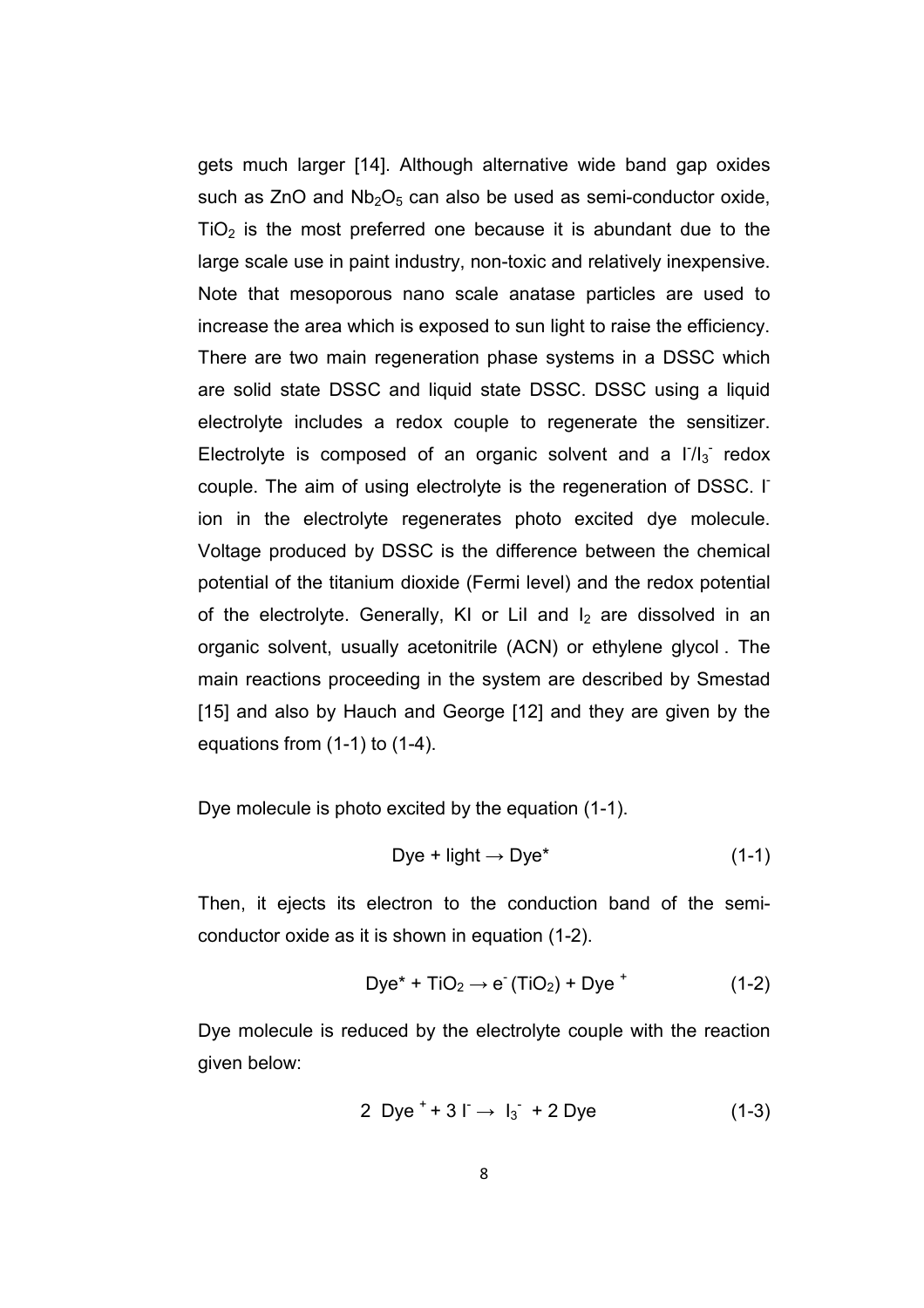gets much larger [14]. Although alternative wide band gap oxides such as ZnO and $Nb_2O_5$ can also be used as semi-conductor oxide, $TiO_2$ is the most preferred one because it is abundant due to the large scale use in paint industry, non-toxic and relatively inexpensive. Note that mesoporous nano scale anatase particles are used to increase the area which is exposed to sun light to raise the efficiency. There are two main regeneration phase systems in a DSSC which are solid state DSSC and liquid state DSSC. DSSC using a liquid electrolyte includes a redox couple to regenerate the sensitizer. Electrolyte is composed of an organic solvent and a $I^-/I_3^-$ redox couple. The aim of using electrolyte is the regeneration of DSSC. $I^-$ ion in the electrolyte regenerates photo excited dye molecule. Voltage produced by DSSC is the difference between the chemical potential of the titanium dioxide (Fermi level) and the redox potential of the electrolyte. Generally, KI or LiI and $I_2$ are dissolved in an organic solvent, usually acetonitrile (ACN) or ethylene glycol . The main reactions proceeding in the system are described by Smestad [15] and also by Hauch and George [12] and they are given by the equations from (1-1) to (1-4).

Dye molecule is photo excited by the equation (1-1).

$$\text{Dye} + \text{light} \rightarrow \text{Dye}^* \tag{1-1}$$

Then, it ejects its electron to the conduction band of the semi-conductor oxide as it is shown in equation (1-2).

$$\text{Dye}^* + TiO_2 \rightarrow e^- (TiO_2) + \text{Dye}^+ \tag{1-2}$$

Dye molecule is reduced by the electrolyte couple with the reaction given below:

$$2\ \text{Dye}^+ + 3\ I^- \rightarrow I_3^- + 2\ \text{Dye} \tag{1-3}$$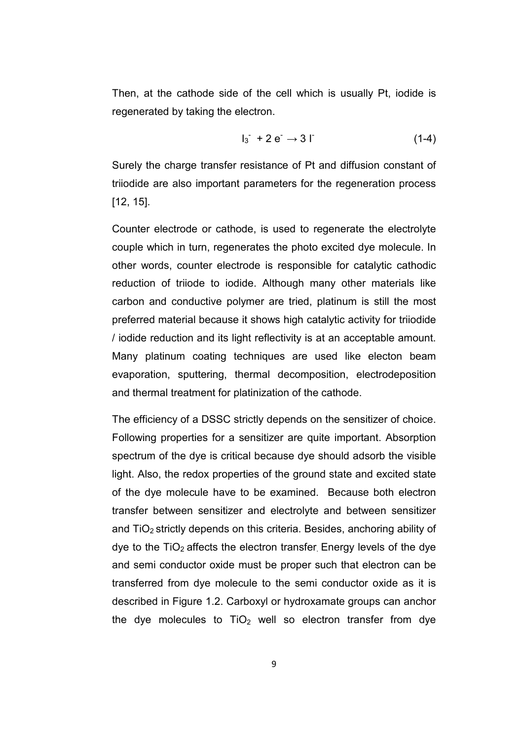Then, at the cathode side of the cell which is usually Pt, iodide is regenerated by taking the electron.

$$I_3^- + 2\,e^- \rightarrow 3\,I^- \qquad (1\text{-}4)$$

Surely the charge transfer resistance of Pt and diffusion constant of triiodide are also important parameters for the regeneration process [12, 15].

Counter electrode or cathode, is used to regenerate the electrolyte couple which in turn, regenerates the photo excited dye molecule. In other words, counter electrode is responsible for catalytic cathodic reduction of triiode to iodide. Although many other materials like carbon and conductive polymer are tried, platinum is still the most preferred material because it shows high catalytic activity for triiodide / iodide reduction and its light reflectivity is at an acceptable amount. Many platinum coating techniques are used like electon beam evaporation, sputtering, thermal decomposition, electrodeposition and thermal treatment for platinization of the cathode.

The efficiency of a DSSC strictly depends on the sensitizer of choice. Following properties for a sensitizer are quite important. Absorption spectrum of the dye is critical because dye should adsorb the visible light. Also, the redox properties of the ground state and excited state of the dye molecule have to be examined. Because both electron transfer between sensitizer and electrolyte and between sensitizer and $TiO_2$ strictly depends on this criteria. Besides, anchoring ability of dye to the $TiO_2$ affects the electron transfer. Energy levels of the dye and semi conductor oxide must be proper such that electron can be transferred from dye molecule to the semi conductor oxide as it is described in Figure 1.2. Carboxyl or hydroxamate groups can anchor the dye molecules to $TiO_2$ well so electron transfer from dye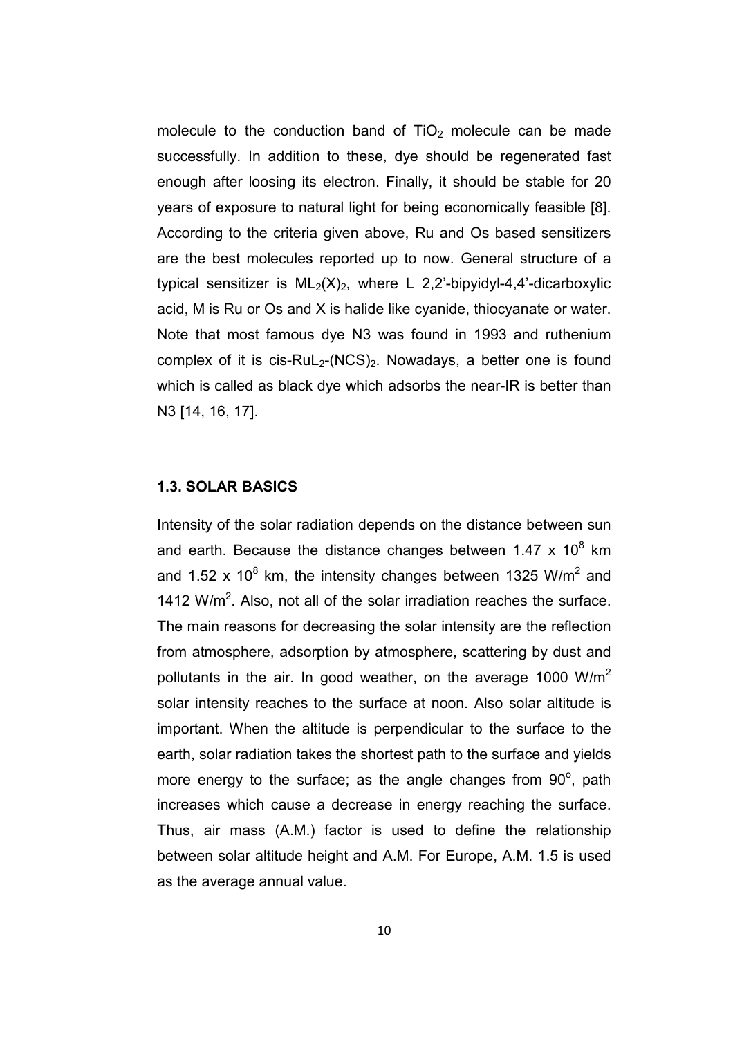molecule to the conduction band of $TiO_2$ molecule can be made successfully. In addition to these, dye should be regenerated fast enough after loosing its electron. Finally, it should be stable for 20 years of exposure to natural light for being economically feasible [8]. According to the criteria given above, Ru and Os based sensitizers are the best molecules reported up to now. General structure of a typical sensitizer is $ML_2(X)_2$, where L 2,2'-bipyidyl-4,4'-dicarboxylic acid, M is Ru or Os and X is halide like cyanide, thiocyanate or water. Note that most famous dye N3 was found in 1993 and ruthenium complex of it is cis-$RuL_2$-$(NCS)_2$. Nowadays, a better one is found which is called as black dye which adsorbs the near-IR is better than N3 [14, 16, 17].

### 1.3. SOLAR BASICS

Intensity of the solar radiation depends on the distance between sun and earth. Because the distance changes between 1.47 x $10^8$ km and 1.52 x $10^8$ km, the intensity changes between 1325 W/$m^2$ and 1412 W/$m^2$. Also, not all of the solar irradiation reaches the surface. The main reasons for decreasing the solar intensity are the reflection from atmosphere, adsorption by atmosphere, scattering by dust and pollutants in the air. In good weather, on the average 1000 W/$m^2$ solar intensity reaches to the surface at noon. Also solar altitude is important. When the altitude is perpendicular to the surface to the earth, solar radiation takes the shortest path to the surface and yields more energy to the surface; as the angle changes from $90^o$, path increases which cause a decrease in energy reaching the surface. Thus, air mass (A.M.) factor is used to define the relationship between solar altitude height and A.M. For Europe, A.M. 1.5 is used as the average annual value.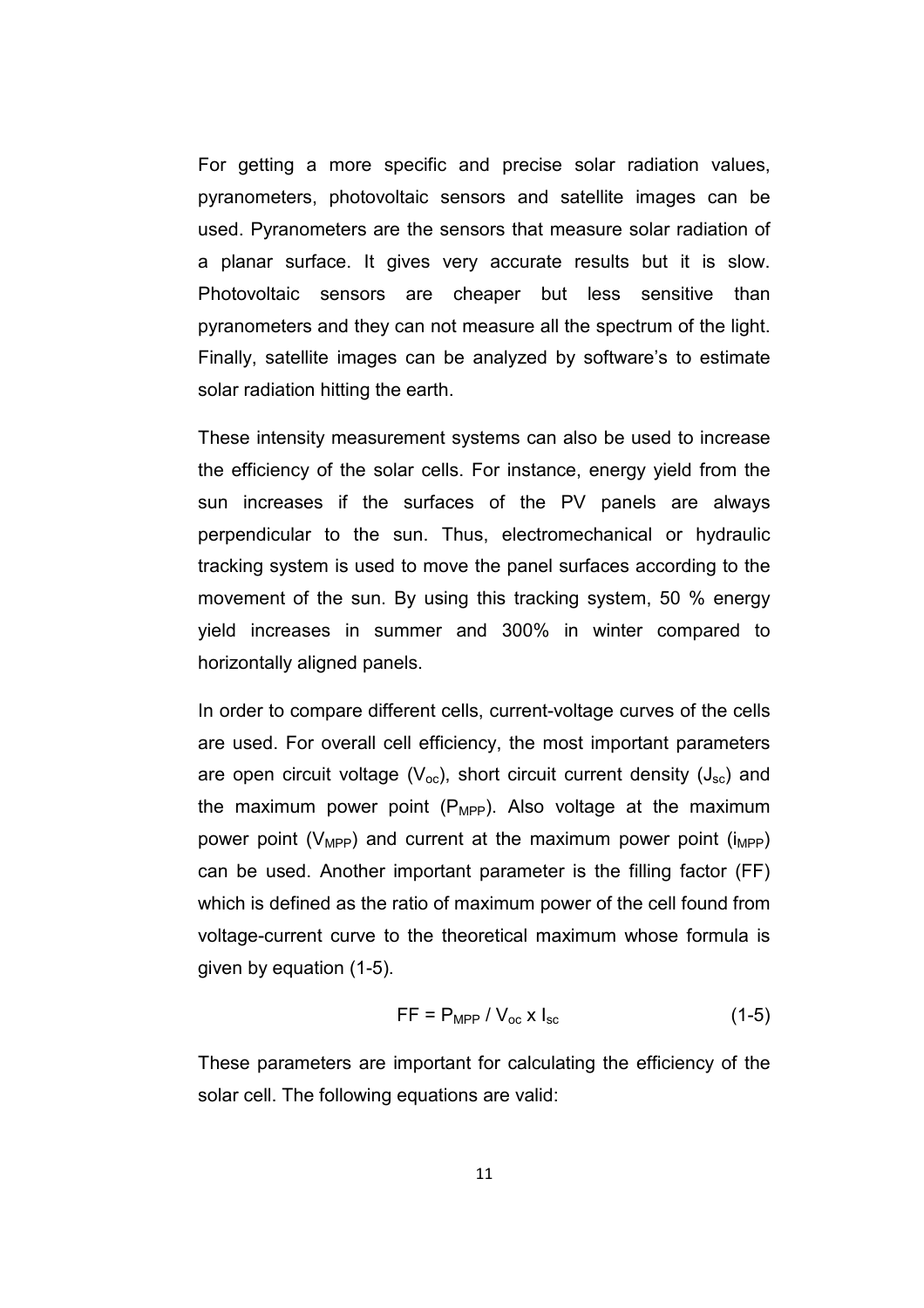For getting a more specific and precise solar radiation values, pyranometers, photovoltaic sensors and satellite images can be used. Pyranometers are the sensors that measure solar radiation of a planar surface. It gives very accurate results but it is slow. Photovoltaic sensors are cheaper but less sensitive than pyranometers and they can not measure all the spectrum of the light. Finally, satellite images can be analyzed by software's to estimate solar radiation hitting the earth.

These intensity measurement systems can also be used to increase the efficiency of the solar cells. For instance, energy yield from the sun increases if the surfaces of the PV panels are always perpendicular to the sun. Thus, electromechanical or hydraulic tracking system is used to move the panel surfaces according to the movement of the sun. By using this tracking system, 50 % energy yield increases in summer and 300% in winter compared to horizontally aligned panels.

In order to compare different cells, current-voltage curves of the cells are used. For overall cell efficiency, the most important parameters are open circuit voltage ($V_{oc}$), short circuit current density ($J_{sc}$) and the maximum power point ($P_{MPP}$). Also voltage at the maximum power point ($V_{MPP}$) and current at the maximum power point ($i_{MPP}$) can be used. Another important parameter is the filling factor (FF) which is defined as the ratio of maximum power of the cell found from voltage-current curve to the theoretical maximum whose formula is given by equation (1-5).

$$FF = P_{MPP} / V_{oc} \times I_{sc} \qquad (1\text{-}5)$$

These parameters are important for calculating the efficiency of the solar cell. The following equations are valid: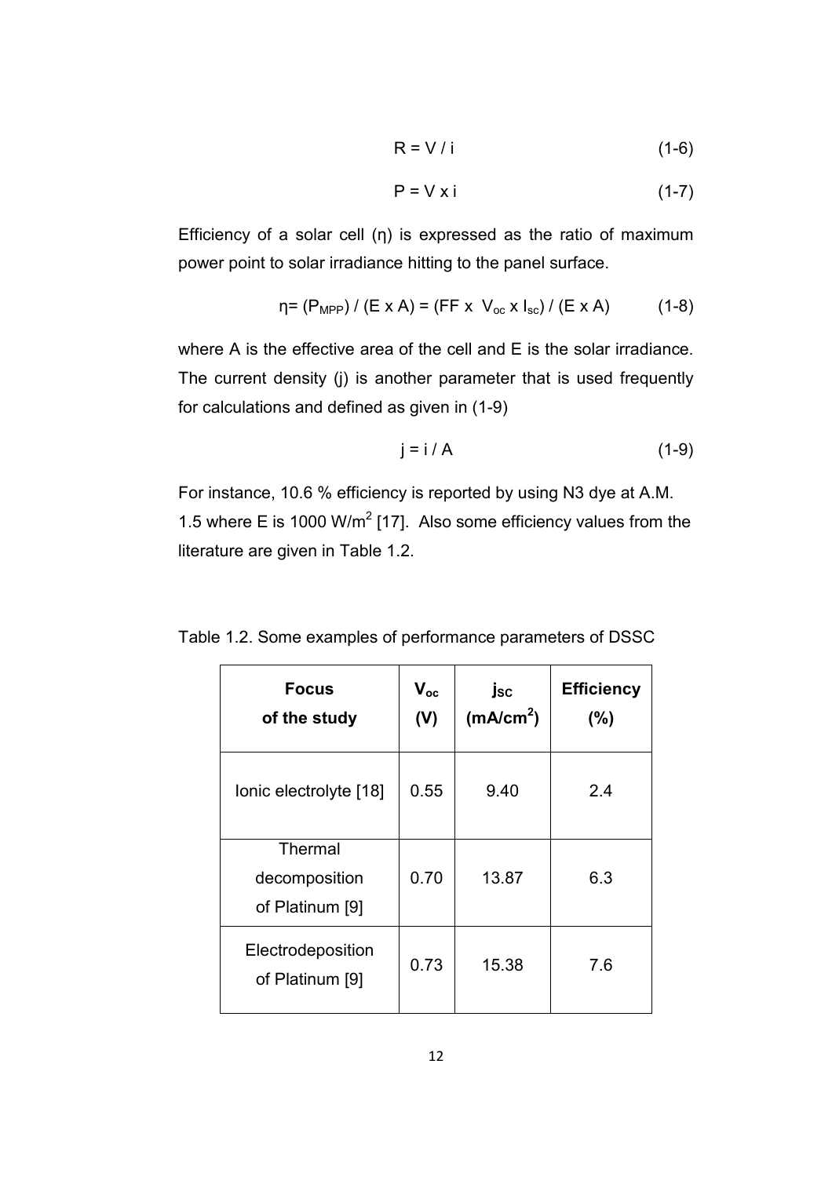$$R = V / i \tag{1-6}$$

$$P = V \times i \tag{1-7}$$

Efficiency of a solar cell (η) is expressed as the ratio of maximum power point to solar irradiance hitting to the panel surface.

$$\eta = (P_{MPP}) / (E \times A) = (FF \times V_{oc} \times I_{sc}) / (E \times A) \tag{1-8}$$

where A is the effective area of the cell and E is the solar irradiance. The current density (j) is another parameter that is used frequently for calculations and defined as given in (1-9)

$$j = i / A \tag{1-9}$$

For instance, 10.6 % efficiency is reported by using N3 dye at A.M. 1.5 where E is 1000 W/m$^2$ [17]. Also some efficiency values from the literature are given in Table 1.2.

Table 1.2. Some examples of performance parameters of DSSC

| **Focus of the study** | **$V_{oc}$ (V)** | **$j_{SC}$ (mA/cm$^2$)** | **Efficiency (%)** |
|---|---|---|---|
| Ionic electrolyte [18] | 0.55 | 9.40 | 2.4 |
| Thermal decomposition of Platinum [9] | 0.70 | 13.87 | 6.3 |
| Electrodeposition of Platinum [9] | 0.73 | 15.38 | 7.6 |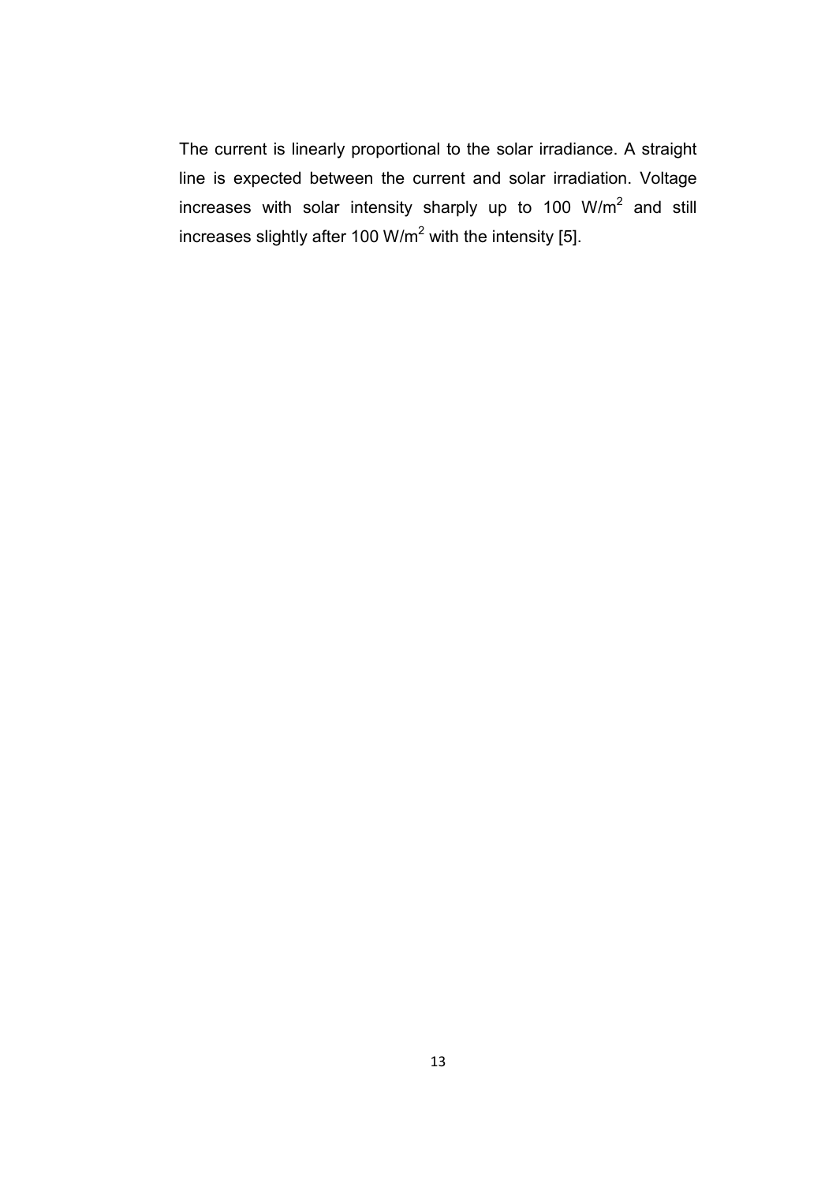The current is linearly proportional to the solar irradiance. A straight line is expected between the current and solar irradiation. Voltage increases with solar intensity sharply up to 100 $W/m^2$ and still increases slightly after 100 $W/m^2$ with the intensity [5].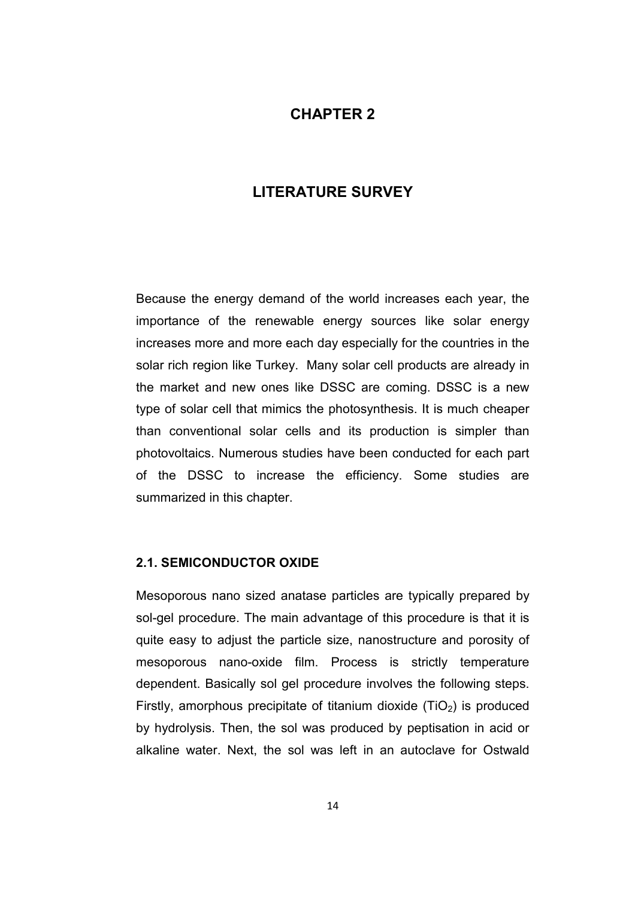# CHAPTER 2

# LITERATURE SURVEY

Because the energy demand of the world increases each year, the importance of the renewable energy sources like solar energy increases more and more each day especially for the countries in the solar rich region like Turkey. Many solar cell products are already in the market and new ones like DSSC are coming. DSSC is a new type of solar cell that mimics the photosynthesis. It is much cheaper than conventional solar cells and its production is simpler than photovoltaics. Numerous studies have been conducted for each part of the DSSC to increase the efficiency. Some studies are summarized in this chapter.

## 2.1. SEMICONDUCTOR OXIDE

Mesoporous nano sized anatase particles are typically prepared by sol-gel procedure. The main advantage of this procedure is that it is quite easy to adjust the particle size, nanostructure and porosity of mesoporous nano-oxide film. Process is strictly temperature dependent. Basically sol gel procedure involves the following steps. Firstly, amorphous precipitate of titanium dioxide ($TiO_2$) is produced by hydrolysis. Then, the sol was produced by peptisation in acid or alkaline water. Next, the sol was left in an autoclave for Ostwald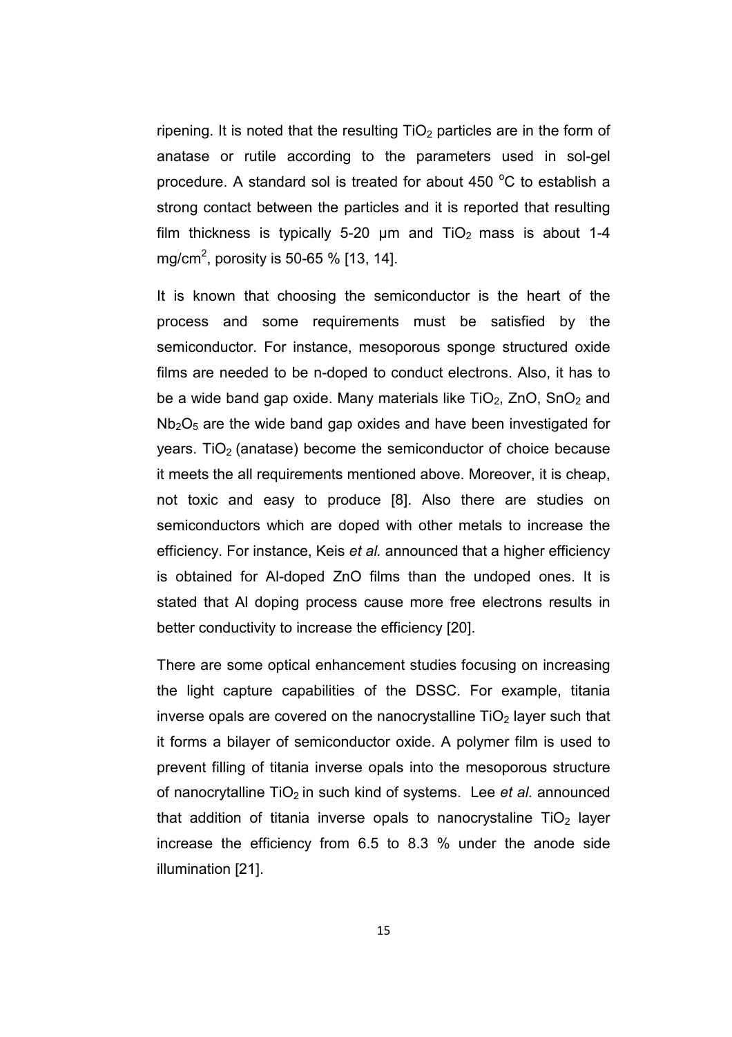ripening. It is noted that the resulting $TiO_2$ particles are in the form of anatase or rutile according to the parameters used in sol-gel procedure. A standard sol is treated for about 450 $^oC$ to establish a strong contact between the particles and it is reported that resulting film thickness is typically 5-20 μm and $TiO_2$ mass is about 1-4 $mg/cm^2$, porosity is 50-65 % [13, 14].

It is known that choosing the semiconductor is the heart of the process and some requirements must be satisfied by the semiconductor. For instance, mesoporous sponge structured oxide films are needed to be n-doped to conduct electrons. Also, it has to be a wide band gap oxide. Many materials like $TiO_2$, $ZnO$, $SnO_2$ and $Nb_2O_5$ are the wide band gap oxides and have been investigated for years. $TiO_2$ (anatase) become the semiconductor of choice because it meets the all requirements mentioned above. Moreover, it is cheap, not toxic and easy to produce [8]. Also there are studies on semiconductors which are doped with other metals to increase the efficiency. For instance, Keis *et al.* announced that a higher efficiency is obtained for Al-doped ZnO films than the undoped ones. It is stated that Al doping process cause more free electrons results in better conductivity to increase the efficiency [20].

There are some optical enhancement studies focusing on increasing the light capture capabilities of the DSSC. For example, titania inverse opals are covered on the nanocrystalline $TiO_2$ layer such that it forms a bilayer of semiconductor oxide. A polymer film is used to prevent filling of titania inverse opals into the mesoporous structure of nanocrytalline $TiO_2$ in such kind of systems. Lee *et al.* announced that addition of titania inverse opals to nanocrystaline $TiO_2$ layer increase the efficiency from 6.5 to 8.3 % under the anode side illumination [21].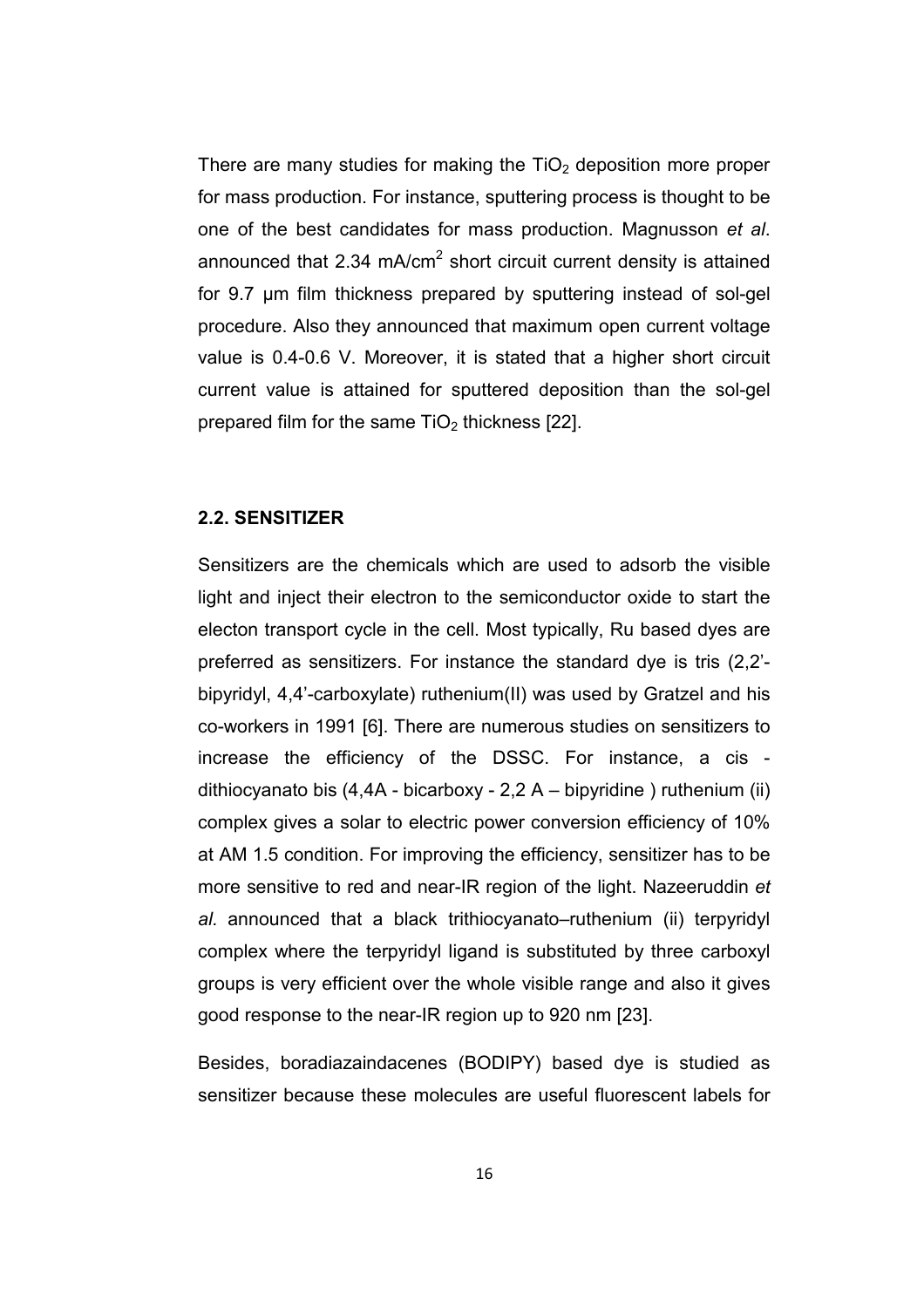There are many studies for making the $TiO_2$ deposition more proper for mass production. For instance, sputtering process is thought to be one of the best candidates for mass production. Magnusson *et al*. announced that 2.34 $mA/cm^2$ short circuit current density is attained for 9.7 μm film thickness prepared by sputtering instead of sol-gel procedure. Also they announced that maximum open current voltage value is 0.4-0.6 V. Moreover, it is stated that a higher short circuit current value is attained for sputtered deposition than the sol-gel prepared film for the same $TiO_2$ thickness [22].

### 2.2. SENSITIZER

Sensitizers are the chemicals which are used to adsorb the visible light and inject their electron to the semiconductor oxide to start the electon transport cycle in the cell. Most typically, Ru based dyes are preferred as sensitizers. For instance the standard dye is tris (2,2'-bipyridyl, 4,4'-carboxylate) ruthenium(II) was used by Gratzel and his co-workers in 1991 [6]. There are numerous studies on sensitizers to increase the efficiency of the DSSC. For instance, a cis - dithiocyanato bis (4,4A - bicarboxy - 2,2 A – bipyridine ) ruthenium (ii) complex gives a solar to electric power conversion efficiency of 10% at AM 1.5 condition. For improving the efficiency, sensitizer has to be more sensitive to red and near-IR region of the light. Nazeeruddin *et al.* announced that a black trithiocyanato–ruthenium (ii) terpyridyl complex where the terpyridyl ligand is substituted by three carboxyl groups is very efficient over the whole visible range and also it gives good response to the near-IR region up to 920 nm [23].

Besides, boradiazaindacenes (BODIPY) based dye is studied as sensitizer because these molecules are useful fluorescent labels for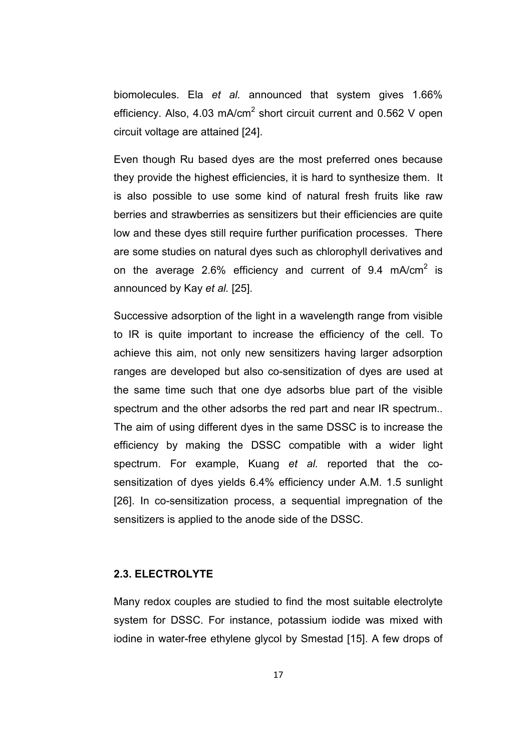biomolecules. Ela *et al.* announced that system gives 1.66% efficiency. Also, 4.03 mA/cm$^2$ short circuit current and 0.562 V open circuit voltage are attained [24].

Even though Ru based dyes are the most preferred ones because they provide the highest efficiencies, it is hard to synthesize them. It is also possible to use some kind of natural fresh fruits like raw berries and strawberries as sensitizers but their efficiencies are quite low and these dyes still require further purification processes. There are some studies on natural dyes such as chlorophyll derivatives and on the average 2.6% efficiency and current of 9.4 mA/cm$^2$ is announced by Kay *et al.* [25].

Successive adsorption of the light in a wavelength range from visible to IR is quite important to increase the efficiency of the cell. To achieve this aim, not only new sensitizers having larger adsorption ranges are developed but also co-sensitization of dyes are used at the same time such that one dye adsorbs blue part of the visible spectrum and the other adsorbs the red part and near IR spectrum.. The aim of using different dyes in the same DSSC is to increase the efficiency by making the DSSC compatible with a wider light spectrum. For example, Kuang *et al.* reported that the co-sensitization of dyes yields 6.4% efficiency under A.M. 1.5 sunlight [26]. In co-sensitization process, a sequential impregnation of the sensitizers is applied to the anode side of the DSSC.

### 2.3. ELECTROLYTE

Many redox couples are studied to find the most suitable electrolyte system for DSSC. For instance, potassium iodide was mixed with iodine in water-free ethylene glycol by Smestad [15]. A few drops of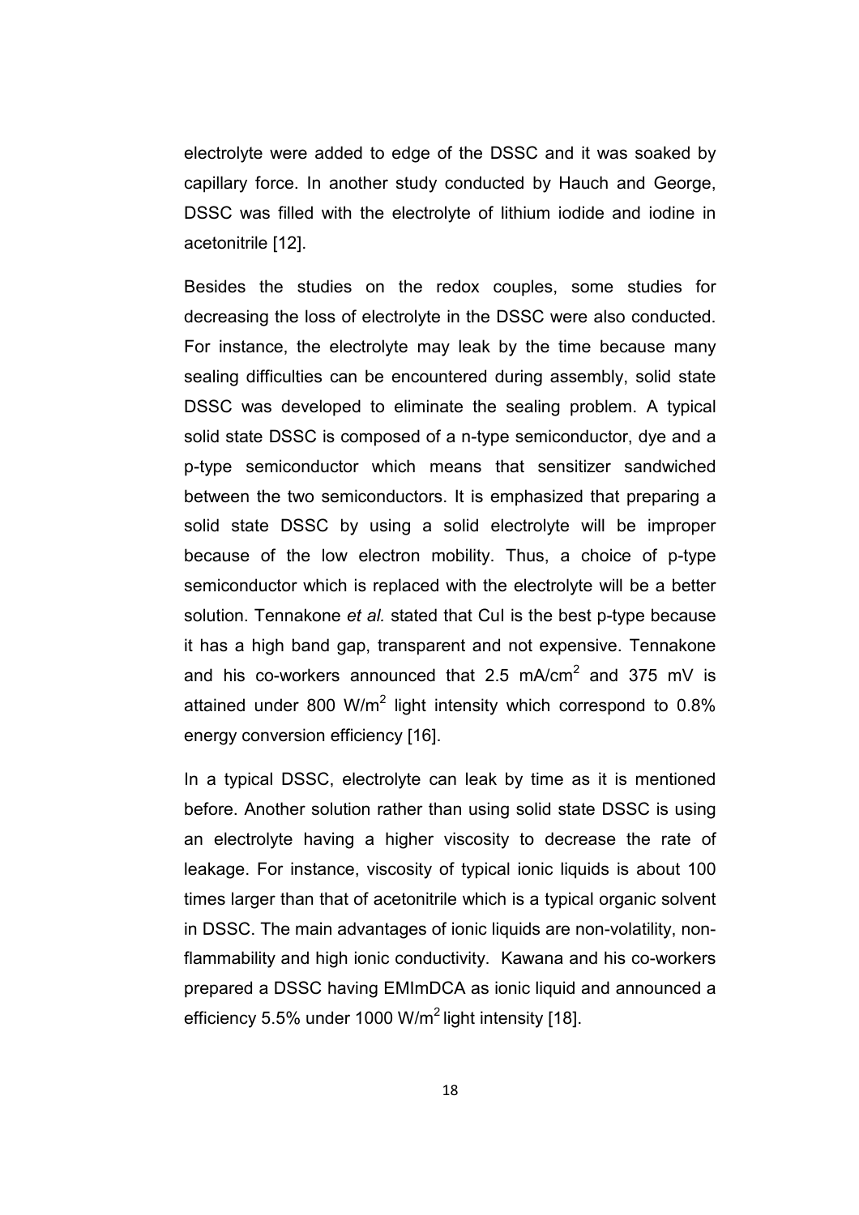electrolyte were added to edge of the DSSC and it was soaked by capillary force. In another study conducted by Hauch and George, DSSC was filled with the electrolyte of lithium iodide and iodine in acetonitrile [12].

Besides the studies on the redox couples, some studies for decreasing the loss of electrolyte in the DSSC were also conducted. For instance, the electrolyte may leak by the time because many sealing difficulties can be encountered during assembly, solid state DSSC was developed to eliminate the sealing problem. A typical solid state DSSC is composed of a n-type semiconductor, dye and a p-type semiconductor which means that sensitizer sandwiched between the two semiconductors. It is emphasized that preparing a solid state DSSC by using a solid electrolyte will be improper because of the low electron mobility. Thus, a choice of p-type semiconductor which is replaced with the electrolyte will be a better solution. Tennakone *et al.* stated that CuI is the best p-type because it has a high band gap, transparent and not expensive. Tennakone and his co-workers announced that 2.5 $mA/cm^2$ and 375 mV is attained under 800 $W/m^2$ light intensity which correspond to 0.8% energy conversion efficiency [16].

In a typical DSSC, electrolyte can leak by time as it is mentioned before. Another solution rather than using solid state DSSC is using an electrolyte having a higher viscosity to decrease the rate of leakage. For instance, viscosity of typical ionic liquids is about 100 times larger than that of acetonitrile which is a typical organic solvent in DSSC. The main advantages of ionic liquids are non-volatility, non-flammability and high ionic conductivity. Kawana and his co-workers prepared a DSSC having EMImDCA as ionic liquid and announced a efficiency 5.5% under 1000 $W/m^2$ light intensity [18].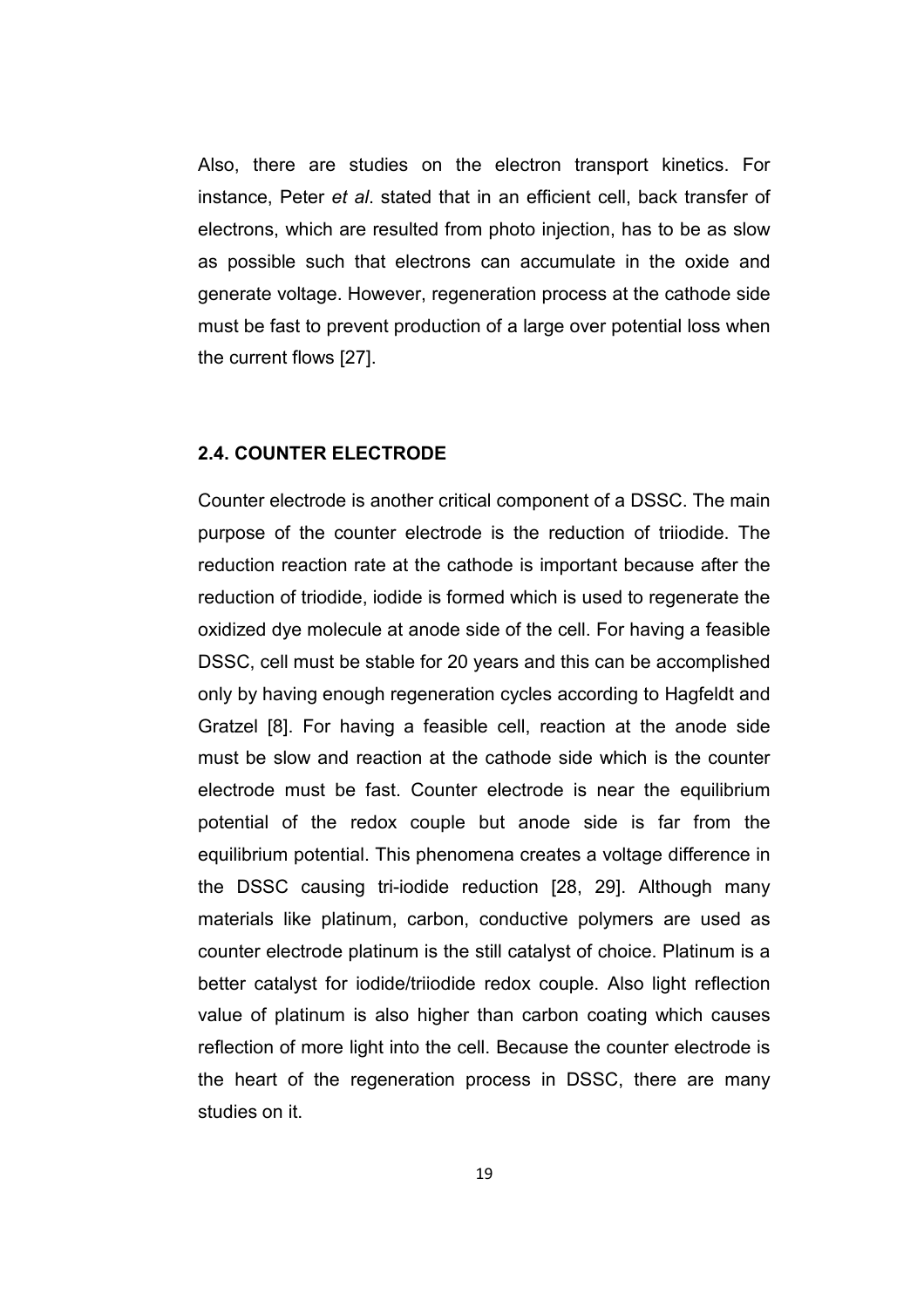Also, there are studies on the electron transport kinetics. For instance, Peter *et al*. stated that in an efficient cell, back transfer of electrons, which are resulted from photo injection, has to be as slow as possible such that electrons can accumulate in the oxide and generate voltage. However, regeneration process at the cathode side must be fast to prevent production of a large over potential loss when the current flows [27].

### 2.4. COUNTER ELECTRODE

Counter electrode is another critical component of a DSSC. The main purpose of the counter electrode is the reduction of triiodide. The reduction reaction rate at the cathode is important because after the reduction of triodide, iodide is formed which is used to regenerate the oxidized dye molecule at anode side of the cell. For having a feasible DSSC, cell must be stable for 20 years and this can be accomplished only by having enough regeneration cycles according to Hagfeldt and Gratzel [8]. For having a feasible cell, reaction at the anode side must be slow and reaction at the cathode side which is the counter electrode must be fast. Counter electrode is near the equilibrium potential of the redox couple but anode side is far from the equilibrium potential. This phenomena creates a voltage difference in the DSSC causing tri-iodide reduction [28, 29]. Although many materials like platinum, carbon, conductive polymers are used as counter electrode platinum is the still catalyst of choice. Platinum is a better catalyst for iodide/triiodide redox couple. Also light reflection value of platinum is also higher than carbon coating which causes reflection of more light into the cell. Because the counter electrode is the heart of the regeneration process in DSSC, there are many studies on it.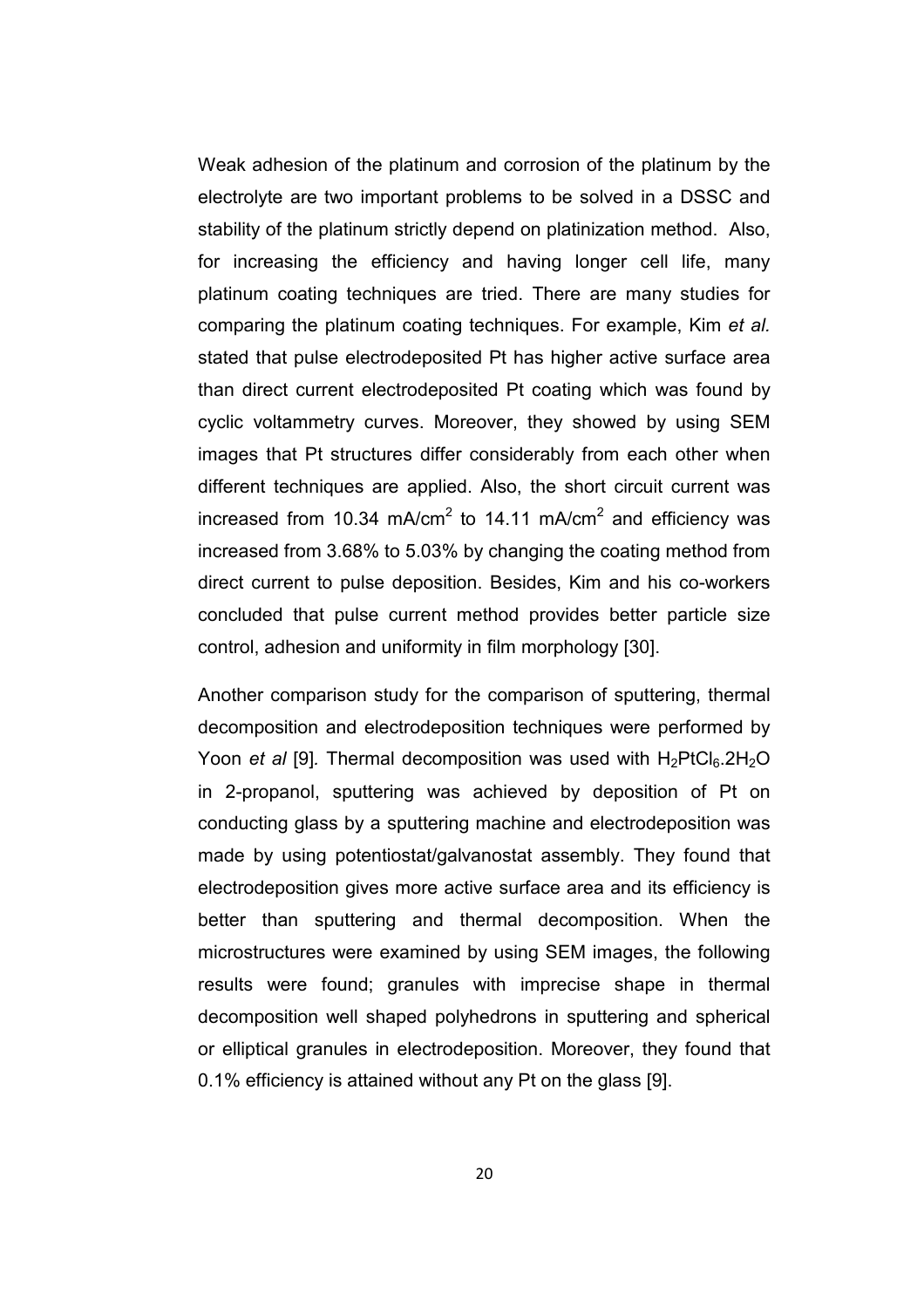Weak adhesion of the platinum and corrosion of the platinum by the electrolyte are two important problems to be solved in a DSSC and stability of the platinum strictly depend on platinization method. Also, for increasing the efficiency and having longer cell life, many platinum coating techniques are tried. There are many studies for comparing the platinum coating techniques. For example, Kim *et al.* stated that pulse electrodeposited Pt has higher active surface area than direct current electrodeposited Pt coating which was found by cyclic voltammetry curves. Moreover, they showed by using SEM images that Pt structures differ considerably from each other when different techniques are applied. Also, the short circuit current was increased from 10.34 mA/cm$^2$ to 14.11 mA/cm$^2$ and efficiency was increased from 3.68% to 5.03% by changing the coating method from direct current to pulse deposition. Besides, Kim and his co-workers concluded that pulse current method provides better particle size control, adhesion and uniformity in film morphology [30].

Another comparison study for the comparison of sputtering, thermal decomposition and electrodeposition techniques were performed by Yoon *et al* [9]. Thermal decomposition was used with $H_2PtCl_6.2H_2O$ in 2-propanol, sputtering was achieved by deposition of Pt on conducting glass by a sputtering machine and electrodeposition was made by using potentiostat/galvanostat assembly. They found that electrodeposition gives more active surface area and its efficiency is better than sputtering and thermal decomposition. When the microstructures were examined by using SEM images, the following results were found; granules with imprecise shape in thermal decomposition well shaped polyhedrons in sputtering and spherical or elliptical granules in electrodeposition. Moreover, they found that 0.1% efficiency is attained without any Pt on the glass [9].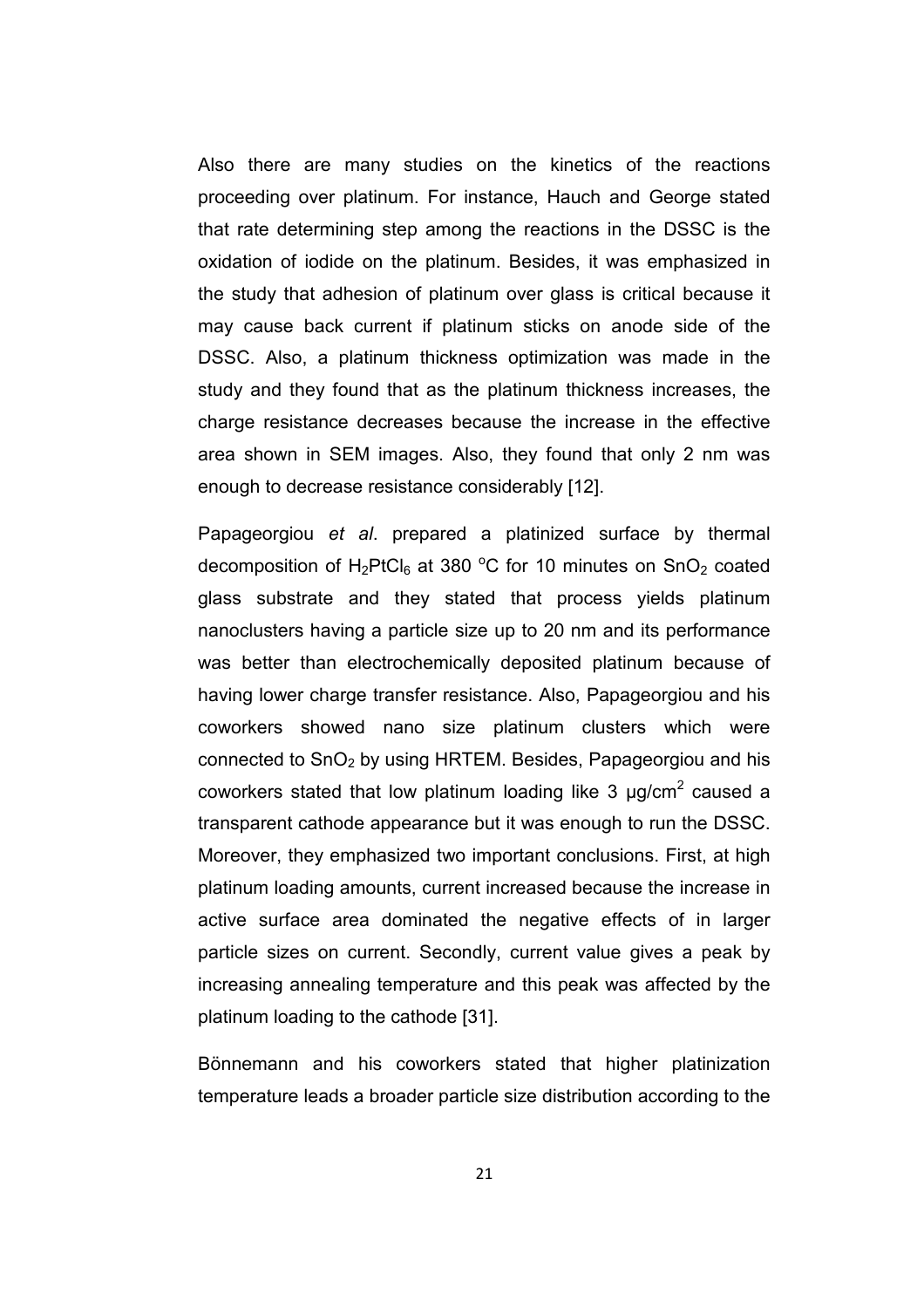Also there are many studies on the kinetics of the reactions proceeding over platinum. For instance, Hauch and George stated that rate determining step among the reactions in the DSSC is the oxidation of iodide on the platinum. Besides, it was emphasized in the study that adhesion of platinum over glass is critical because it may cause back current if platinum sticks on anode side of the DSSC. Also, a platinum thickness optimization was made in the study and they found that as the platinum thickness increases, the charge resistance decreases because the increase in the effective area shown in SEM images. Also, they found that only 2 nm was enough to decrease resistance considerably [12].

Papageorgiou *et al*. prepared a platinized surface by thermal decomposition of $H_2PtCl_6$ at 380 $^oC$ for 10 minutes on $SnO_2$ coated glass substrate and they stated that process yields platinum nanoclusters having a particle size up to 20 nm and its performance was better than electrochemically deposited platinum because of having lower charge transfer resistance. Also, Papageorgiou and his coworkers showed nano size platinum clusters which were connected to $SnO_2$ by using HRTEM. Besides, Papageorgiou and his coworkers stated that low platinum loading like 3 $\mu g/cm^2$ caused a transparent cathode appearance but it was enough to run the DSSC. Moreover, they emphasized two important conclusions. First, at high platinum loading amounts, current increased because the increase in active surface area dominated the negative effects of in larger particle sizes on current. Secondly, current value gives a peak by increasing annealing temperature and this peak was affected by the platinum loading to the cathode [31].

Bönnemann and his coworkers stated that higher platinization temperature leads a broader particle size distribution according to the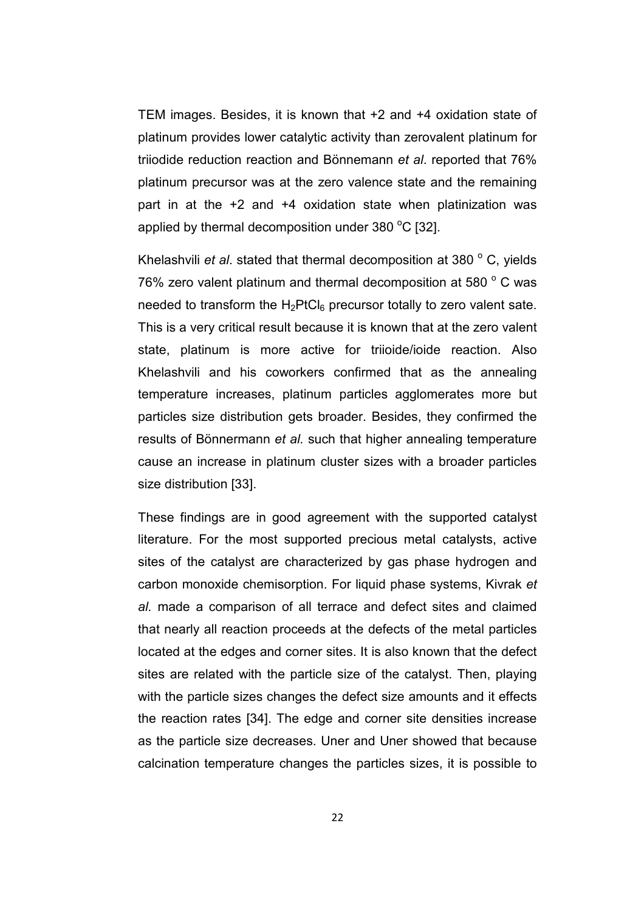TEM images. Besides, it is known that +2 and +4 oxidation state of platinum provides lower catalytic activity than zerovalent platinum for triiodide reduction reaction and Bönnemann *et al*. reported that 76% platinum precursor was at the zero valence state and the remaining part in at the +2 and +4 oxidation state when platinization was applied by thermal decomposition under 380 $^{o}$C [32].

Khelashvili *et al*. stated that thermal decomposition at 380 $^{o}$ C, yields 76% zero valent platinum and thermal decomposition at 580 $^{o}$ C was needed to transform the $H_2PtCl_6$ precursor totally to zero valent sate. This is a very critical result because it is known that at the zero valent state, platinum is more active for triioide/ioide reaction. Also Khelashvili and his coworkers confirmed that as the annealing temperature increases, platinum particles agglomerates more but particles size distribution gets broader. Besides, they confirmed the results of Bönnermann *et al.* such that higher annealing temperature cause an increase in platinum cluster sizes with a broader particles size distribution [33].

These findings are in good agreement with the supported catalyst literature. For the most supported precious metal catalysts, active sites of the catalyst are characterized by gas phase hydrogen and carbon monoxide chemisorption. For liquid phase systems, Kivrak *et al.* made a comparison of all terrace and defect sites and claimed that nearly all reaction proceeds at the defects of the metal particles located at the edges and corner sites. It is also known that the defect sites are related with the particle size of the catalyst. Then, playing with the particle sizes changes the defect size amounts and it effects the reaction rates [34]. The edge and corner site densities increase as the particle size decreases. Uner and Uner showed that because calcination temperature changes the particles sizes, it is possible to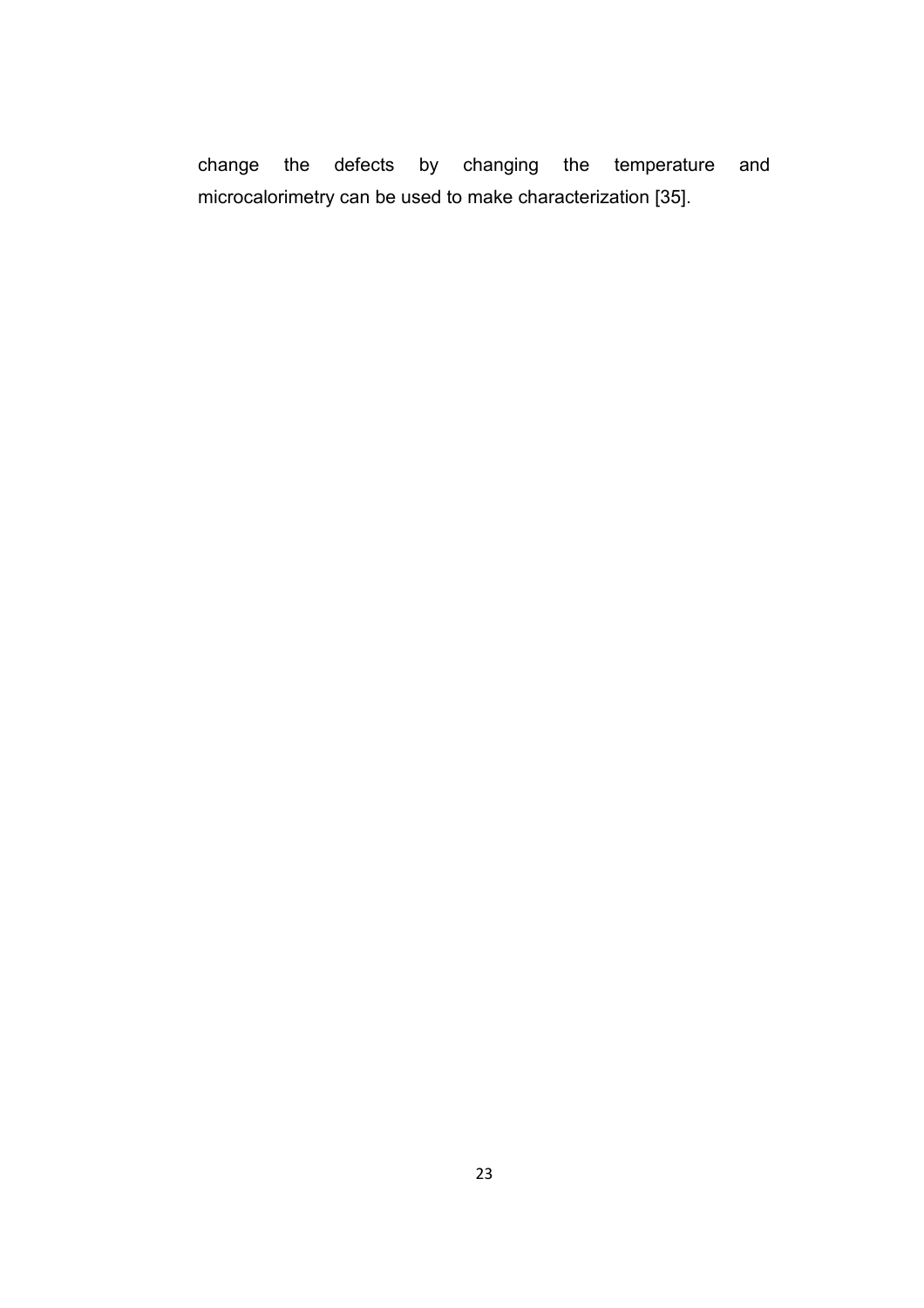change the defects by changing the temperature and microcalorimetry can be used to make characterization [35].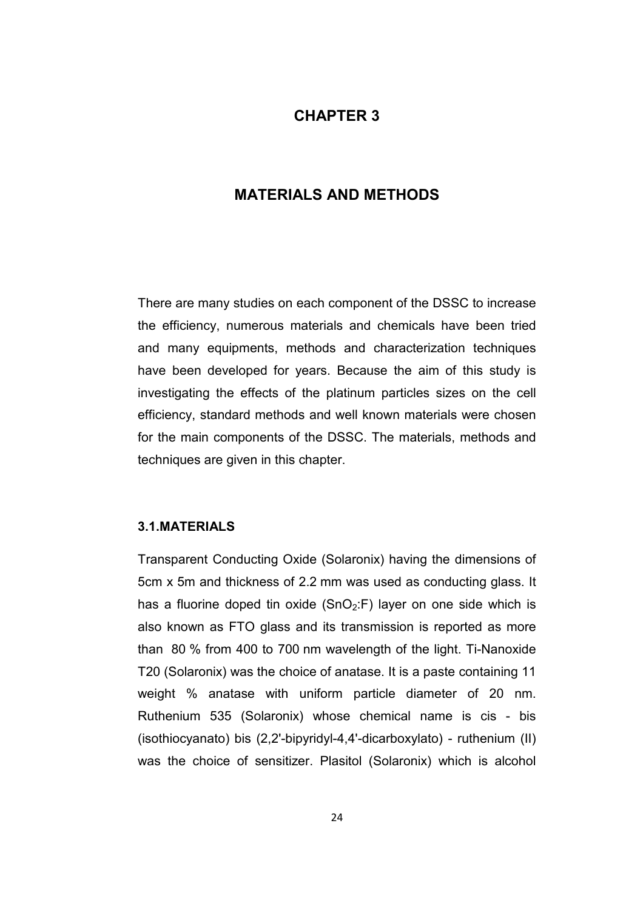# CHAPTER 3

# MATERIALS AND METHODS

There are many studies on each component of the DSSC to increase the efficiency, numerous materials and chemicals have been tried and many equipments, methods and characterization techniques have been developed for years. Because the aim of this study is investigating the effects of the platinum particles sizes on the cell efficiency, standard methods and well known materials were chosen for the main components of the DSSC. The materials, methods and techniques are given in this chapter.

## 3.1.MATERIALS

Transparent Conducting Oxide (Solaronix) having the dimensions of 5cm x 5m and thickness of 2.2 mm was used as conducting glass. It has a fluorine doped tin oxide ($SnO_2$:F) layer on one side which is also known as FTO glass and its transmission is reported as more than 80 % from 400 to 700 nm wavelength of the light. Ti-Nanoxide T20 (Solaronix) was the choice of anatase. It is a paste containing 11 weight % anatase with uniform particle diameter of 20 nm. Ruthenium 535 (Solaronix) whose chemical name is cis - bis (isothiocyanato) bis (2,2'-bipyridyl-4,4'-dicarboxylato) - ruthenium (II) was the choice of sensitizer. Plasitol (Solaronix) which is alcohol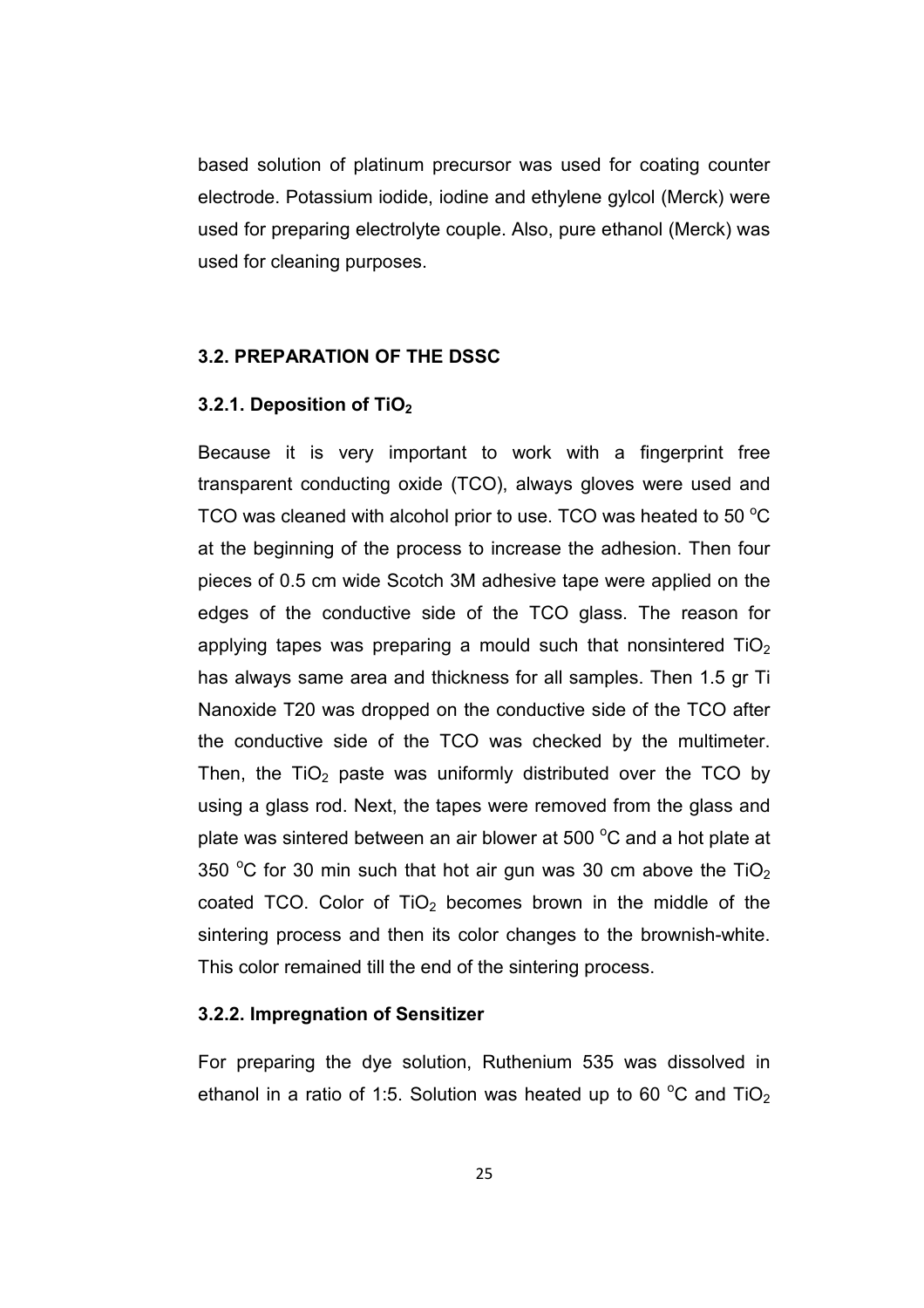based solution of platinum precursor was used for coating counter electrode. Potassium iodide, iodine and ethylene gylcol (Merck) were used for preparing electrolyte couple. Also, pure ethanol (Merck) was used for cleaning purposes.

## 3.2. PREPARATION OF THE DSSC

### 3.2.1. Deposition of $TiO_2$

Because it is very important to work with a fingerprint free transparent conducting oxide (TCO), always gloves were used and TCO was cleaned with alcohol prior to use. TCO was heated to 50 $^oC$ at the beginning of the process to increase the adhesion. Then four pieces of 0.5 cm wide Scotch 3M adhesive tape were applied on the edges of the conductive side of the TCO glass. The reason for applying tapes was preparing a mould such that nonsintered $TiO_2$ has always same area and thickness for all samples. Then 1.5 gr Ti Nanoxide T20 was dropped on the conductive side of the TCO after the conductive side of the TCO was checked by the multimeter. Then, the $TiO_2$ paste was uniformly distributed over the TCO by using a glass rod. Next, the tapes were removed from the glass and plate was sintered between an air blower at 500 $^oC$ and a hot plate at 350 $^oC$ for 30 min such that hot air gun was 30 cm above the $TiO_2$ coated TCO. Color of $TiO_2$ becomes brown in the middle of the sintering process and then its color changes to the brownish-white. This color remained till the end of the sintering process.

### 3.2.2. Impregnation of Sensitizer

For preparing the dye solution, Ruthenium 535 was dissolved in ethanol in a ratio of 1:5. Solution was heated up to 60 $^oC$ and $TiO_2$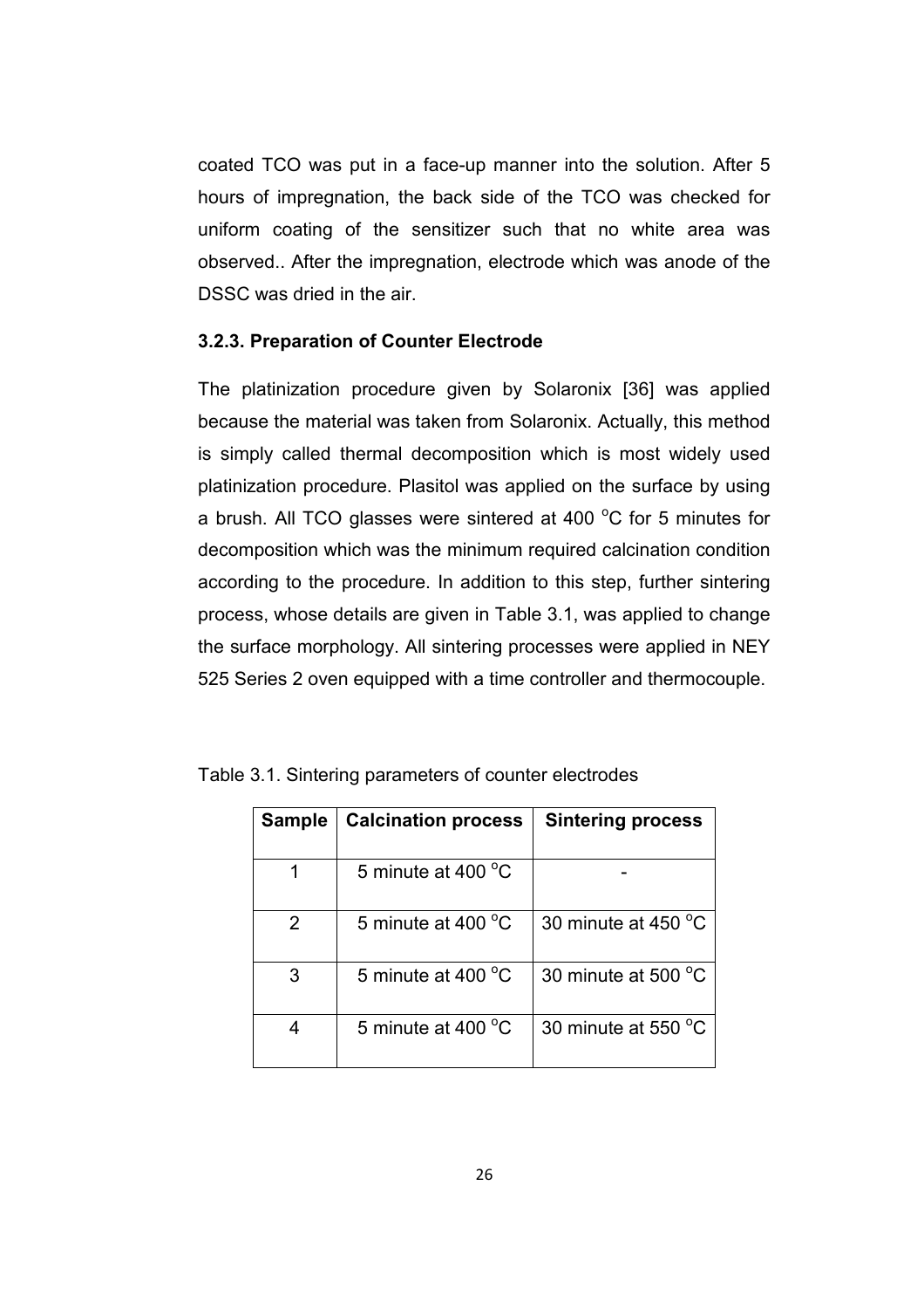coated TCO was put in a face-up manner into the solution. After 5 hours of impregnation, the back side of the TCO was checked for uniform coating of the sensitizer such that no white area was observed.. After the impregnation, electrode which was anode of the DSSC was dried in the air.

### 3.2.3. Preparation of Counter Electrode

The platinization procedure given by Solaronix [36] was applied because the material was taken from Solaronix. Actually, this method is simply called thermal decomposition which is most widely used platinization procedure. Plasitol was applied on the surface by using a brush. All TCO glasses were sintered at 400 $^{o}$C for 5 minutes for decomposition which was the minimum required calcination condition according to the procedure. In addition to this step, further sintering process, whose details are given in Table 3.1, was applied to change the surface morphology. All sintering processes were applied in NEY 525 Series 2 oven equipped with a time controller and thermocouple.

Table 3.1. Sintering parameters of counter electrodes

| Sample | Calcination process | Sintering process |
|---|---|---|
| 1 | 5 minute at 400 $^{o}$C | - |
| 2 | 5 minute at 400 $^{o}$C | 30 minute at 450 $^{o}$C |
| 3 | 5 minute at 400 $^{o}$C | 30 minute at 500 $^{o}$C |
| 4 | 5 minute at 400 $^{o}$C | 30 minute at 550 $^{o}$C |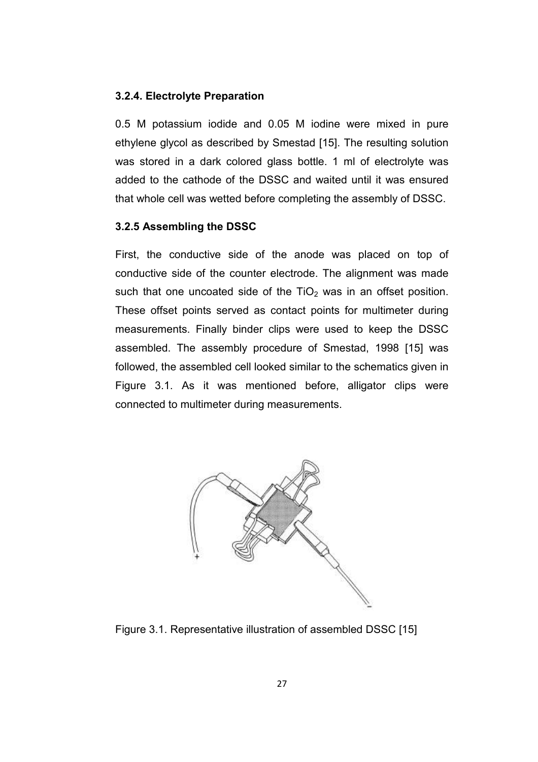### 3.2.4. Electrolyte Preparation

0.5 M potassium iodide and 0.05 M iodine were mixed in pure ethylene glycol as described by Smestad [15]. The resulting solution was stored in a dark colored glass bottle. 1 ml of electrolyte was added to the cathode of the DSSC and waited until it was ensured that whole cell was wetted before completing the assembly of DSSC.

### 3.2.5 Assembling the DSSC

First, the conductive side of the anode was placed on top of conductive side of the counter electrode. The alignment was made such that one uncoated side of the $TiO_2$ was in an offset position. These offset points served as contact points for multimeter during measurements. Finally binder clips were used to keep the DSSC assembled. The assembly procedure of Smestad, 1998 [15] was followed, the assembled cell looked similar to the schematics given in Figure 3.1. As it was mentioned before, alligator clips were connected to multimeter during measurements.

Figure 3.1. Representative illustration of assembled DSSC [15]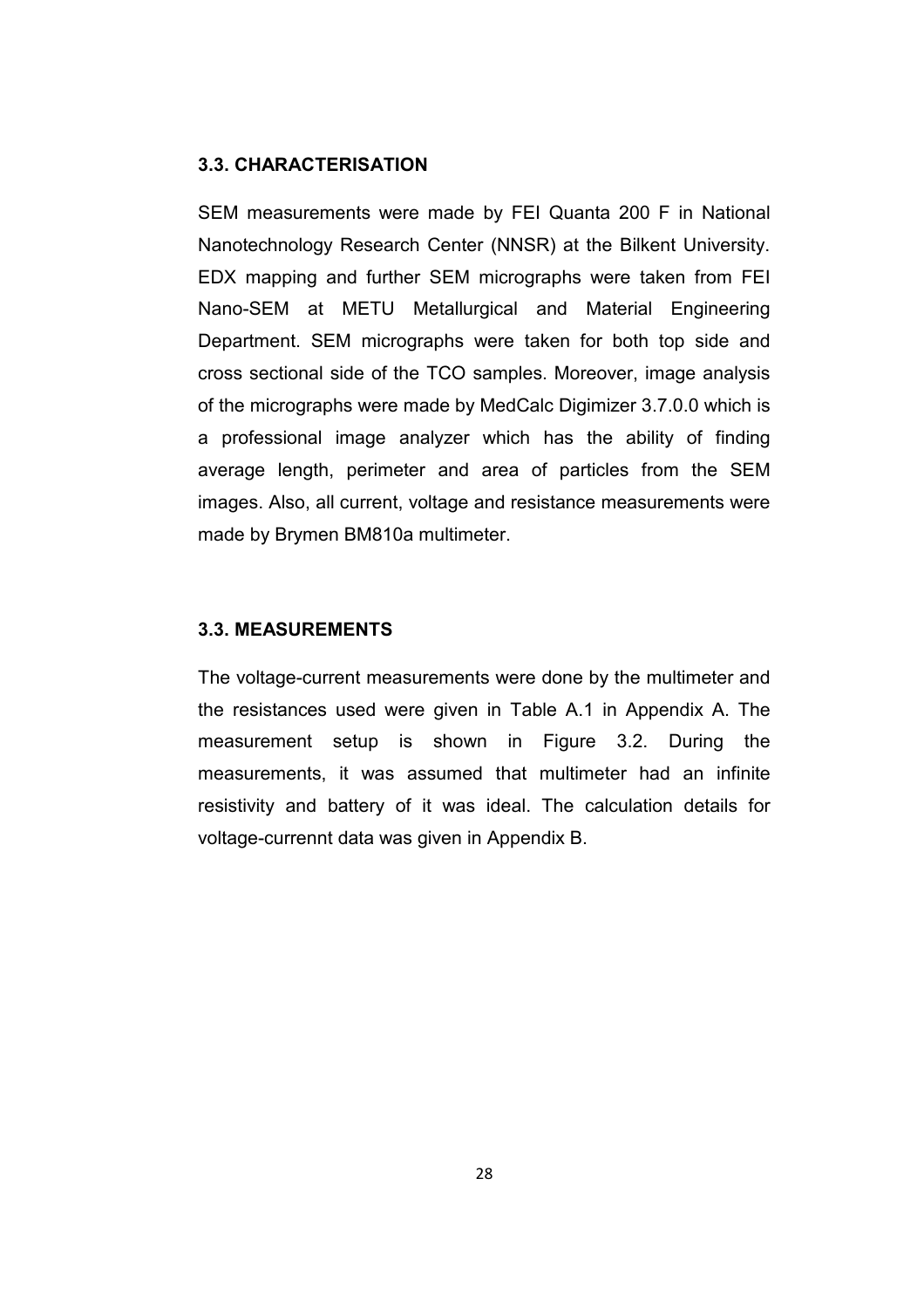### 3.3. CHARACTERISATION

SEM measurements were made by FEI Quanta 200 F in National Nanotechnology Research Center (NNSR) at the Bilkent University. EDX mapping and further SEM micrographs were taken from FEI Nano-SEM at METU Metallurgical and Material Engineering Department. SEM micrographs were taken for both top side and cross sectional side of the TCO samples. Moreover, image analysis of the micrographs were made by MedCalc Digimizer 3.7.0.0 which is a professional image analyzer which has the ability of finding average length, perimeter and area of particles from the SEM images. Also, all current, voltage and resistance measurements were made by Brymen BM810a multimeter.

### 3.3. MEASUREMENTS

The voltage-current measurements were done by the multimeter and the resistances used were given in Table A.1 in Appendix A. The measurement setup is shown in Figure 3.2. During the measurements, it was assumed that multimeter had an infinite resistivity and battery of it was ideal. The calculation details for voltage-currennt data was given in Appendix B.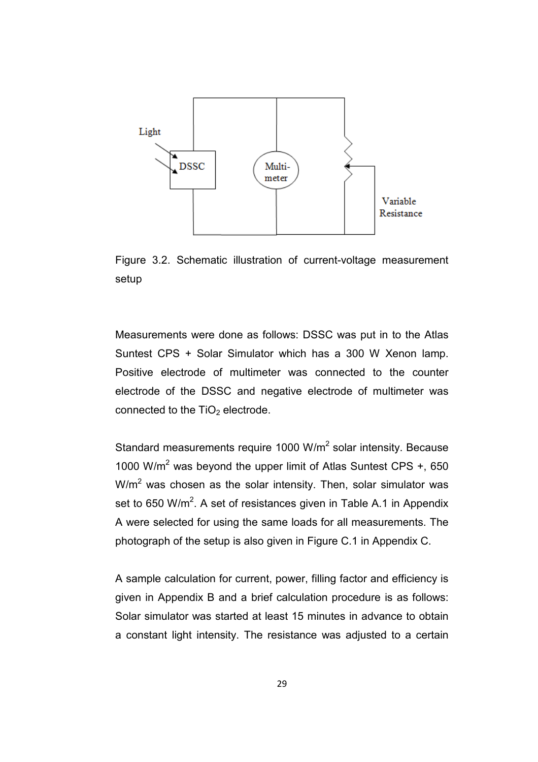Figure 3.2. Schematic illustration of current-voltage measurement setup

Measurements were done as follows: DSSC was put in to the Atlas Suntest CPS + Solar Simulator which has a 300 W Xenon lamp. Positive electrode of multimeter was connected to the counter electrode of the DSSC and negative electrode of multimeter was connected to the $TiO_2$ electrode.

Standard measurements require 1000 W/m$^2$ solar intensity. Because 1000 W/m$^2$ was beyond the upper limit of Atlas Suntest CPS +, 650 W/m$^2$ was chosen as the solar intensity. Then, solar simulator was set to 650 W/m$^2$. A set of resistances given in Table A.1 in Appendix A were selected for using the same loads for all measurements. The photograph of the setup is also given in Figure C.1 in Appendix C.

A sample calculation for current, power, filling factor and efficiency is given in Appendix B and a brief calculation procedure is as follows: Solar simulator was started at least 15 minutes in advance to obtain a constant light intensity. The resistance was adjusted to a certain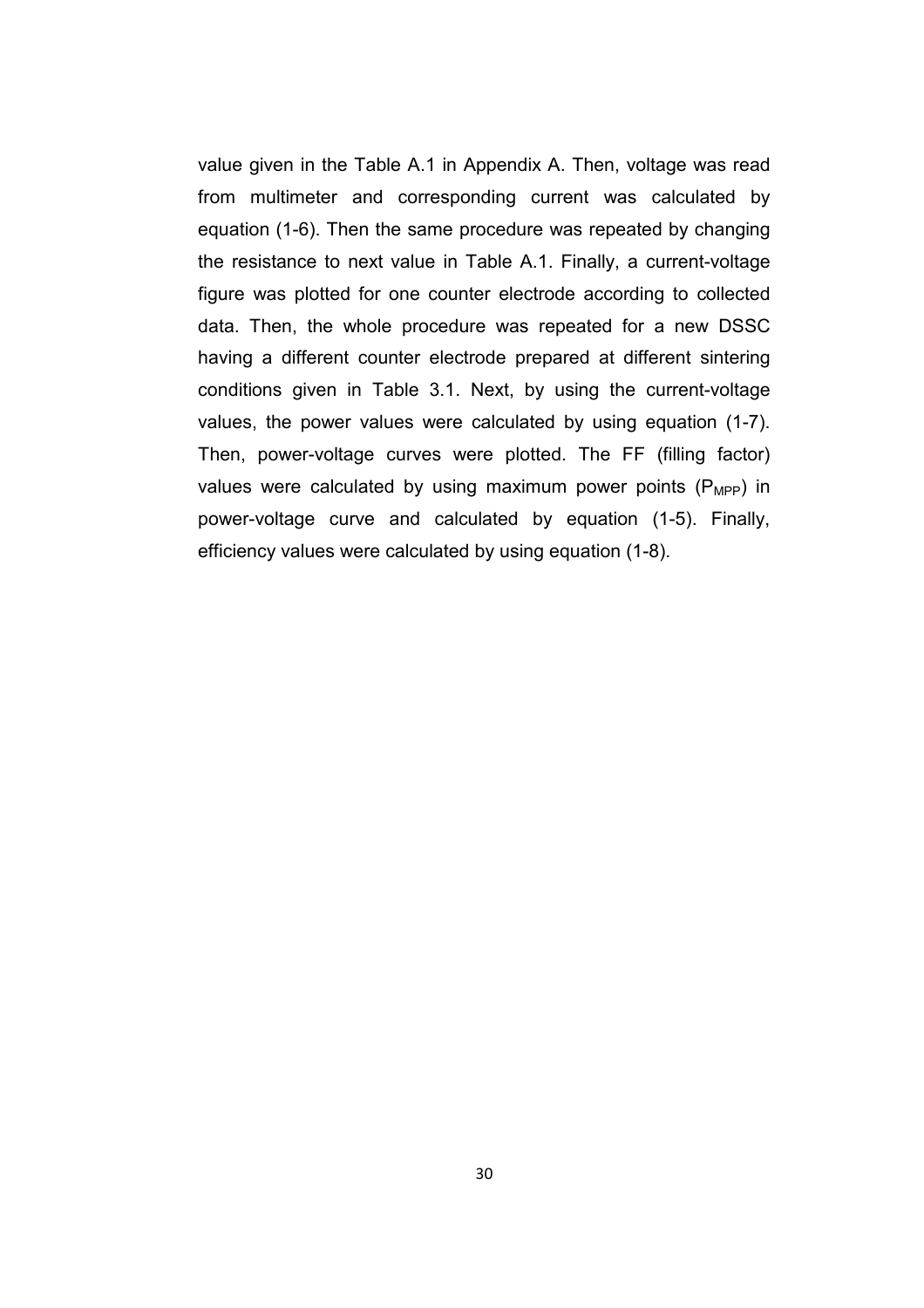value given in the Table A.1 in Appendix A. Then, voltage was read from multimeter and corresponding current was calculated by equation (1-6). Then the same procedure was repeated by changing the resistance to next value in Table A.1. Finally, a current-voltage figure was plotted for one counter electrode according to collected data. Then, the whole procedure was repeated for a new DSSC having a different counter electrode prepared at different sintering conditions given in Table 3.1. Next, by using the current-voltage values, the power values were calculated by using equation (1-7). Then, power-voltage curves were plotted. The FF (filling factor) values were calculated by using maximum power points ($P_{MPP}$) in power-voltage curve and calculated by equation (1-5). Finally, efficiency values were calculated by using equation (1-8).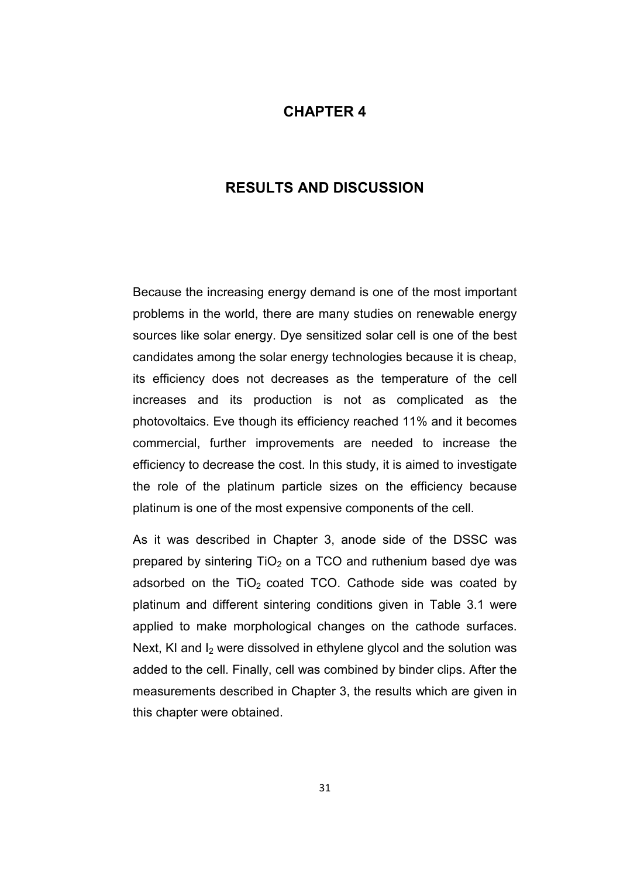# CHAPTER 4

# RESULTS AND DISCUSSION

Because the increasing energy demand is one of the most important problems in the world, there are many studies on renewable energy sources like solar energy. Dye sensitized solar cell is one of the best candidates among the solar energy technologies because it is cheap, its efficiency does not decreases as the temperature of the cell increases and its production is not as complicated as the photovoltaics. Eve though its efficiency reached 11% and it becomes commercial, further improvements are needed to increase the efficiency to decrease the cost. In this study, it is aimed to investigate the role of the platinum particle sizes on the efficiency because platinum is one of the most expensive components of the cell.

As it was described in Chapter 3, anode side of the DSSC was prepared by sintering $TiO_2$ on a TCO and ruthenium based dye was adsorbed on the $TiO_2$ coated TCO. Cathode side was coated by platinum and different sintering conditions given in Table 3.1 were applied to make morphological changes on the cathode surfaces. Next, KI and $I_2$ were dissolved in ethylene glycol and the solution was added to the cell. Finally, cell was combined by binder clips. After the measurements described in Chapter 3, the results which are given in this chapter were obtained.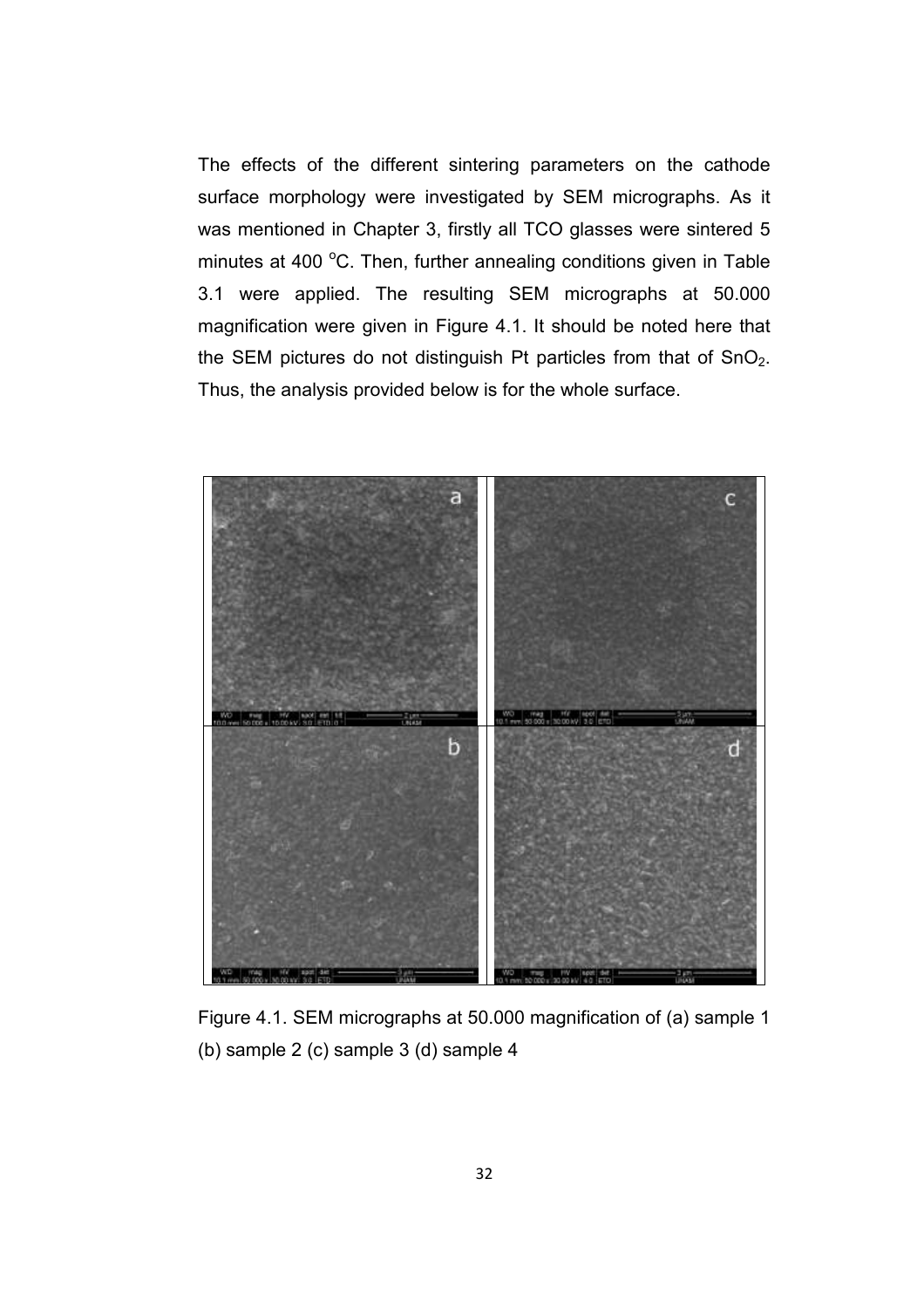The effects of the different sintering parameters on the cathode surface morphology were investigated by SEM micrographs. As it was mentioned in Chapter 3, firstly all TCO glasses were sintered 5 minutes at 400 $^{o}$C. Then, further annealing conditions given in Table 3.1 were applied. The resulting SEM micrographs at 50.000 magnification were given in Figure 4.1. It should be noted here that the SEM pictures do not distinguish Pt particles from that of $SnO_2$. Thus, the analysis provided below is for the whole surface.

Figure 4.1. SEM micrographs at 50.000 magnification of (a) sample 1 (b) sample 2 (c) sample 3 (d) sample 4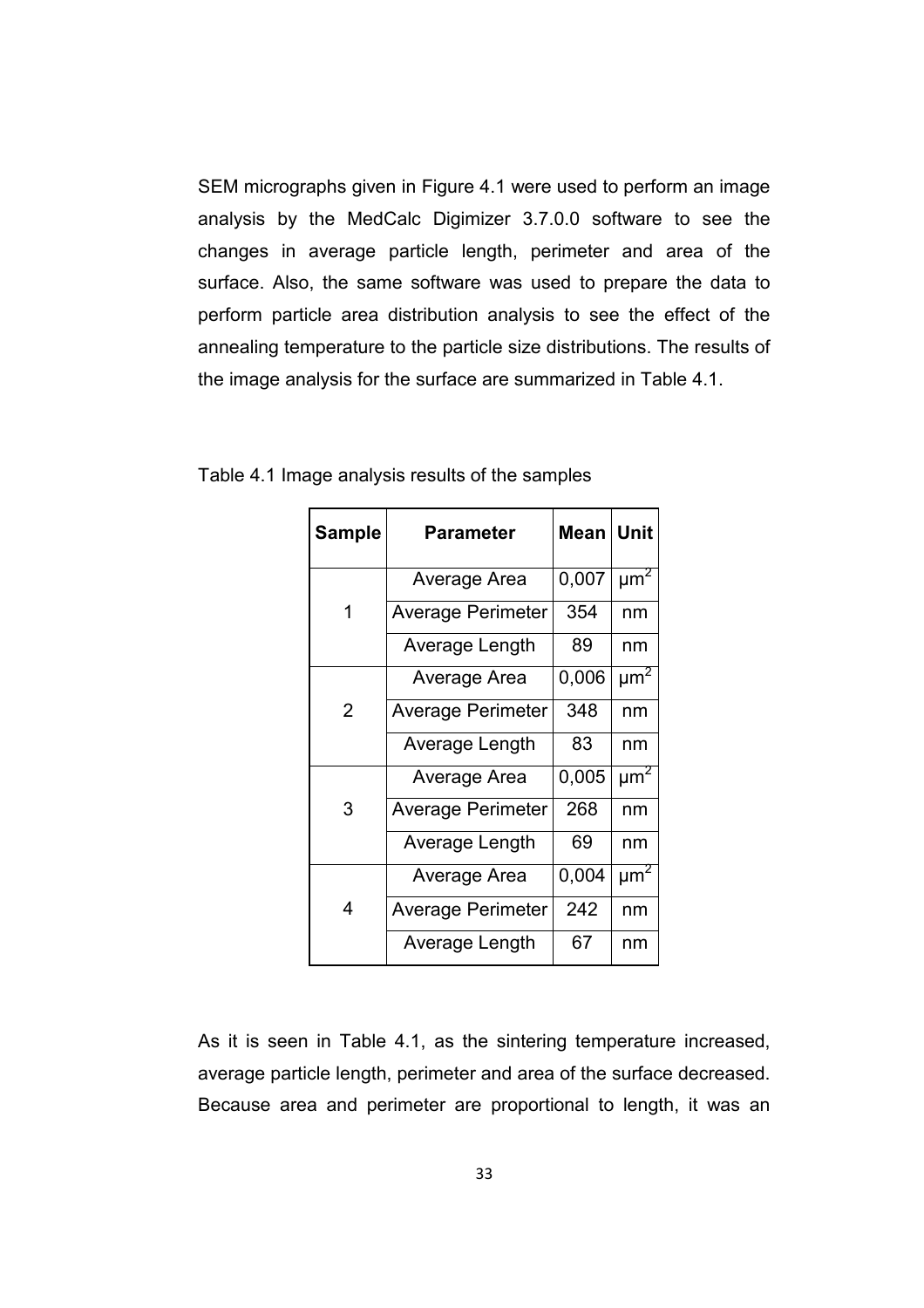SEM micrographs given in Figure 4.1 were used to perform an image analysis by the MedCalc Digimizer 3.7.0.0 software to see the changes in average particle length, perimeter and area of the surface. Also, the same software was used to prepare the data to perform particle area distribution analysis to see the effect of the annealing temperature to the particle size distributions. The results of the image analysis for the surface are summarized in Table 4.1.

Table 4.1 Image analysis results of the samples

| Sample | Parameter | Mean | Unit |
|---|---|---|---|
| 1 | Average Area | 0,007 | $\mu m^2$ |
| | Average Perimeter | 354 | nm |
| | Average Length | 89 | nm |
| 2 | Average Area | 0,006 | $\mu m^2$ |
| | Average Perimeter | 348 | nm |
| | Average Length | 83 | nm |
| 3 | Average Area | 0,005 | $\mu m^2$ |
| | Average Perimeter | 268 | nm |
| | Average Length | 69 | nm |
| 4 | Average Area | 0,004 | $\mu m^2$ |
| | Average Perimeter | 242 | nm |
| | Average Length | 67 | nm |

As it is seen in Table 4.1, as the sintering temperature increased, average particle length, perimeter and area of the surface decreased. Because area and perimeter are proportional to length, it was an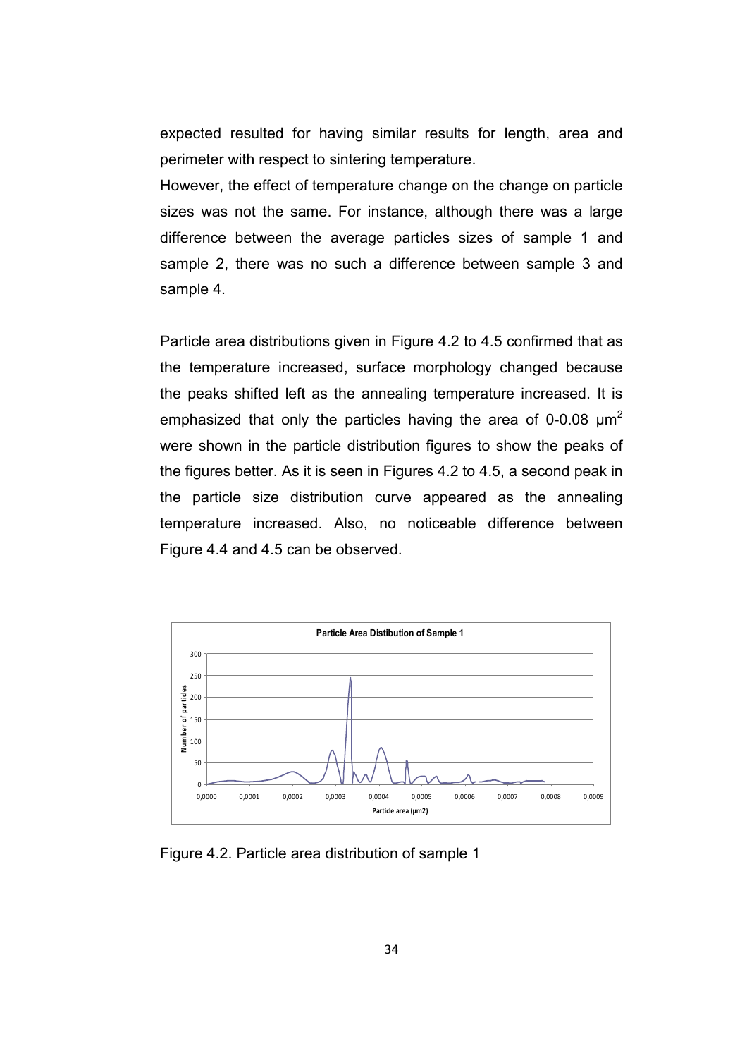expected resulted for having similar results for length, area and perimeter with respect to sintering temperature.

However, the effect of temperature change on the change on particle sizes was not the same. For instance, although there was a large difference between the average particles sizes of sample 1 and sample 2, there was no such a difference between sample 3 and sample 4.

Particle area distributions given in Figure 4.2 to 4.5 confirmed that as the temperature increased, surface morphology changed because the peaks shifted left as the annealing temperature increased. It is emphasized that only the particles having the area of 0-0.08 $\mu m^2$ were shown in the particle distribution figures to show the peaks of the figures better. As it is seen in Figures 4.2 to 4.5, a second peak in the particle size distribution curve appeared as the annealing temperature increased. Also, no noticeable difference between Figure 4.4 and 4.5 can be observed.

Figure 4.2. Particle area distribution of sample 1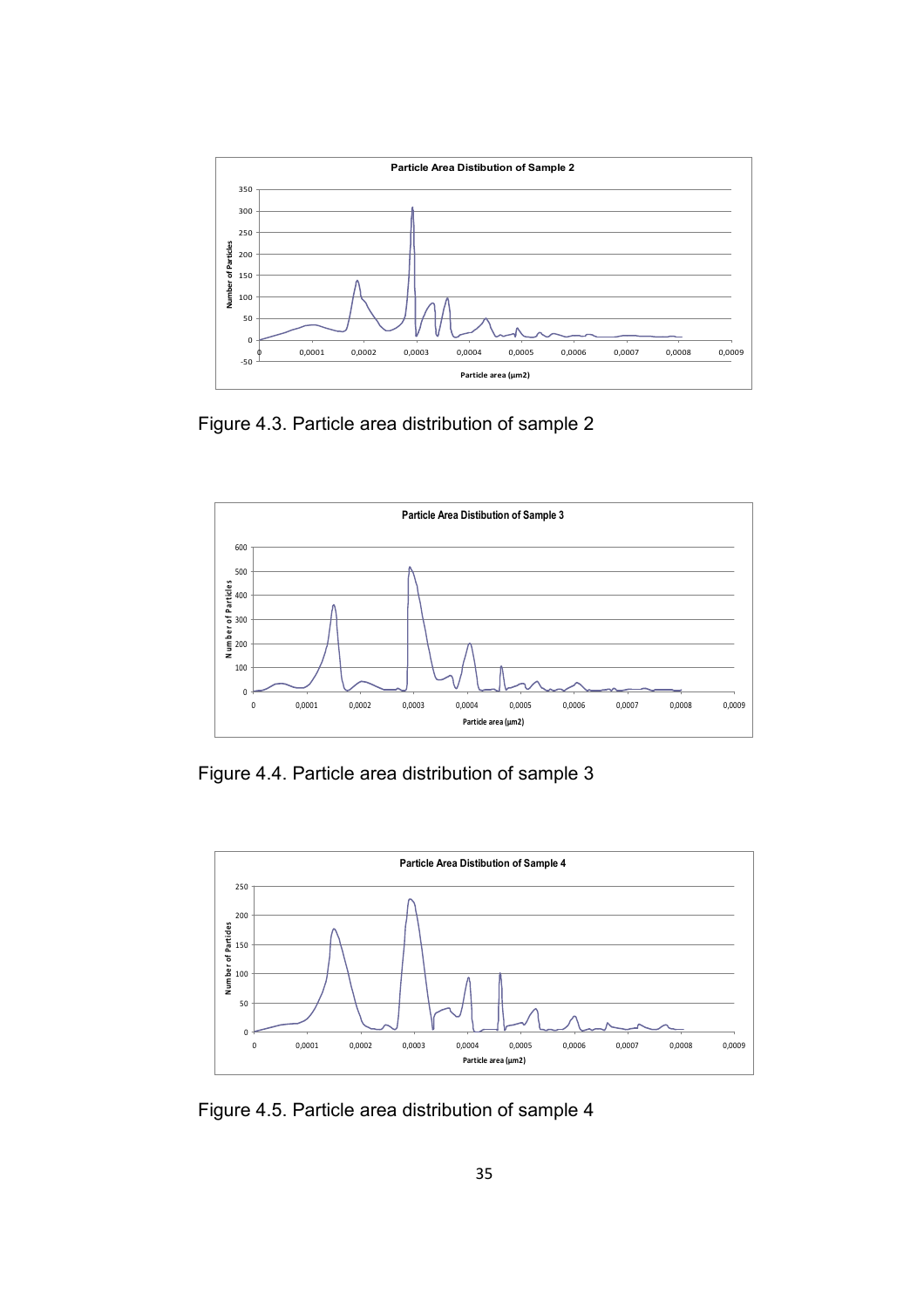Figure 4.3. Particle area distribution of sample 2

Figure 4.4. Particle area distribution of sample 3

Figure 4.5. Particle area distribution of sample 4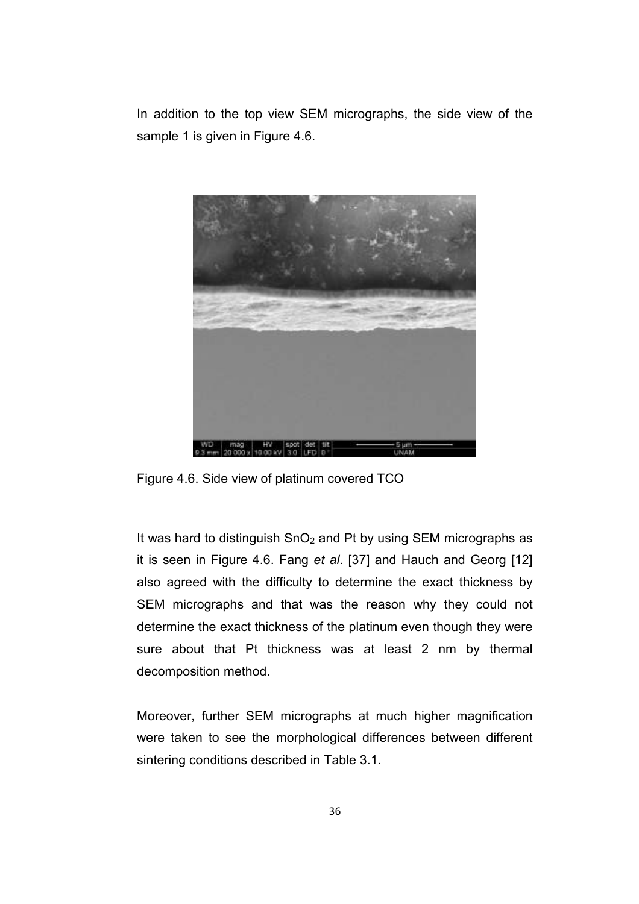In addition to the top view SEM micrographs, the side view of the sample 1 is given in Figure 4.6.

Figure 4.6. Side view of platinum covered TCO

It was hard to distinguish $SnO_2$ and Pt by using SEM micrographs as it is seen in Figure 4.6. Fang *et al*. [37] and Hauch and Georg [12] also agreed with the difficulty to determine the exact thickness by SEM micrographs and that was the reason why they could not determine the exact thickness of the platinum even though they were sure about that Pt thickness was at least 2 nm by thermal decomposition method.

Moreover, further SEM micrographs at much higher magnification were taken to see the morphological differences between different sintering conditions described in Table 3.1.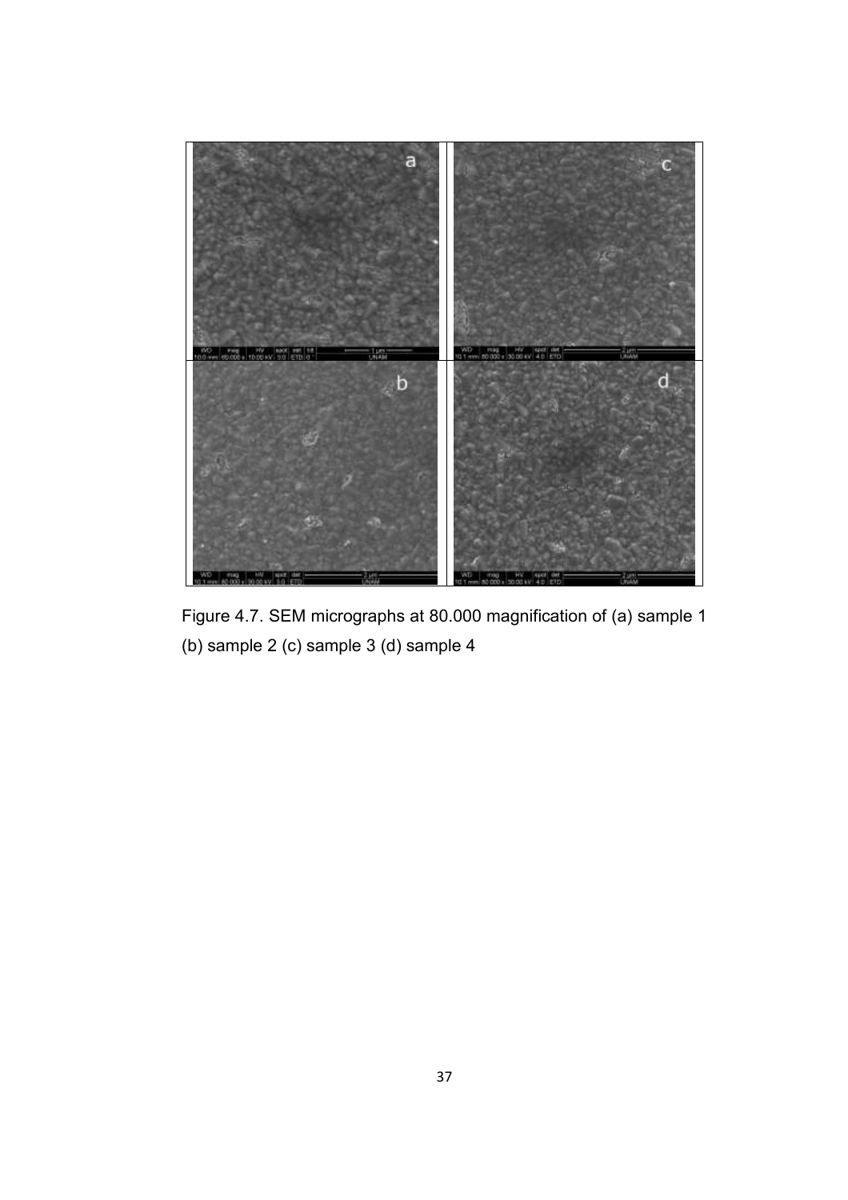Figure 4.7. SEM micrographs at 80.000 magnification of (a) sample 1 (b) sample 2 (c) sample 3 (d) sample 4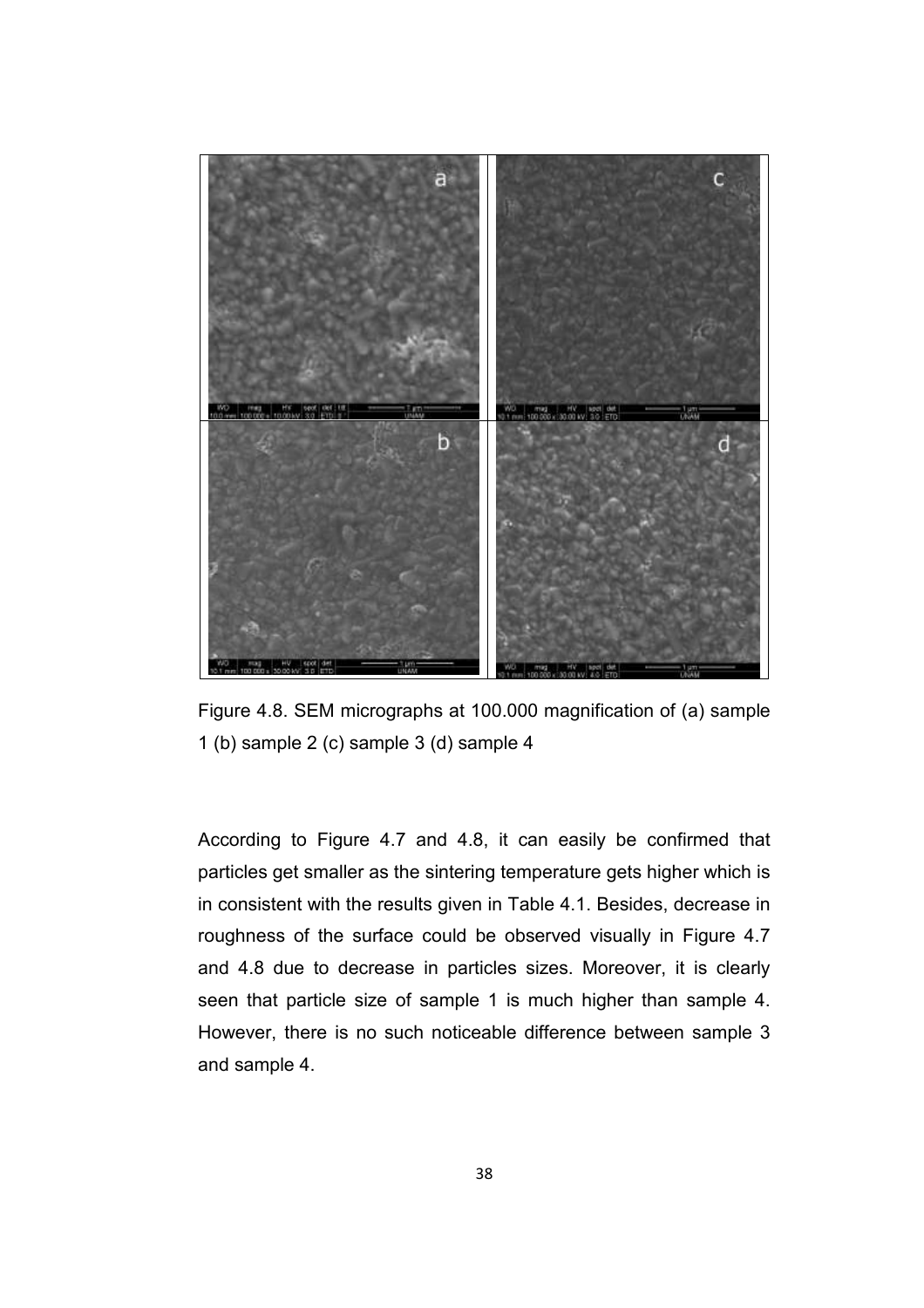Figure 4.8. SEM micrographs at 100.000 magnification of (a) sample 1 (b) sample 2 (c) sample 3 (d) sample 4

According to Figure 4.7 and 4.8, it can easily be confirmed that particles get smaller as the sintering temperature gets higher which is in consistent with the results given in Table 4.1. Besides, decrease in roughness of the surface could be observed visually in Figure 4.7 and 4.8 due to decrease in particles sizes. Moreover, it is clearly seen that particle size of sample 1 is much higher than sample 4. However, there is no such noticeable difference between sample 3 and sample 4.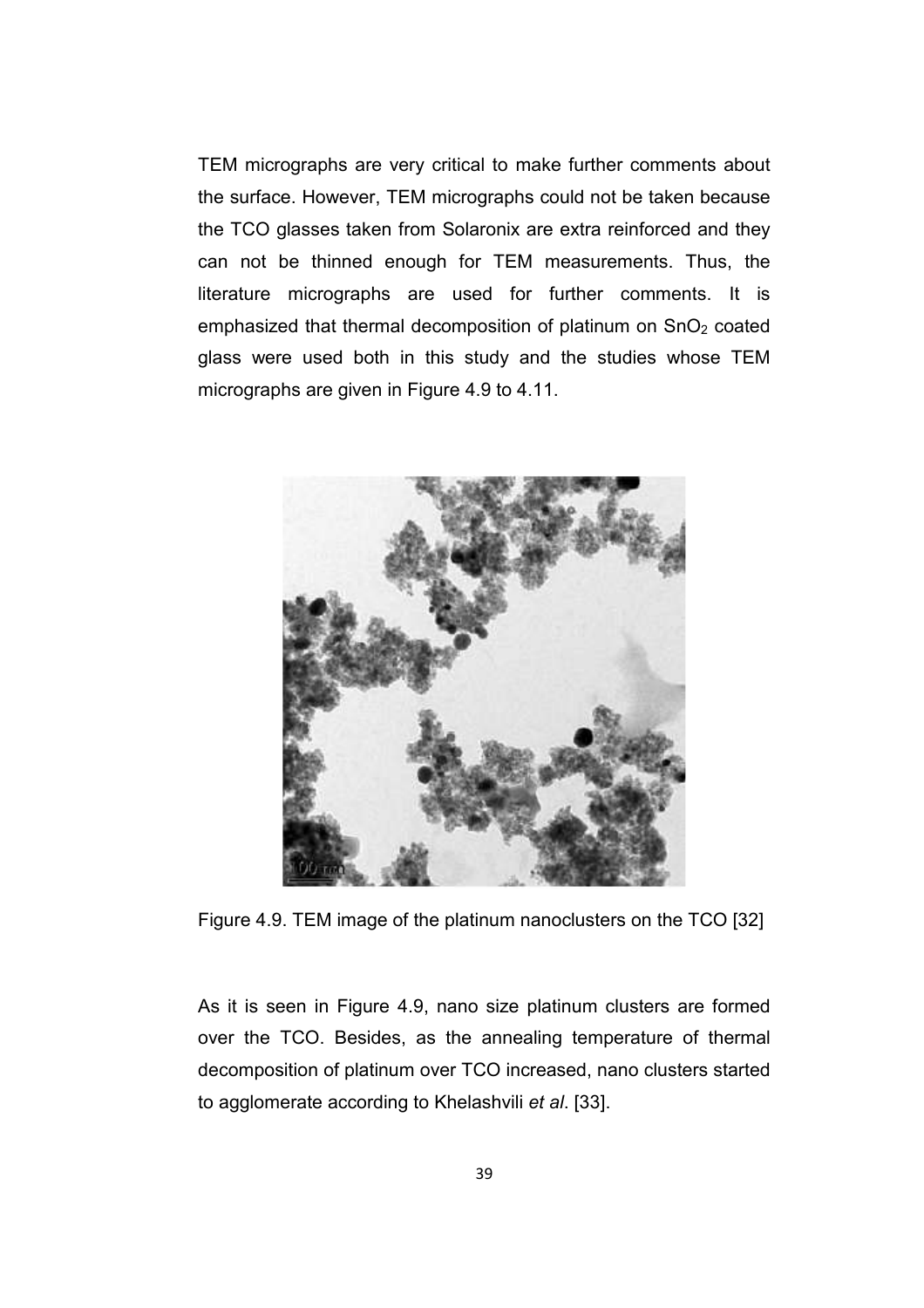TEM micrographs are very critical to make further comments about the surface. However, TEM micrographs could not be taken because the TCO glasses taken from Solaronix are extra reinforced and they can not be thinned enough for TEM measurements. Thus, the literature micrographs are used for further comments. It is emphasized that thermal decomposition of platinum on $SnO_2$ coated glass were used both in this study and the studies whose TEM micrographs are given in Figure 4.9 to 4.11.

Figure 4.9. TEM image of the platinum nanoclusters on the TCO [32]

As it is seen in Figure 4.9, nano size platinum clusters are formed over the TCO. Besides, as the annealing temperature of thermal decomposition of platinum over TCO increased, nano clusters started to agglomerate according to Khelashvili *et al*. [33].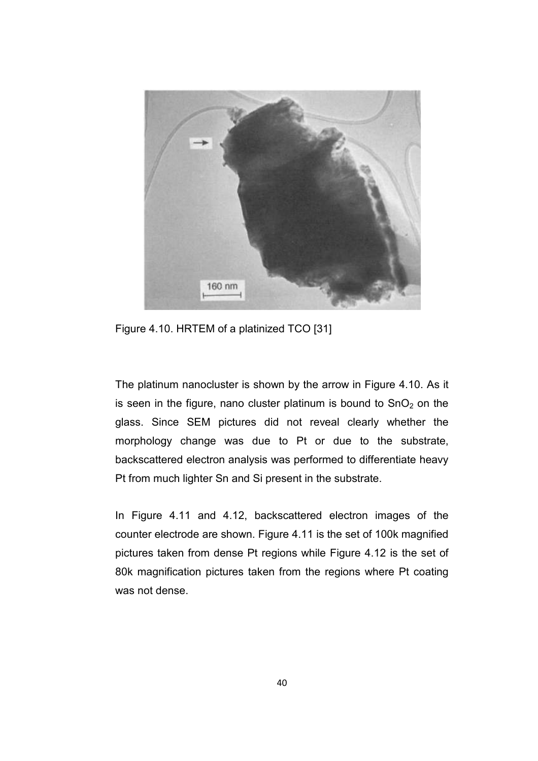Figure 4.10. HRTEM of a platinized TCO [31]

The platinum nanocluster is shown by the arrow in Figure 4.10. As it is seen in the figure, nano cluster platinum is bound to $SnO_2$ on the glass. Since SEM pictures did not reveal clearly whether the morphology change was due to Pt or due to the substrate, backscattered electron analysis was performed to differentiate heavy Pt from much lighter Sn and Si present in the substrate.

In Figure 4.11 and 4.12, backscattered electron images of the counter electrode are shown. Figure 4.11 is the set of 100k magnified pictures taken from dense Pt regions while Figure 4.12 is the set of 80k magnification pictures taken from the regions where Pt coating was not dense.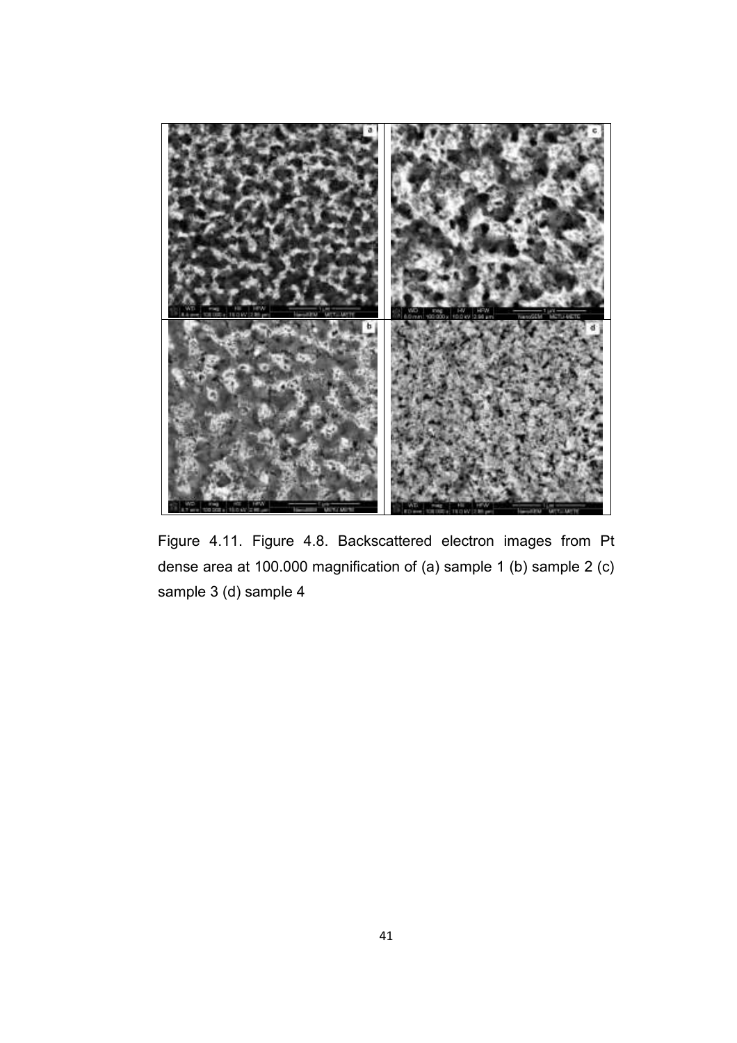Figure 4.11. Figure 4.8. Backscattered electron images from Pt dense area at 100.000 magnification of (a) sample 1 (b) sample 2 (c) sample 3 (d) sample 4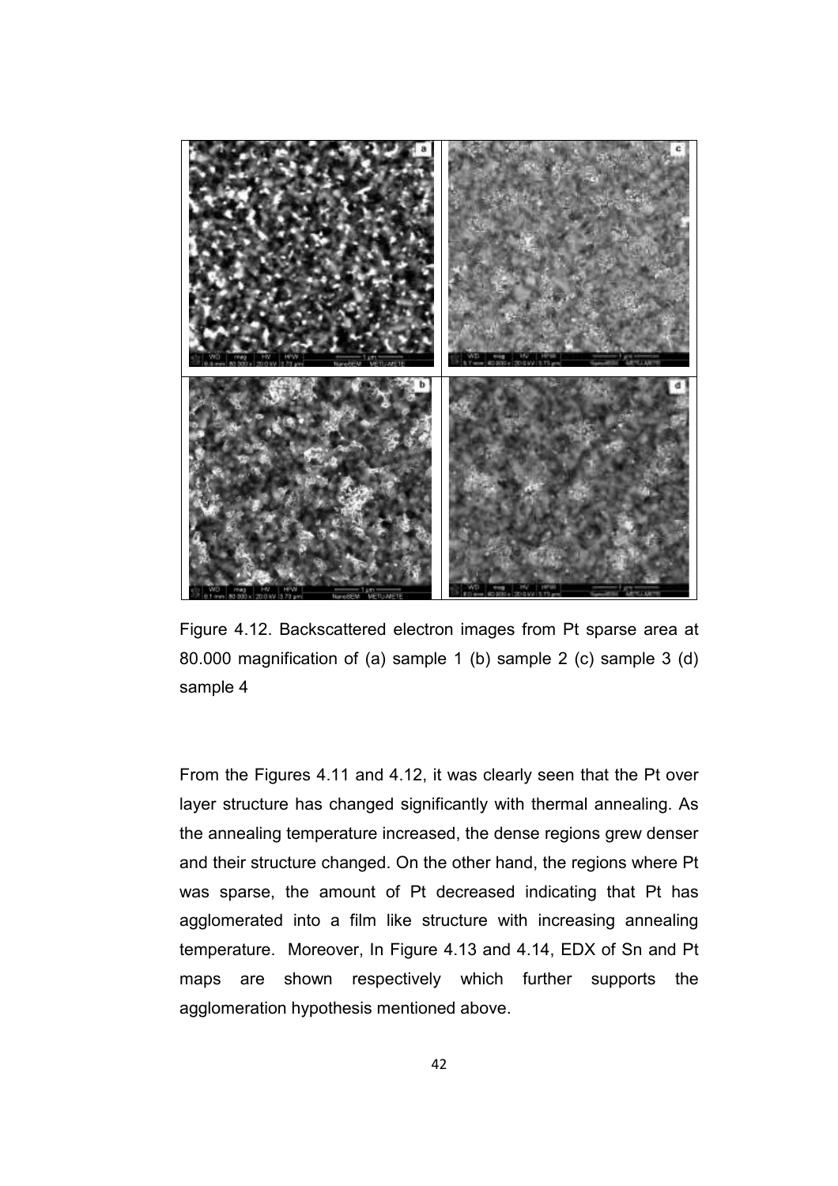Figure 4.12. Backscattered electron images from Pt sparse area at 80.000 magnification of (a) sample 1 (b) sample 2 (c) sample 3 (d) sample 4

From the Figures 4.11 and 4.12, it was clearly seen that the Pt over layer structure has changed significantly with thermal annealing. As the annealing temperature increased, the dense regions grew denser and their structure changed. On the other hand, the regions where Pt was sparse, the amount of Pt decreased indicating that Pt has agglomerated into a film like structure with increasing annealing temperature. Moreover, In Figure 4.13 and 4.14, EDX of Sn and Pt maps are shown respectively which further supports the agglomeration hypothesis mentioned above.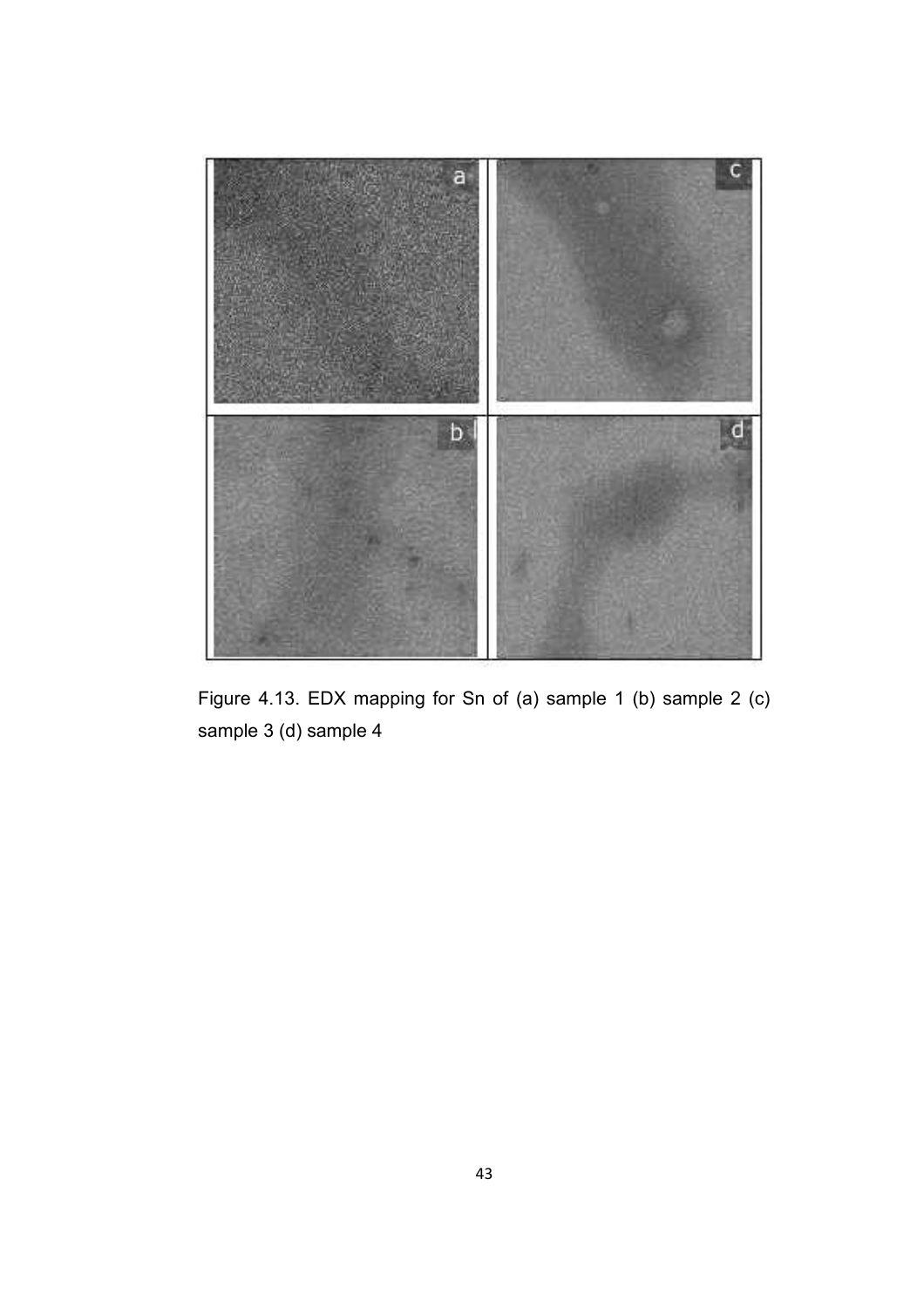Figure 4.13. EDX mapping for Sn of (a) sample 1 (b) sample 2 (c) sample 3 (d) sample 4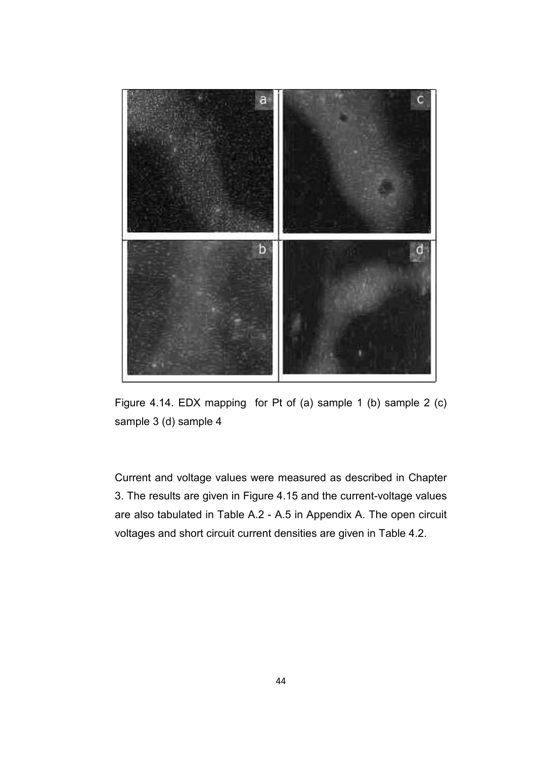Figure 4.14. EDX mapping for Pt of (a) sample 1 (b) sample 2 (c) sample 3 (d) sample 4

Current and voltage values were measured as described in Chapter 3. The results are given in Figure 4.15 and the current-voltage values are also tabulated in Table A.2 - A.5 in Appendix A. The open circuit voltages and short circuit current densities are given in Table 4.2.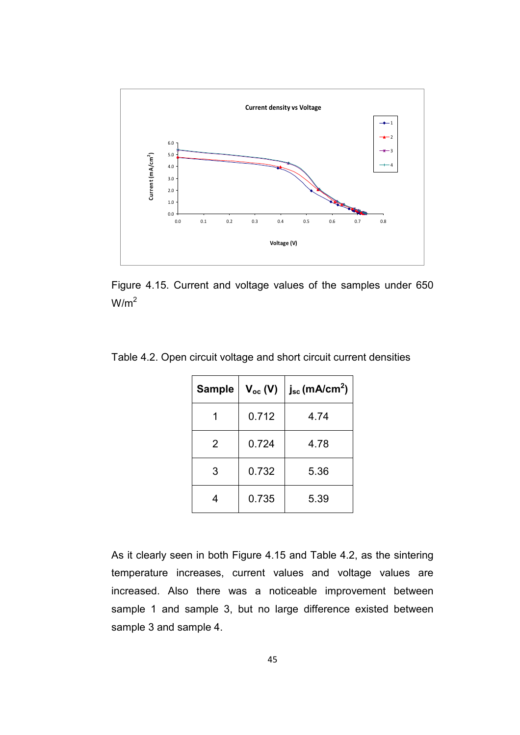Figure 4.15. Current and voltage values of the samples under 650 W/m$^2$

Table 4.2. Open circuit voltage and short circuit current densities

| Sample | $V_{oc}$ (V) | $j_{sc}$ (mA/cm$^2$) |
|---|---|---|
| 1 | 0.712 | 4.74 |
| 2 | 0.724 | 4.78 |
| 3 | 0.732 | 5.36 |
| 4 | 0.735 | 5.39 |

As it clearly seen in both Figure 4.15 and Table 4.2, as the sintering temperature increases, current values and voltage values are increased. Also there was a noticeable improvement between sample 1 and sample 3, but no large difference existed between sample 3 and sample 4.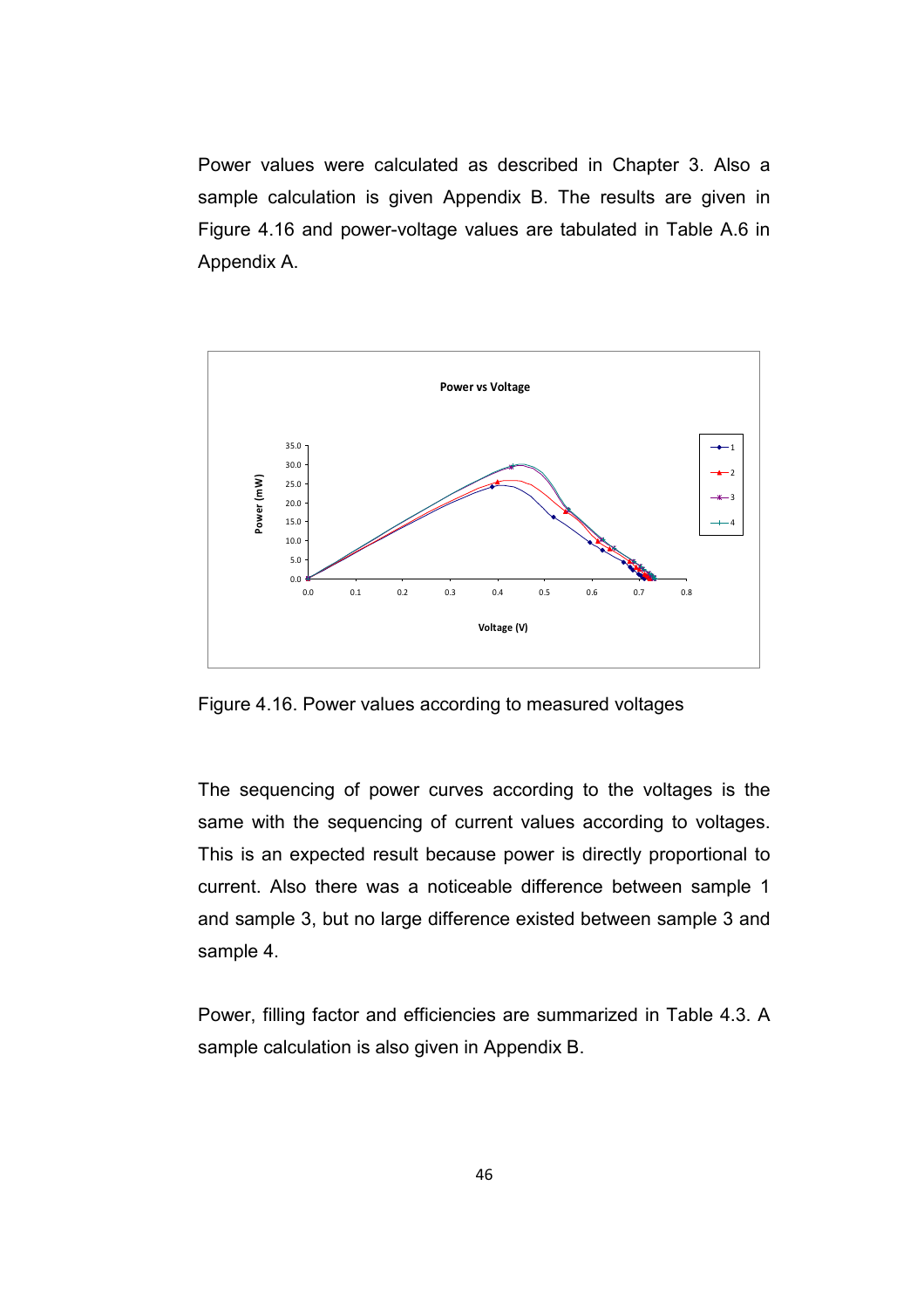Power values were calculated as described in Chapter 3. Also a sample calculation is given Appendix B. The results are given in Figure 4.16 and power-voltage values are tabulated in Table A.6 in Appendix A.

Figure 4.16. Power values according to measured voltages

The sequencing of power curves according to the voltages is the same with the sequencing of current values according to voltages. This is an expected result because power is directly proportional to current. Also there was a noticeable difference between sample 1 and sample 3, but no large difference existed between sample 3 and sample 4.

Power, filling factor and efficiencies are summarized in Table 4.3. A sample calculation is also given in Appendix B.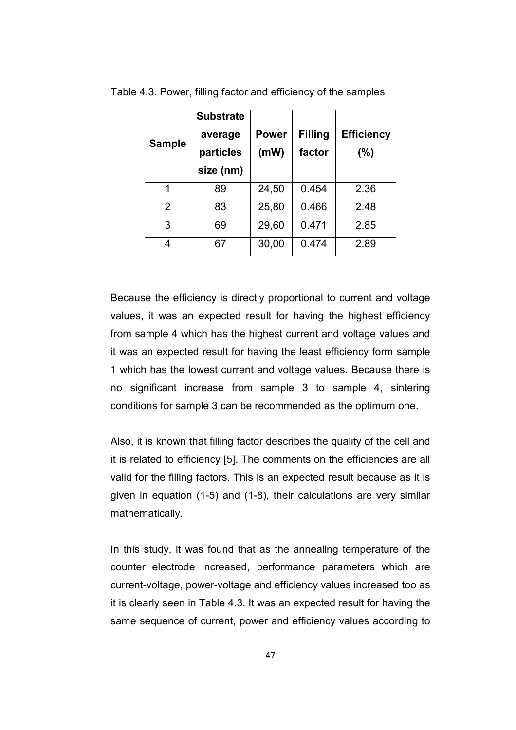Table 4.3. Power, filling factor and efficiency of the samples

| Sample | Substrate average particles size (nm) | Power (mW) | Filling factor | Efficiency (%) |
|---|---|---|---|---|
| 1 | 89 | 24,50 | 0.454 | 2.36 |
| 2 | 83 | 25,80 | 0.466 | 2.48 |
| 3 | 69 | 29,60 | 0.471 | 2.85 |
| 4 | 67 | 30,00 | 0.474 | 2.89 |

Because the efficiency is directly proportional to current and voltage values, it was an expected result for having the highest efficiency from sample 4 which has the highest current and voltage values and it was an expected result for having the least efficiency form sample 1 which has the lowest current and voltage values. Because there is no significant increase from sample 3 to sample 4, sintering conditions for sample 3 can be recommended as the optimum one.

Also, it is known that filling factor describes the quality of the cell and it is related to efficiency [5]. The comments on the efficiencies are all valid for the filling factors. This is an expected result because as it is given in equation (1-5) and (1-8), their calculations are very similar mathematically.

In this study, it was found that as the annealing temperature of the counter electrode increased, performance parameters which are current-voltage, power-voltage and efficiency values increased too as it is clearly seen in Table 4.3. It was an expected result for having the same sequence of current, power and efficiency values according to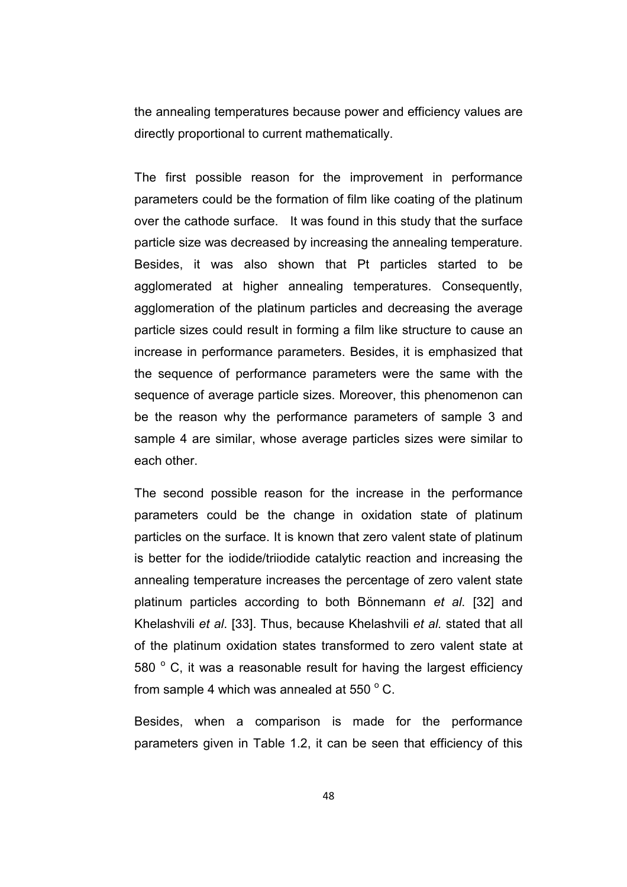the annealing temperatures because power and efficiency values are directly proportional to current mathematically.

The first possible reason for the improvement in performance parameters could be the formation of film like coating of the platinum over the cathode surface. It was found in this study that the surface particle size was decreased by increasing the annealing temperature. Besides, it was also shown that Pt particles started to be agglomerated at higher annealing temperatures. Consequently, agglomeration of the platinum particles and decreasing the average particle sizes could result in forming a film like structure to cause an increase in performance parameters. Besides, it is emphasized that the sequence of performance parameters were the same with the sequence of average particle sizes. Moreover, this phenomenon can be the reason why the performance parameters of sample 3 and sample 4 are similar, whose average particles sizes were similar to each other.

The second possible reason for the increase in the performance parameters could be the change in oxidation state of platinum particles on the surface. It is known that zero valent state of platinum is better for the iodide/triiodide catalytic reaction and increasing the annealing temperature increases the percentage of zero valent state platinum particles according to both Bönnemann *et al*. [32] and Khelashvili *et al*. [33]. Thus, because Khelashvili *et al.* stated that all of the platinum oxidation states transformed to zero valent state at 580 $^{o}$ C, it was a reasonable result for having the largest efficiency from sample 4 which was annealed at 550 $^{o}$ C.

Besides, when a comparison is made for the performance parameters given in Table 1.2, it can be seen that efficiency of this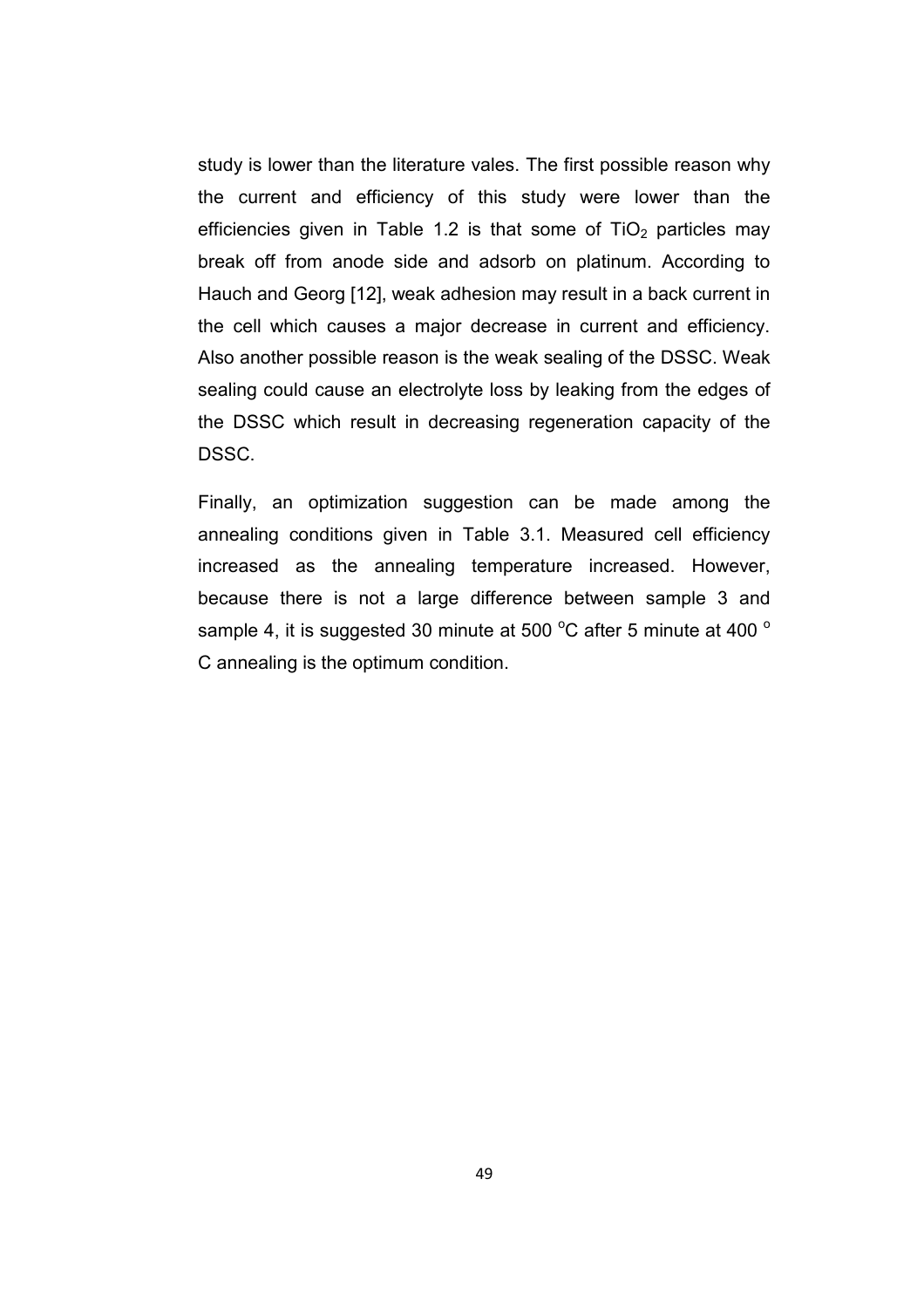study is lower than the literature vales. The first possible reason why the current and efficiency of this study were lower than the efficiencies given in Table 1.2 is that some of $TiO_2$ particles may break off from anode side and adsorb on platinum. According to Hauch and Georg [12], weak adhesion may result in a back current in the cell which causes a major decrease in current and efficiency. Also another possible reason is the weak sealing of the DSSC. Weak sealing could cause an electrolyte loss by leaking from the edges of the DSSC which result in decreasing regeneration capacity of the DSSC.

Finally, an optimization suggestion can be made among the annealing conditions given in Table 3.1. Measured cell efficiency increased as the annealing temperature increased. However, because there is not a large difference between sample 3 and sample 4, it is suggested 30 minute at 500 $^{o}$C after 5 minute at 400 $^{o}$C annealing is the optimum condition.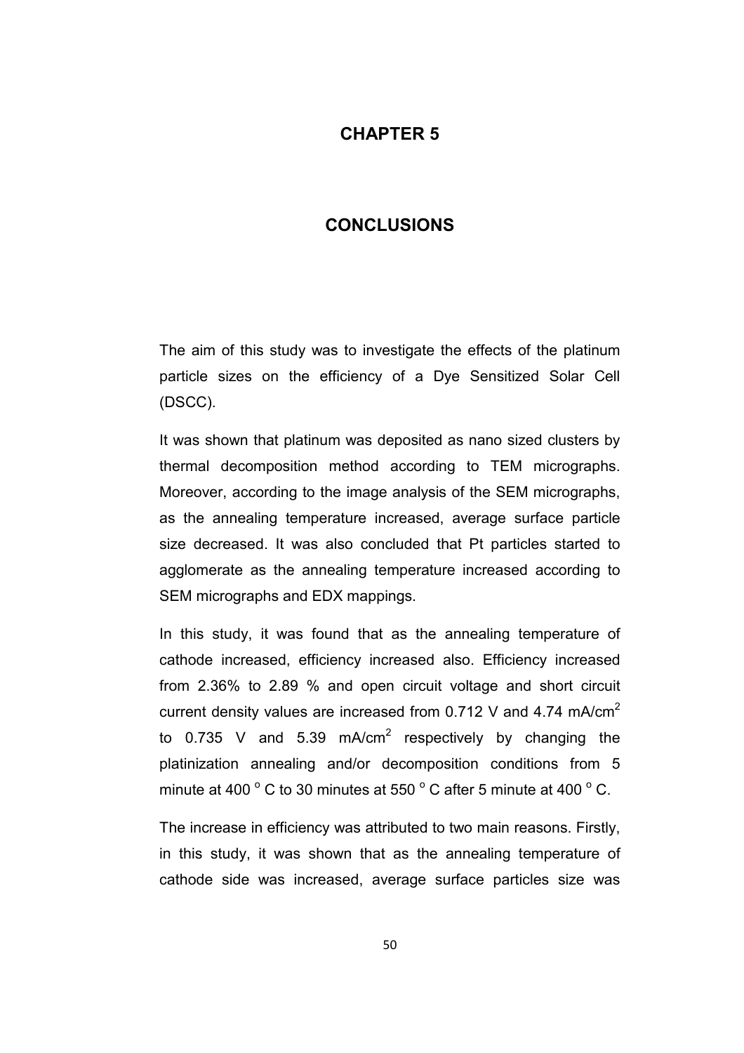# CHAPTER 5

# CONCLUSIONS

The aim of this study was to investigate the effects of the platinum particle sizes on the efficiency of a Dye Sensitized Solar Cell (DSCC).

It was shown that platinum was deposited as nano sized clusters by thermal decomposition method according to TEM micrographs. Moreover, according to the image analysis of the SEM micrographs, as the annealing temperature increased, average surface particle size decreased. It was also concluded that Pt particles started to agglomerate as the annealing temperature increased according to SEM micrographs and EDX mappings.

In this study, it was found that as the annealing temperature of cathode increased, efficiency increased also. Efficiency increased from 2.36% to 2.89 % and open circuit voltage and short circuit current density values are increased from 0.712 V and 4.74 mA/cm$^2$ to 0.735 V and 5.39 mA/cm$^2$ respectively by changing the platinization annealing and/or decomposition conditions from 5 minute at 400 $^o$ C to 30 minutes at 550 $^o$ C after 5 minute at 400 $^o$ C.

The increase in efficiency was attributed to two main reasons. Firstly, in this study, it was shown that as the annealing temperature of cathode side was increased, average surface particles size was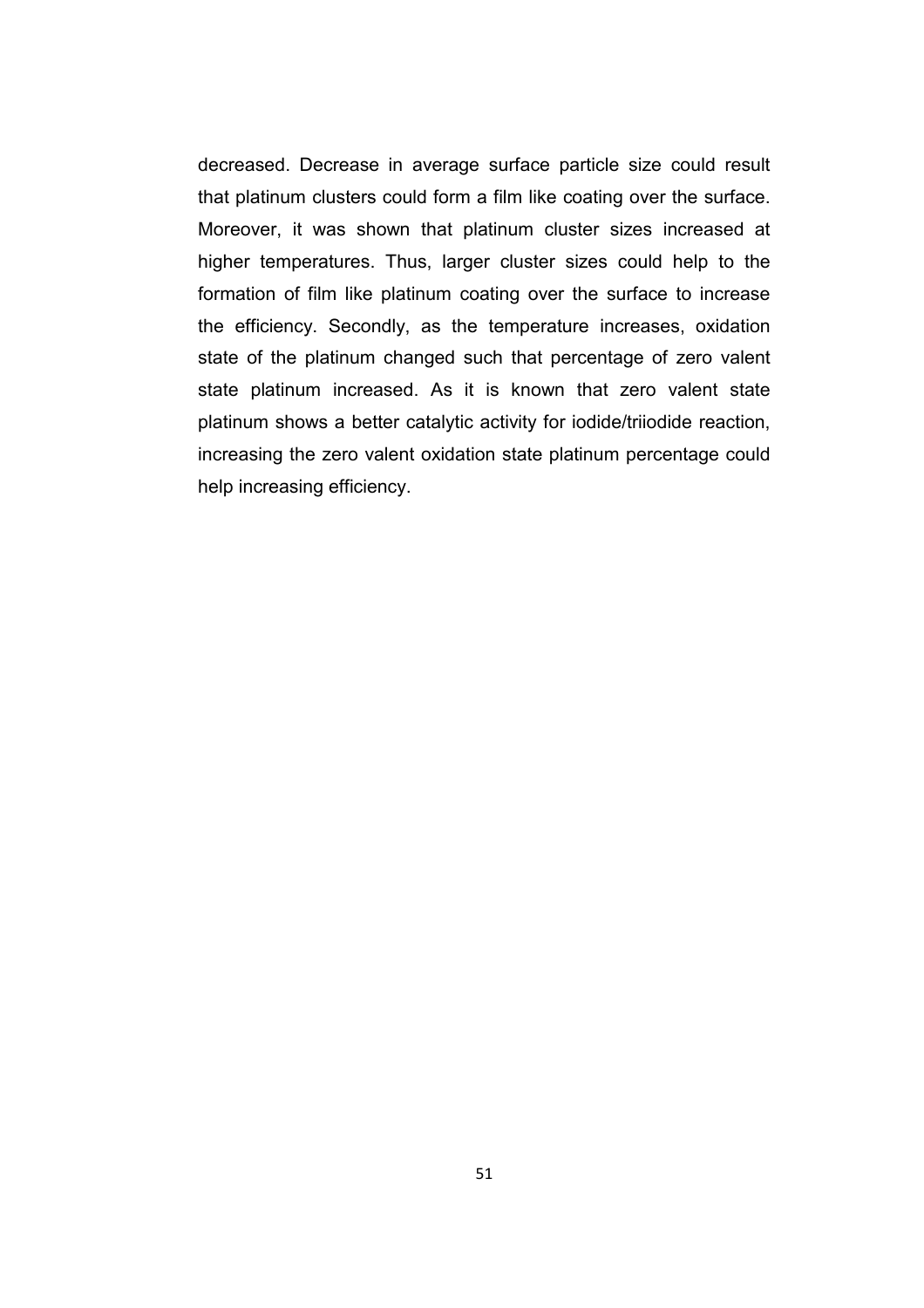decreased. Decrease in average surface particle size could result that platinum clusters could form a film like coating over the surface. Moreover, it was shown that platinum cluster sizes increased at higher temperatures. Thus, larger cluster sizes could help to the formation of film like platinum coating over the surface to increase the efficiency. Secondly, as the temperature increases, oxidation state of the platinum changed such that percentage of zero valent state platinum increased. As it is known that zero valent state platinum shows a better catalytic activity for iodide/triiodide reaction, increasing the zero valent oxidation state platinum percentage could help increasing efficiency.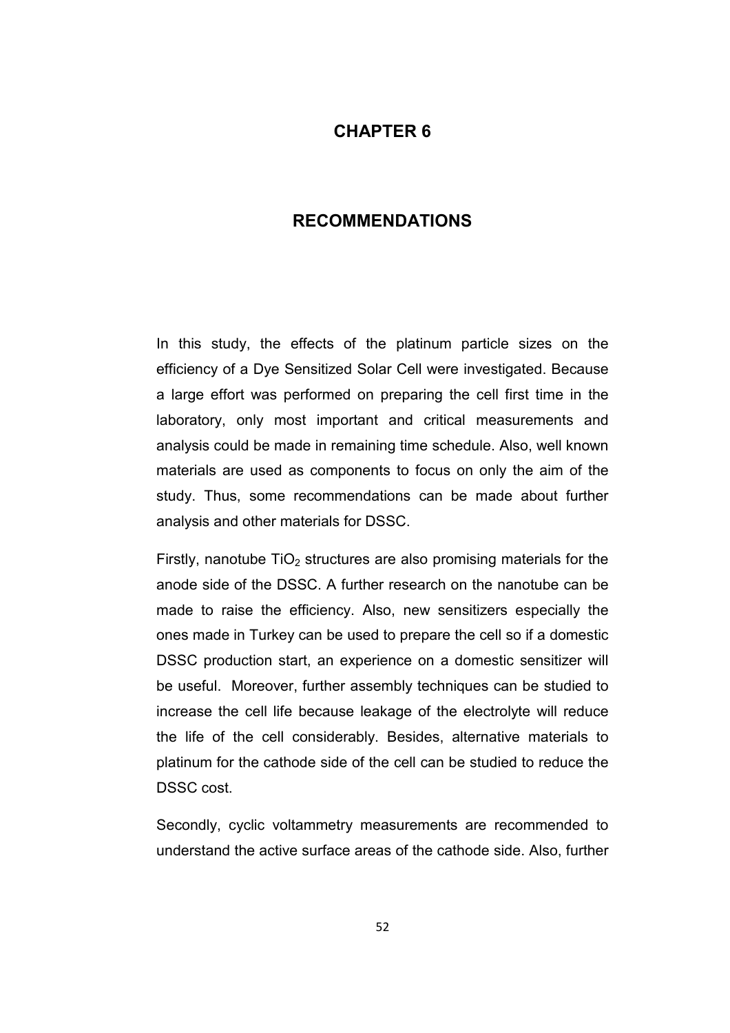# CHAPTER 6

# RECOMMENDATIONS

In this study, the effects of the platinum particle sizes on the efficiency of a Dye Sensitized Solar Cell were investigated. Because a large effort was performed on preparing the cell first time in the laboratory, only most important and critical measurements and analysis could be made in remaining time schedule. Also, well known materials are used as components to focus on only the aim of the study. Thus, some recommendations can be made about further analysis and other materials for DSSC.

Firstly, nanotube $TiO_2$ structures are also promising materials for the anode side of the DSSC. A further research on the nanotube can be made to raise the efficiency. Also, new sensitizers especially the ones made in Turkey can be used to prepare the cell so if a domestic DSSC production start, an experience on a domestic sensitizer will be useful. Moreover, further assembly techniques can be studied to increase the cell life because leakage of the electrolyte will reduce the life of the cell considerably. Besides, alternative materials to platinum for the cathode side of the cell can be studied to reduce the DSSC cost.

Secondly, cyclic voltammetry measurements are recommended to understand the active surface areas of the cathode side. Also, further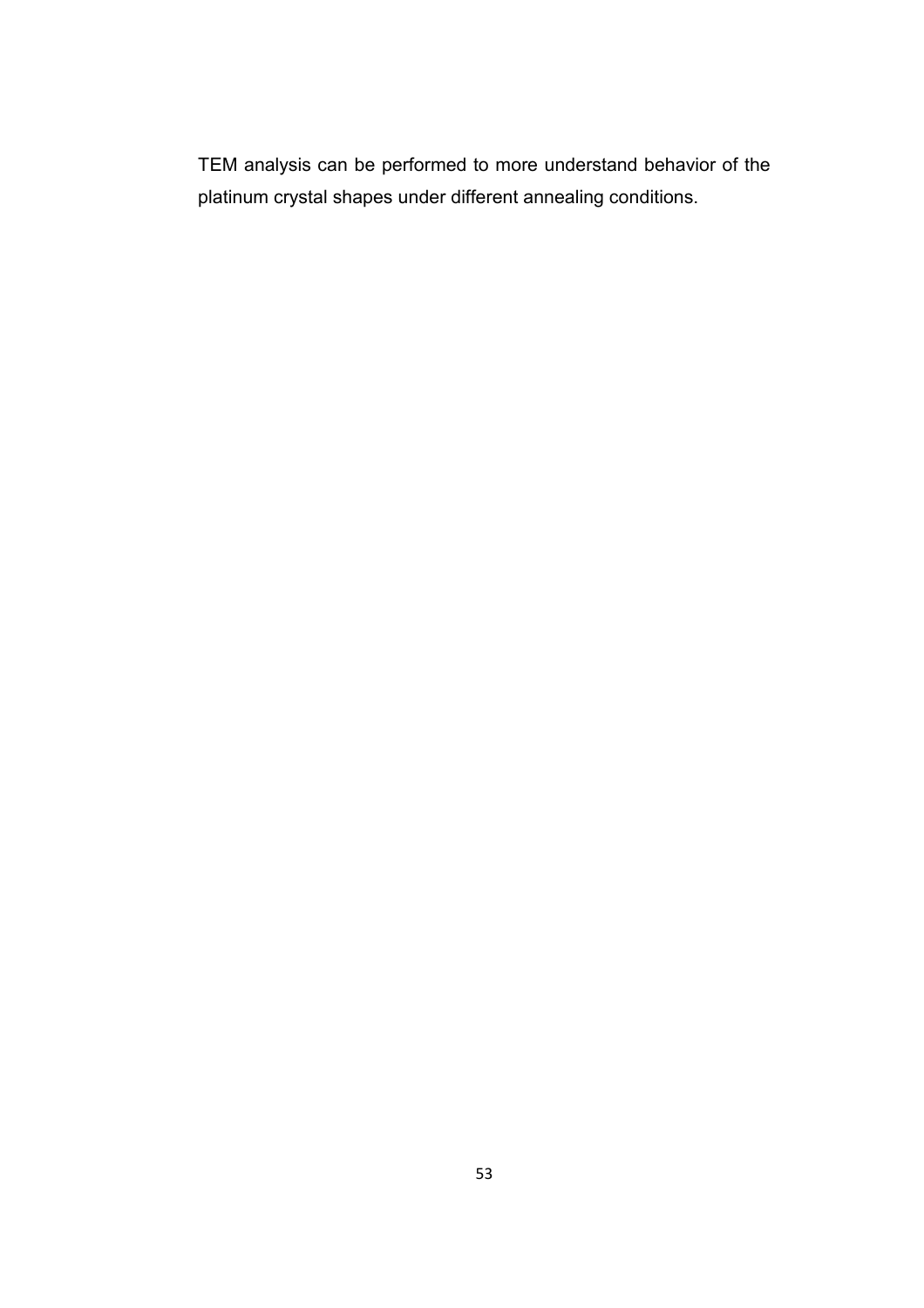TEM analysis can be performed to more understand behavior of the platinum crystal shapes under different annealing conditions.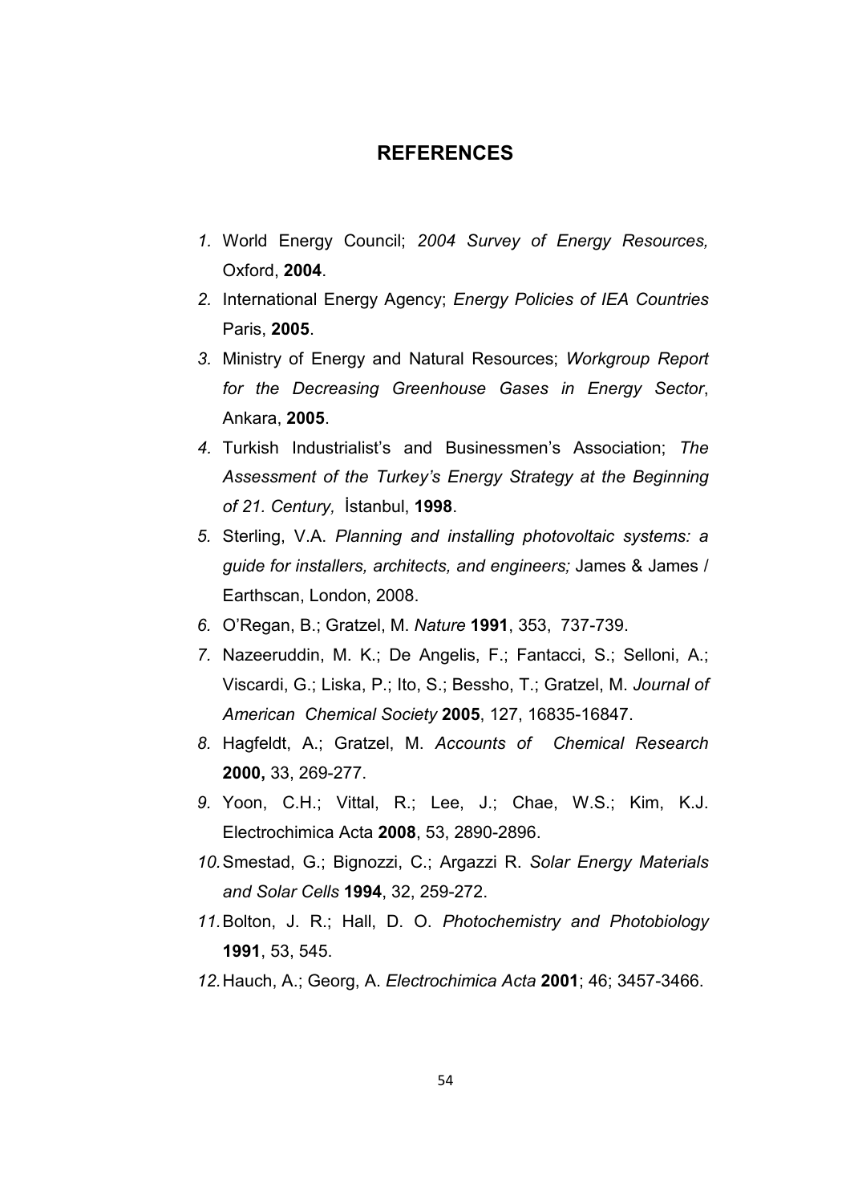# REFERENCES

1. World Energy Council; *2004 Survey of Energy Resources,* Oxford, **2004**.
2. International Energy Agency; *Energy Policies of IEA Countries* Paris, **2005**.
3. Ministry of Energy and Natural Resources; *Workgroup Report for the Decreasing Greenhouse Gases in Energy Sector*, Ankara, **2005**.
4. Turkish Industrialist's and Businessmen's Association; *The Assessment of the Turkey's Energy Strategy at the Beginning of 21. Century,* İstanbul, **1998**.
5. Sterling, V.A. *Planning and installing photovoltaic systems: a guide for installers, architects, and engineers;* James & James / Earthscan, London, 2008.
6. O'Regan, B.; Gratzel, M. *Nature* **1991**, 353, 737-739.
7. Nazeeruddin, M. K.; De Angelis, F.; Fantacci, S.; Selloni, A.; Viscardi, G.; Liska, P.; Ito, S.; Bessho, T.; Gratzel, M. *Journal of American Chemical Society* **2005**, 127, 16835-16847.
8. Hagfeldt, A.; Gratzel, M. *Accounts of Chemical Research* **2000,** 33, 269-277.
9. Yoon, C.H.; Vittal, R.; Lee, J.; Chae, W.S.; Kim, K.J. Electrochimica Acta **2008**, 53, 2890-2896.
10. Smestad, G.; Bignozzi, C.; Argazzi R. *Solar Energy Materials and Solar Cells* **1994**, 32, 259-272.
11. Bolton, J. R.; Hall, D. O. *Photochemistry and Photobiology* **1991**, 53, 545.
12. Hauch, A.; Georg, A. *Electrochimica Acta* **2001**; 46; 3457-3466.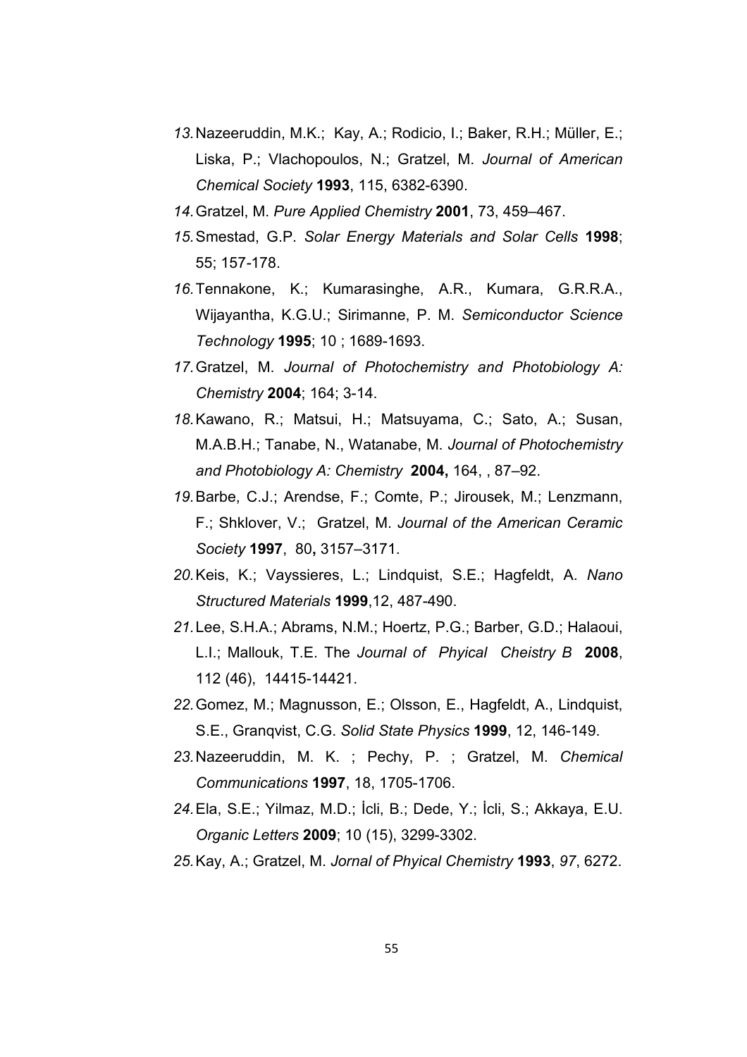13. Nazeeruddin, M.K.; Kay, A.; Rodicio, I.; Baker, R.H.; Müller, E.; Liska, P.; Vlachopoulos, N.; Gratzel, M. *Journal of American Chemical Society* **1993**, 115, 6382-6390.
14. Gratzel, M. *Pure Applied Chemistry* **2001**, 73, 459–467.
15. Smestad, G.P. *Solar Energy Materials and Solar Cells* **1998**; 55; 157-178.
16. Tennakone, K.; Kumarasinghe, A.R., Kumara, G.R.R.A., Wijayantha, K.G.U.; Sirimanne, P. M. *Semiconductor Science Technology* **1995**; 10 ; 1689-1693.
17. Gratzel, M. *Journal of Photochemistry and Photobiology A: Chemistry* **2004**; 164; 3-14.
18. Kawano, R.; Matsui, H.; Matsuyama, C.; Sato, A.; Susan, M.A.B.H.; Tanabe, N., Watanabe, M. *Journal of Photochemistry and Photobiology A: Chemistry* **2004,** 164, , 87–92.
19. Barbe, C.J.; Arendse, F.; Comte, P.; Jirousek, M.; Lenzmann, F.; Shklover, V.; Gratzel, M. *Journal of the American Ceramic Society* **1997**, 80**,** 3157–3171.
20. Keis, K.; Vayssieres, L.; Lindquist, S.E.; Hagfeldt, A. *Nano Structured Materials* **1999**,12, 487-490.
21. Lee, S.H.A.; Abrams, N.M.; Hoertz, P.G.; Barber, G.D.; Halaoui, L.I.; Mallouk, T.E. The *Journal of Phyical Cheistry B* **2008**, 112 (46), 14415-14421.
22. Gomez, M.; Magnusson, E.; Olsson, E., Hagfeldt, A., Lindquist, S.E., Granqvist, C.G. *Solid State Physics* **1999**, 12, 146-149.
23. Nazeeruddin, M. K. ; Pechy, P. ; Gratzel, M. *Chemical Communications* **1997**, 18, 1705-1706.
24. Ela, S.E.; Yilmaz, M.D.; İcli, B.; Dede, Y.; İcli, S.; Akkaya, E.U. *Organic Letters* **2009**; 10 (15), 3299-3302.
25. Kay, A.; Gratzel, M. *Jornal of Phyical Chemistry* **1993**, *97*, 6272.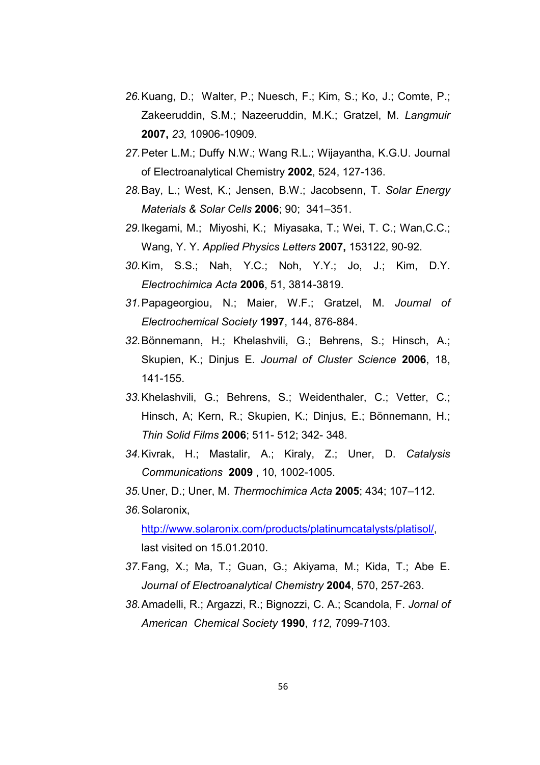26. Kuang, D.; Walter, P.; Nuesch, F.; Kim, S.; Ko, J.; Comte, P.; Zakeeruddin, S.M.; Nazeeruddin, M.K.; Gratzel, M. *Langmuir* **2007,** *23,* 10906-10909.
27. Peter L.M.; Duffy N.W.; Wang R.L.; Wijayantha, K.G.U. Journal of Electroanalytical Chemistry **2002**, 524, 127-136.
28. Bay, L.; West, K.; Jensen, B.W.; Jacobsenn, T. *Solar Energy Materials & Solar Cells* **2006**; 90; 341–351.
29. Ikegami, M.; Miyoshi, K.; Miyasaka, T.; Wei, T. C.; Wan,C.C.; Wang, Y. Y. *Applied Physics Letters* **2007,** 153122, 90-92.
30. Kim, S.S.; Nah, Y.C.; Noh, Y.Y.; Jo, J.; Kim, D.Y. *Electrochimica Acta* **2006**, 51, 3814-3819.
31. Papageorgiou, N.; Maier, W.F.; Gratzel, M. *Journal of Electrochemical Society* **1997**, 144, 876-884.
32. Bönnemann, H.; Khelashvili, G.; Behrens, S.; Hinsch, A.; Skupien, K.; Dinjus E. *Journal of Cluster Science* **2006**, 18, 141-155.
33. Khelashvili, G.; Behrens, S.; Weidenthaler, C.; Vetter, C.; Hinsch, A; Kern, R.; Skupien, K.; Dinjus, E.; Bönnemann, H.; *Thin Solid Films* **2006**; 511- 512; 342- 348.
34. Kivrak, H.; Mastalir, A.; Kiraly, Z.; Uner, D. *Catalysis Communications* **2009** , 10, 1002-1005.
35. Uner, D.; Uner, M. *Thermochimica Acta* **2005**; 434; 107–112.
36. Solaronix, http://www.solaronix.com/products/platinumcatalysts/platisol/, last visited on 15.01.2010.
37. Fang, X.; Ma, T.; Guan, G.; Akiyama, M.; Kida, T.; Abe E. *Journal of Electroanalytical Chemistry* **2004**, 570, 257-263.
38. Amadelli, R.; Argazzi, R.; Bignozzi, C. A.; Scandola, F. *Jornal of American Chemical Society* **1990**, *112,* 7099-7103.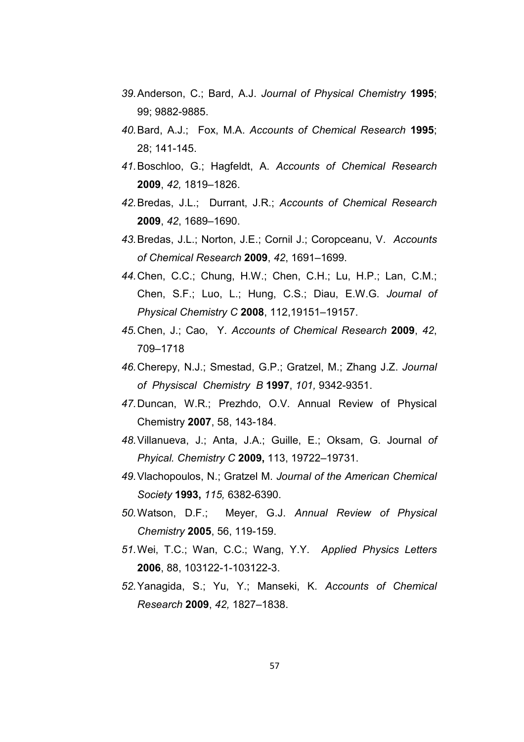39. Anderson, C.; Bard, A.J. *Journal of Physical Chemistry* **1995**; 99; 9882-9885.
40. Bard, A.J.; Fox, M.A. *Accounts of Chemical Research* **1995**; 28; 141-145.
41. Boschloo, G.; Hagfeldt, A. *Accounts of Chemical Research* **2009**, *42,* 1819–1826.
42. Bredas, J.L.; Durrant, J.R.; *Accounts of Chemical Research* **2009**, *42*, 1689–1690.
43. Bredas, J.L.; Norton, J.E.; Cornil J.; Coropceanu, V. *Accounts of Chemical Research* **2009**, *42*, 1691–1699.
44. Chen, C.C.; Chung, H.W.; Chen, C.H.; Lu, H.P.; Lan, C.M.; Chen, S.F.; Luo, L.; Hung, C.S.; Diau, E.W.G. *Journal of Physical Chemistry C* **2008**, 112,19151–19157.
45. Chen, J.; Cao, Y. *Accounts of Chemical Research* **2009**, *42*, 709–1718
46. Cherepy, N.J.; Smestad, G.P.; Gratzel, M.; Zhang J.Z. *Journal of Physiscal Chemistry B* **1997**, *101,* 9342-9351.
47. Duncan, W.R.; Prezhdo, O.V. Annual Review of Physical Chemistry **2007**, 58, 143-184.
48. Villanueva, J.; Anta, J.A.; Guille, E.; Oksam, G. Journal *of Phyical. Chemistry C* **2009,** 113, 19722–19731.
49. Vlachopoulos, N.; Gratzel M. *Journal of the American Chemical Society* **1993,** *115,* 6382-6390.
50. Watson, D.F.; Meyer, G.J. *Annual Review of Physical Chemistry* **2005**, 56, 119-159.
51. Wei, T.C.; Wan, C.C.; Wang, Y.Y. *Applied Physics Letters* **2006**, 88, 103122-1-103122-3.
52. Yanagida, S.; Yu, Y.; Manseki, K. *Accounts of Chemical Research* **2009**, *42,* 1827–1838.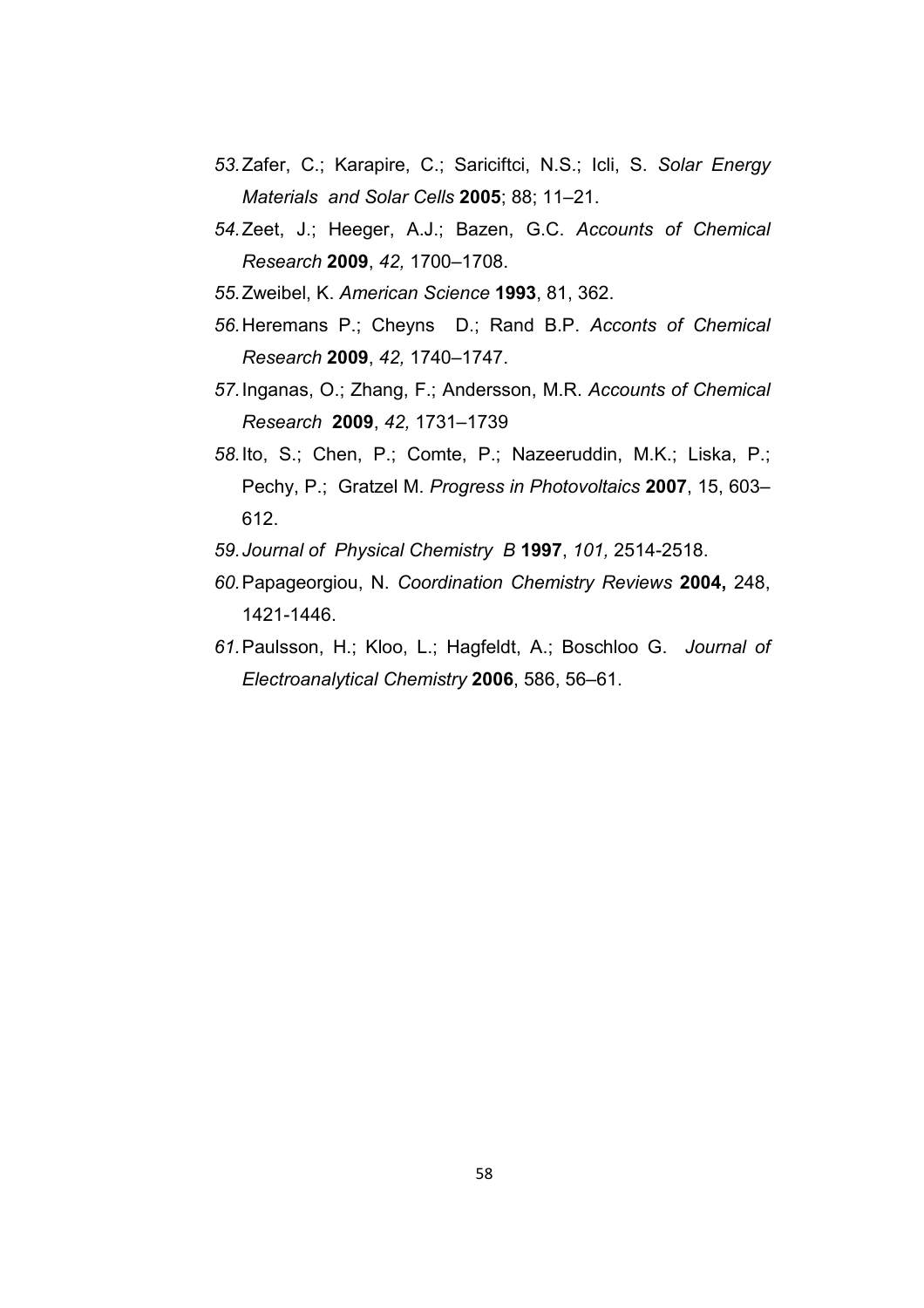53. Zafer, C.; Karapire, C.; Sariciftci, N.S.; Icli, S. *Solar Energy Materials and Solar Cells* **2005**; 88; 11–21.
54. Zeet, J.; Heeger, A.J.; Bazen, G.C. *Accounts of Chemical Research* **2009**, *42,* 1700–1708.
55. Zweibel, K. *American Science* **1993**, 81, 362.
56. Heremans P.; Cheyns D.; Rand B.P. *Acconts of Chemical Research* **2009**, *42,* 1740–1747.
57. Inganas, O.; Zhang, F.; Andersson, M.R. *Accounts of Chemical Research* **2009**, *42,* 1731–1739
58. Ito, S.; Chen, P.; Comte, P.; Nazeeruddin, M.K.; Liska, P.; Pechy, P.; Gratzel M. *Progress in Photovoltaics* **2007**, 15, 603–612.
59. *Journal of Physical Chemistry B* **1997**, *101,* 2514-2518.
60. Papageorgiou, N. *Coordination Chemistry Reviews* **2004,** 248, 1421-1446.
61. Paulsson, H.; Kloo, L.; Hagfeldt, A.; Boschloo G. *Journal of Electroanalytical Chemistry* **2006**, 586, 56–61.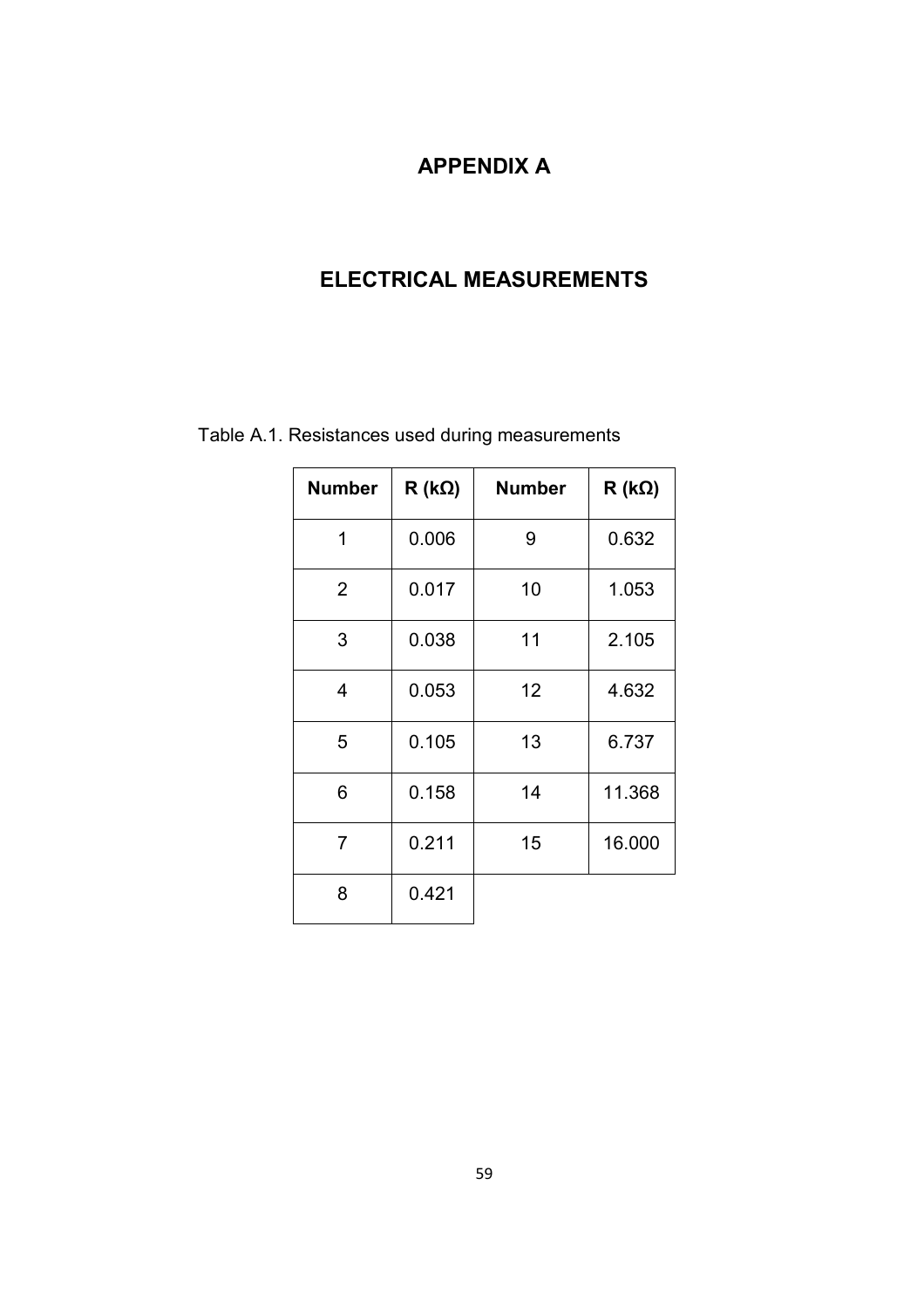# APPENDIX A

# ELECTRICAL MEASUREMENTS

Table A.1. Resistances used during measurements

| Number | R (kΩ) | Number | R (kΩ) |
|---|---|---|---|
| 1 | 0.006 | 9 | 0.632 |
| 2 | 0.017 | 10 | 1.053 |
| 3 | 0.038 | 11 | 2.105 |
| 4 | 0.053 | 12 | 4.632 |
| 5 | 0.105 | 13 | 6.737 |
| 6 | 0.158 | 14 | 11.368 |
| 7 | 0.211 | 15 | 16.000 |
| 8 | 0.421 | | |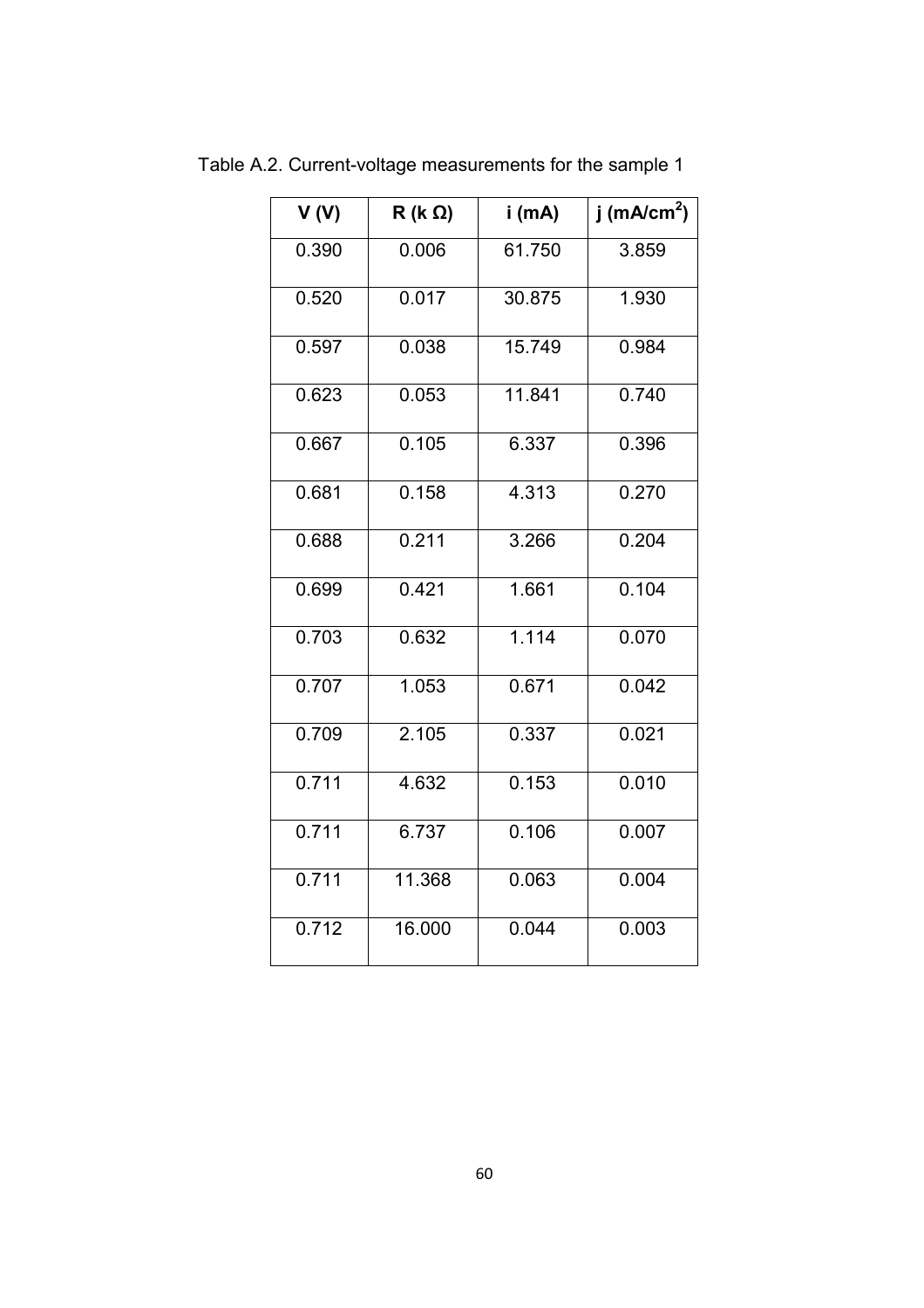Table A.2. Current-voltage measurements for the sample 1

| V (V) | R (k Ω) | i (mA) | j (mA/cm$^2$) |
|---|---|---|---|
| 0.390 | 0.006 | 61.750 | 3.859 |
| 0.520 | 0.017 | 30.875 | 1.930 |
| 0.597 | 0.038 | 15.749 | 0.984 |
| 0.623 | 0.053 | 11.841 | 0.740 |
| 0.667 | 0.105 | 6.337 | 0.396 |
| 0.681 | 0.158 | 4.313 | 0.270 |
| 0.688 | 0.211 | 3.266 | 0.204 |
| 0.699 | 0.421 | 1.661 | 0.104 |
| 0.703 | 0.632 | 1.114 | 0.070 |
| 0.707 | 1.053 | 0.671 | 0.042 |
| 0.709 | 2.105 | 0.337 | 0.021 |
| 0.711 | 4.632 | 0.153 | 0.010 |
| 0.711 | 6.737 | 0.106 | 0.007 |
| 0.711 | 11.368 | 0.063 | 0.004 |
| 0.712 | 16.000 | 0.044 | 0.003 |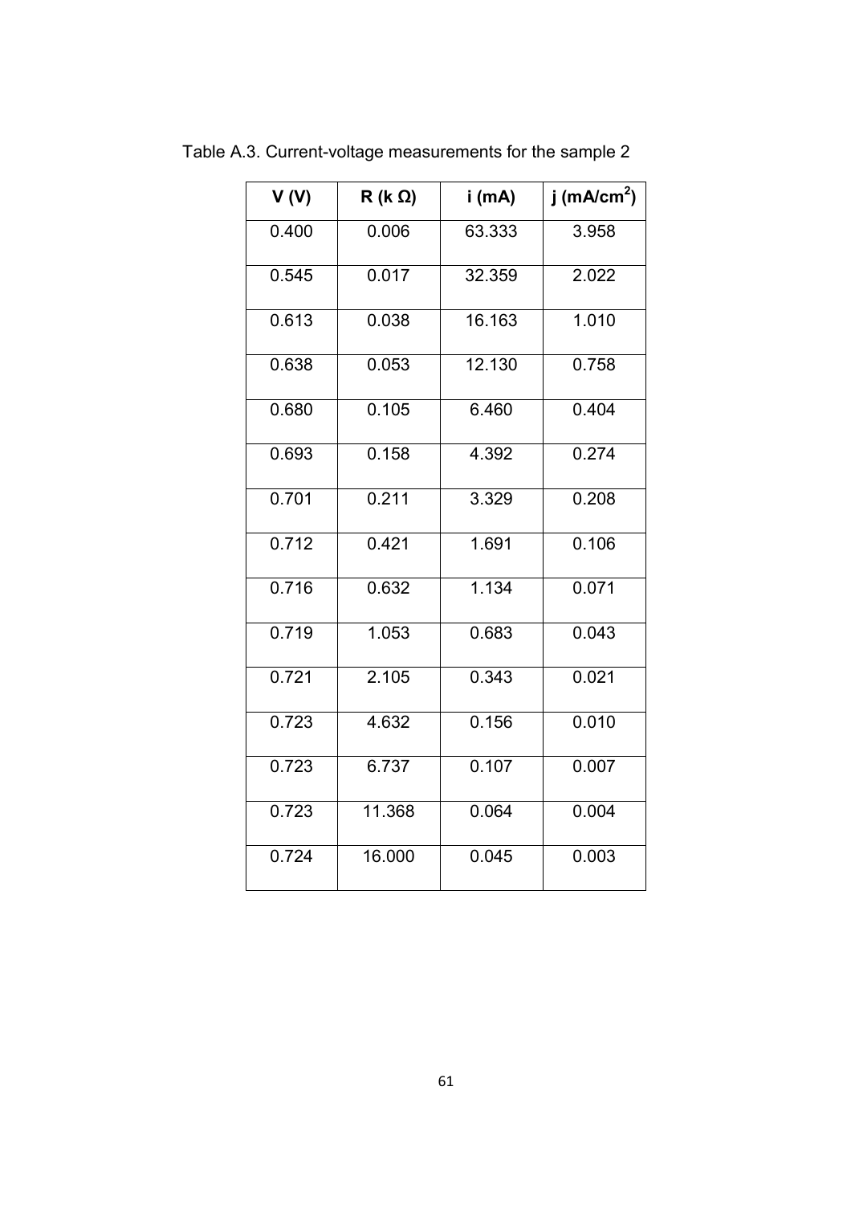Table A.3. Current-voltage measurements for the sample 2

| V (V) | R (k Ω) | i (mA) | j (mA/cm$^2$) |
|---|---|---|---|
| 0.400 | 0.006 | 63.333 | 3.958 |
| 0.545 | 0.017 | 32.359 | 2.022 |
| 0.613 | 0.038 | 16.163 | 1.010 |
| 0.638 | 0.053 | 12.130 | 0.758 |
| 0.680 | 0.105 | 6.460 | 0.404 |
| 0.693 | 0.158 | 4.392 | 0.274 |
| 0.701 | 0.211 | 3.329 | 0.208 |
| 0.712 | 0.421 | 1.691 | 0.106 |
| 0.716 | 0.632 | 1.134 | 0.071 |
| 0.719 | 1.053 | 0.683 | 0.043 |
| 0.721 | 2.105 | 0.343 | 0.021 |
| 0.723 | 4.632 | 0.156 | 0.010 |
| 0.723 | 6.737 | 0.107 | 0.007 |
| 0.723 | 11.368 | 0.064 | 0.004 |
| 0.724 | 16.000 | 0.045 | 0.003 |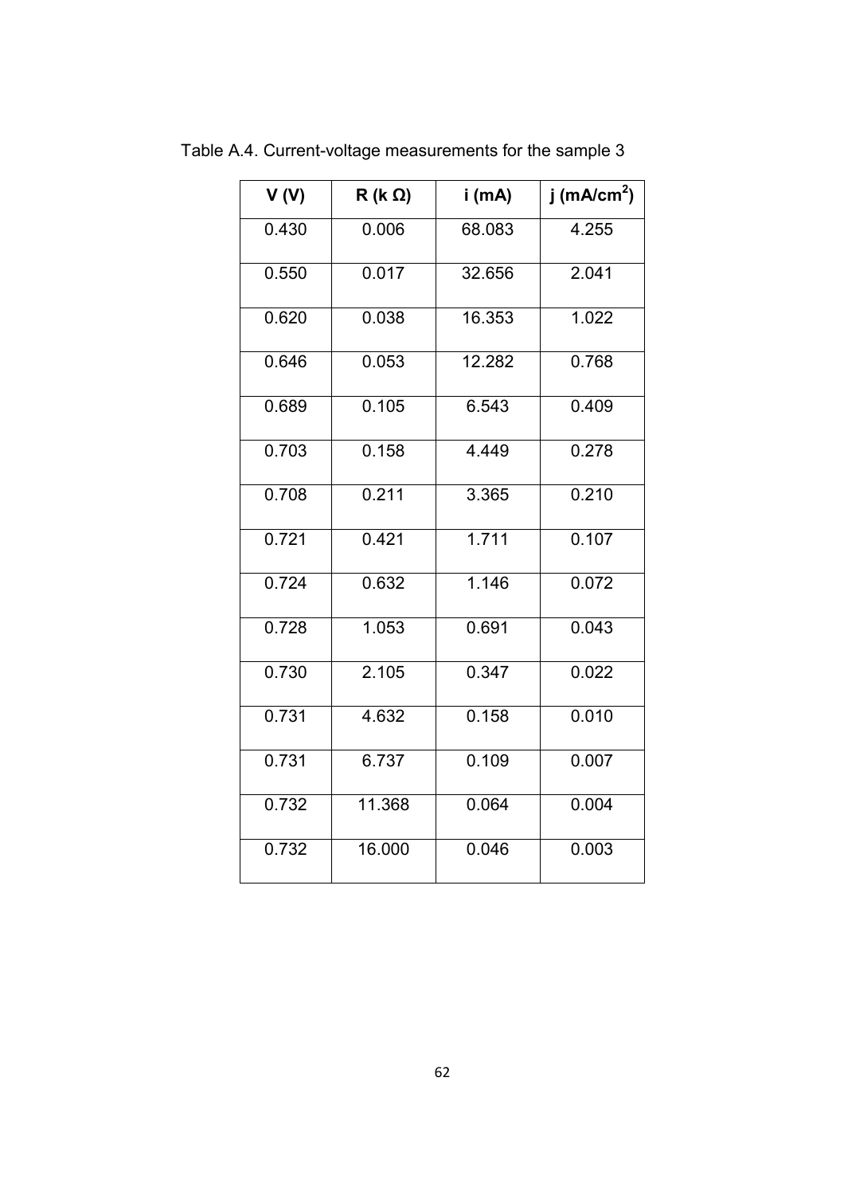Table A.4. Current-voltage measurements for the sample 3

| V (V) | R (k Ω) | i (mA) | j (mA/cm$^2$) |
| --- | --- | --- | --- |
| 0.430 | 0.006 | 68.083 | 4.255 |
| 0.550 | 0.017 | 32.656 | 2.041 |
| 0.620 | 0.038 | 16.353 | 1.022 |
| 0.646 | 0.053 | 12.282 | 0.768 |
| 0.689 | 0.105 | 6.543 | 0.409 |
| 0.703 | 0.158 | 4.449 | 0.278 |
| 0.708 | 0.211 | 3.365 | 0.210 |
| 0.721 | 0.421 | 1.711 | 0.107 |
| 0.724 | 0.632 | 1.146 | 0.072 |
| 0.728 | 1.053 | 0.691 | 0.043 |
| 0.730 | 2.105 | 0.347 | 0.022 |
| 0.731 | 4.632 | 0.158 | 0.010 |
| 0.731 | 6.737 | 0.109 | 0.007 |
| 0.732 | 11.368 | 0.064 | 0.004 |
| 0.732 | 16.000 | 0.046 | 0.003 |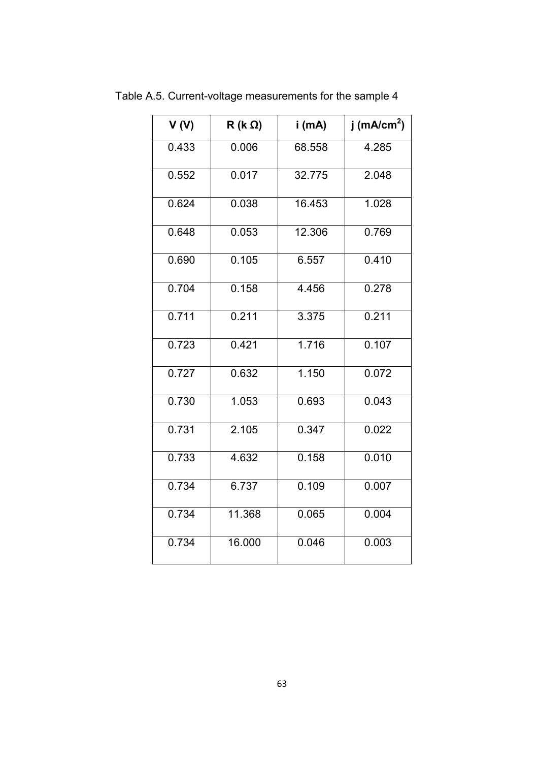Table A.5. Current-voltage measurements for the sample 4

| V (V) | R (k Ω) | i (mA) | j ($mA/cm^2$) |
|---|---|---|---|
| 0.433 | 0.006 | 68.558 | 4.285 |
| 0.552 | 0.017 | 32.775 | 2.048 |
| 0.624 | 0.038 | 16.453 | 1.028 |
| 0.648 | 0.053 | 12.306 | 0.769 |
| 0.690 | 0.105 | 6.557 | 0.410 |
| 0.704 | 0.158 | 4.456 | 0.278 |
| 0.711 | 0.211 | 3.375 | 0.211 |
| 0.723 | 0.421 | 1.716 | 0.107 |
| 0.727 | 0.632 | 1.150 | 0.072 |
| 0.730 | 1.053 | 0.693 | 0.043 |
| 0.731 | 2.105 | 0.347 | 0.022 |
| 0.733 | 4.632 | 0.158 | 0.010 |
| 0.734 | 6.737 | 0.109 | 0.007 |
| 0.734 | 11.368 | 0.065 | 0.004 |
| 0.734 | 16.000 | 0.046 | 0.003 |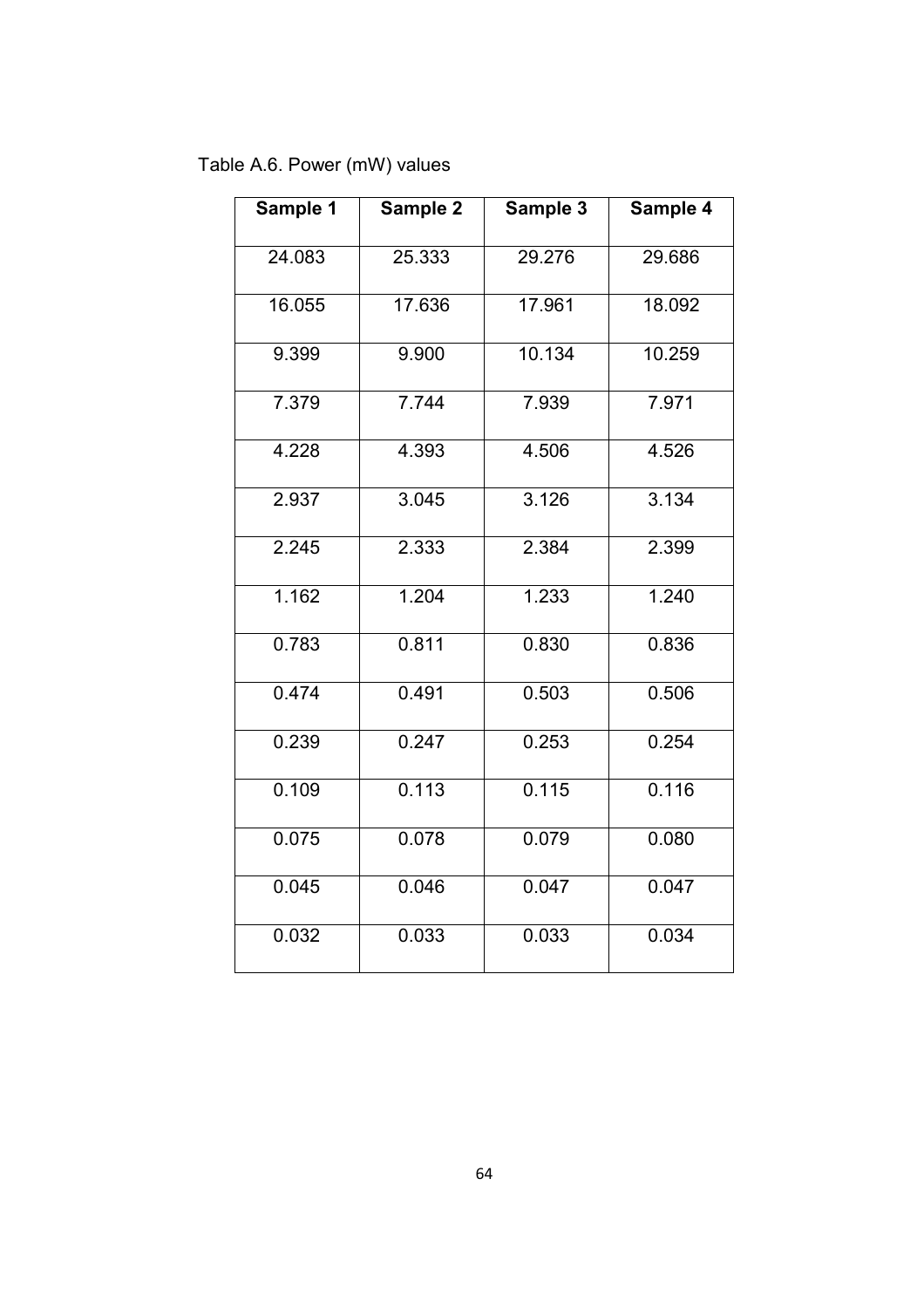Table A.6. Power (mW) values

| Sample 1 | Sample 2 | Sample 3 | Sample 4 |
|---|---|---|---|
| 24.083 | 25.333 | 29.276 | 29.686 |
| 16.055 | 17.636 | 17.961 | 18.092 |
| 9.399 | 9.900 | 10.134 | 10.259 |
| 7.379 | 7.744 | 7.939 | 7.971 |
| 4.228 | 4.393 | 4.506 | 4.526 |
| 2.937 | 3.045 | 3.126 | 3.134 |
| 2.245 | 2.333 | 2.384 | 2.399 |
| 1.162 | 1.204 | 1.233 | 1.240 |
| 0.783 | 0.811 | 0.830 | 0.836 |
| 0.474 | 0.491 | 0.503 | 0.506 |
| 0.239 | 0.247 | 0.253 | 0.254 |
| 0.109 | 0.113 | 0.115 | 0.116 |
| 0.075 | 0.078 | 0.079 | 0.080 |
| 0.045 | 0.046 | 0.047 | 0.047 |
| 0.032 | 0.033 | 0.033 | 0.034 |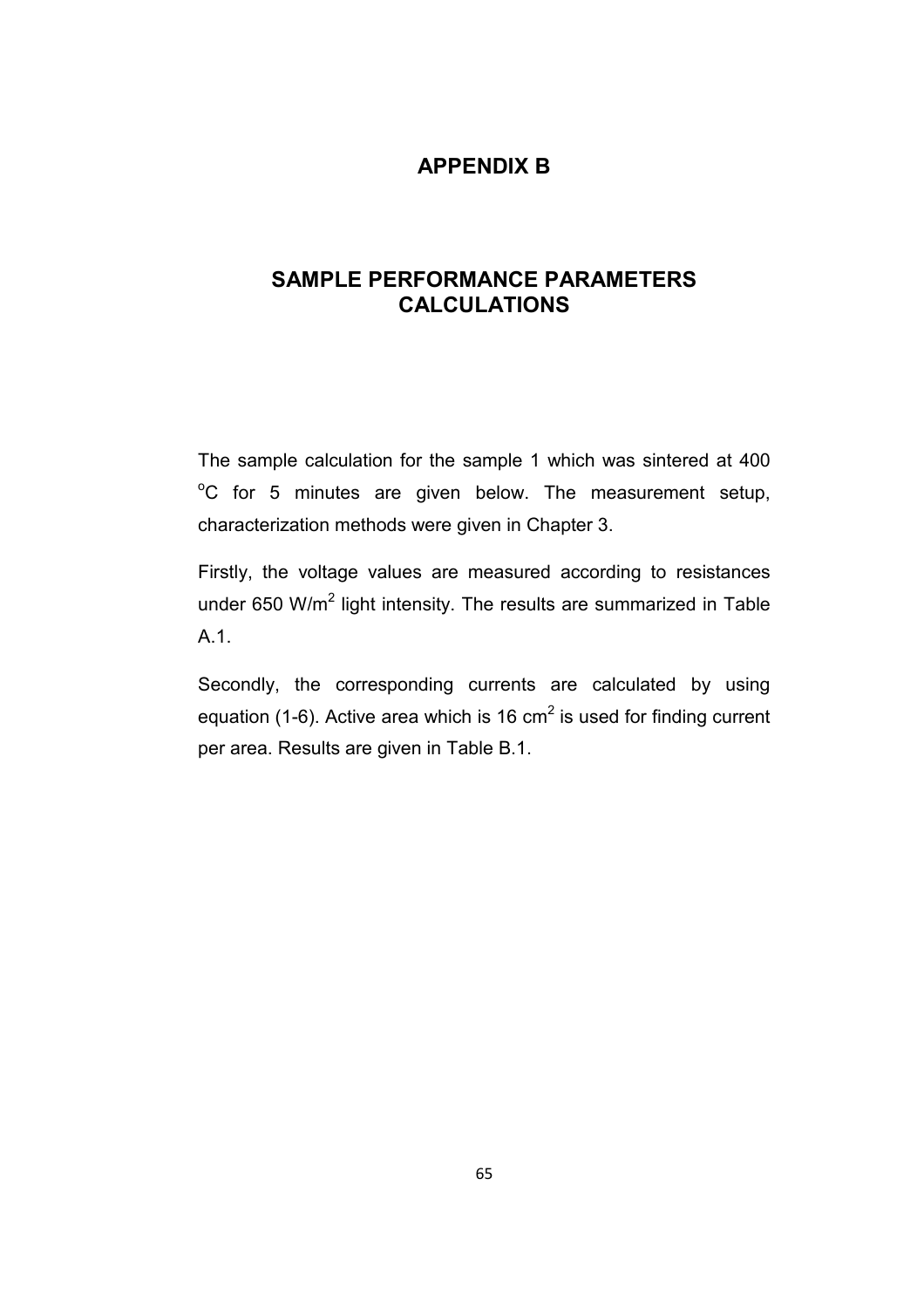# APPENDIX B

## SAMPLE PERFORMANCE PARAMETERS CALCULATIONS

The sample calculation for the sample 1 which was sintered at 400 $^{o}C$ for 5 minutes are given below. The measurement setup, characterization methods were given in Chapter 3.

Firstly, the voltage values are measured according to resistances under 650 $W/m^2$ light intensity. The results are summarized in Table A.1.

Secondly, the corresponding currents are calculated by using equation (1-6). Active area which is 16 $cm^2$ is used for finding current per area. Results are given in Table B.1.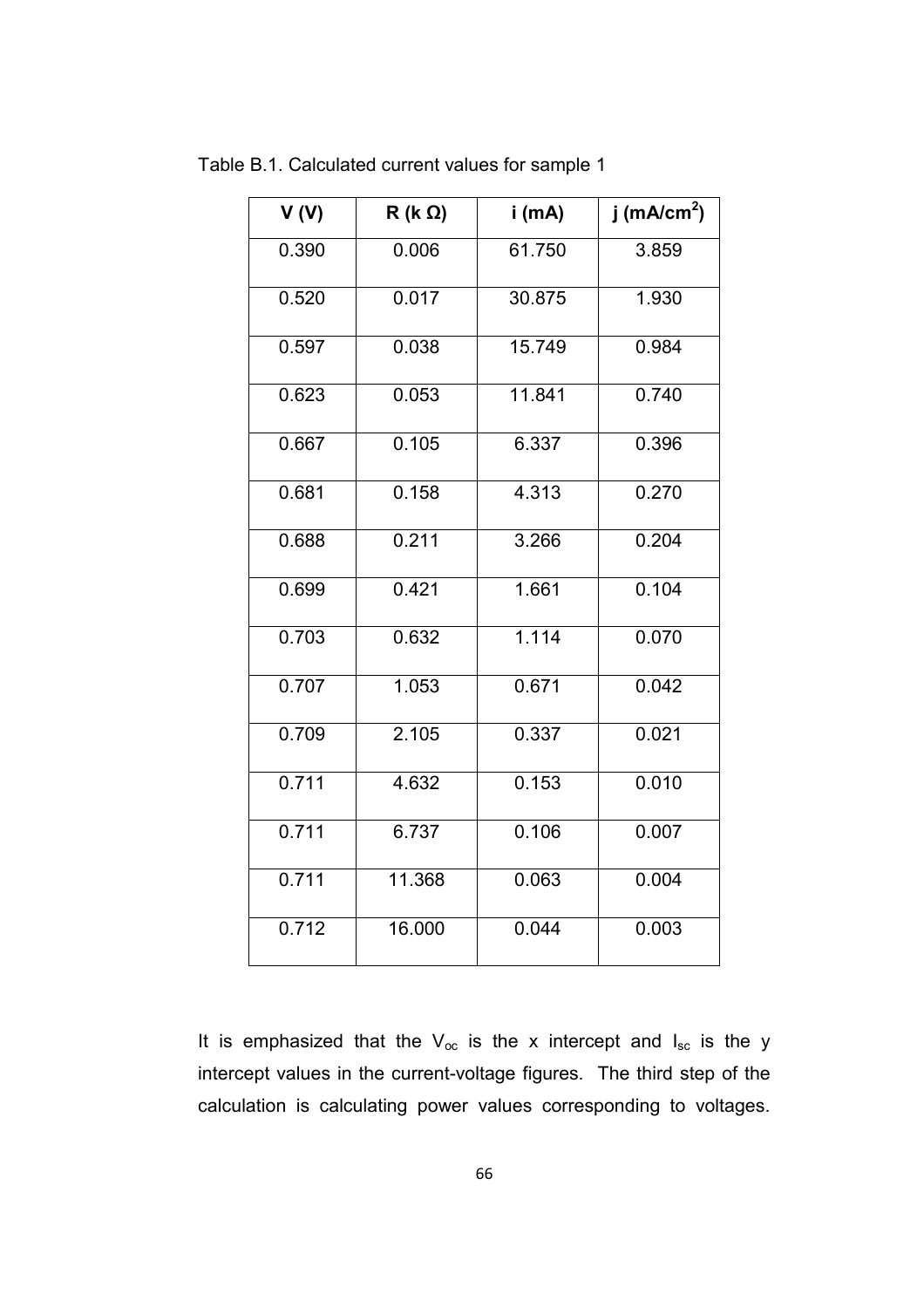Table B.1. Calculated current values for sample 1

| V (V) | R (k Ω) | i (mA) | j (mA/cm$^2$) |
| --- | --- | --- | --- |
| 0.390 | 0.006 | 61.750 | 3.859 |
| 0.520 | 0.017 | 30.875 | 1.930 |
| 0.597 | 0.038 | 15.749 | 0.984 |
| 0.623 | 0.053 | 11.841 | 0.740 |
| 0.667 | 0.105 | 6.337 | 0.396 |
| 0.681 | 0.158 | 4.313 | 0.270 |
| 0.688 | 0.211 | 3.266 | 0.204 |
| 0.699 | 0.421 | 1.661 | 0.104 |
| 0.703 | 0.632 | 1.114 | 0.070 |
| 0.707 | 1.053 | 0.671 | 0.042 |
| 0.709 | 2.105 | 0.337 | 0.021 |
| 0.711 | 4.632 | 0.153 | 0.010 |
| 0.711 | 6.737 | 0.106 | 0.007 |
| 0.711 | 11.368 | 0.063 | 0.004 |
| 0.712 | 16.000 | 0.044 | 0.003 |

It is emphasized that the $V_{oc}$ is the x intercept and $I_{sc}$ is the y intercept values in the current-voltage figures. The third step of the calculation is calculating power values corresponding to voltages.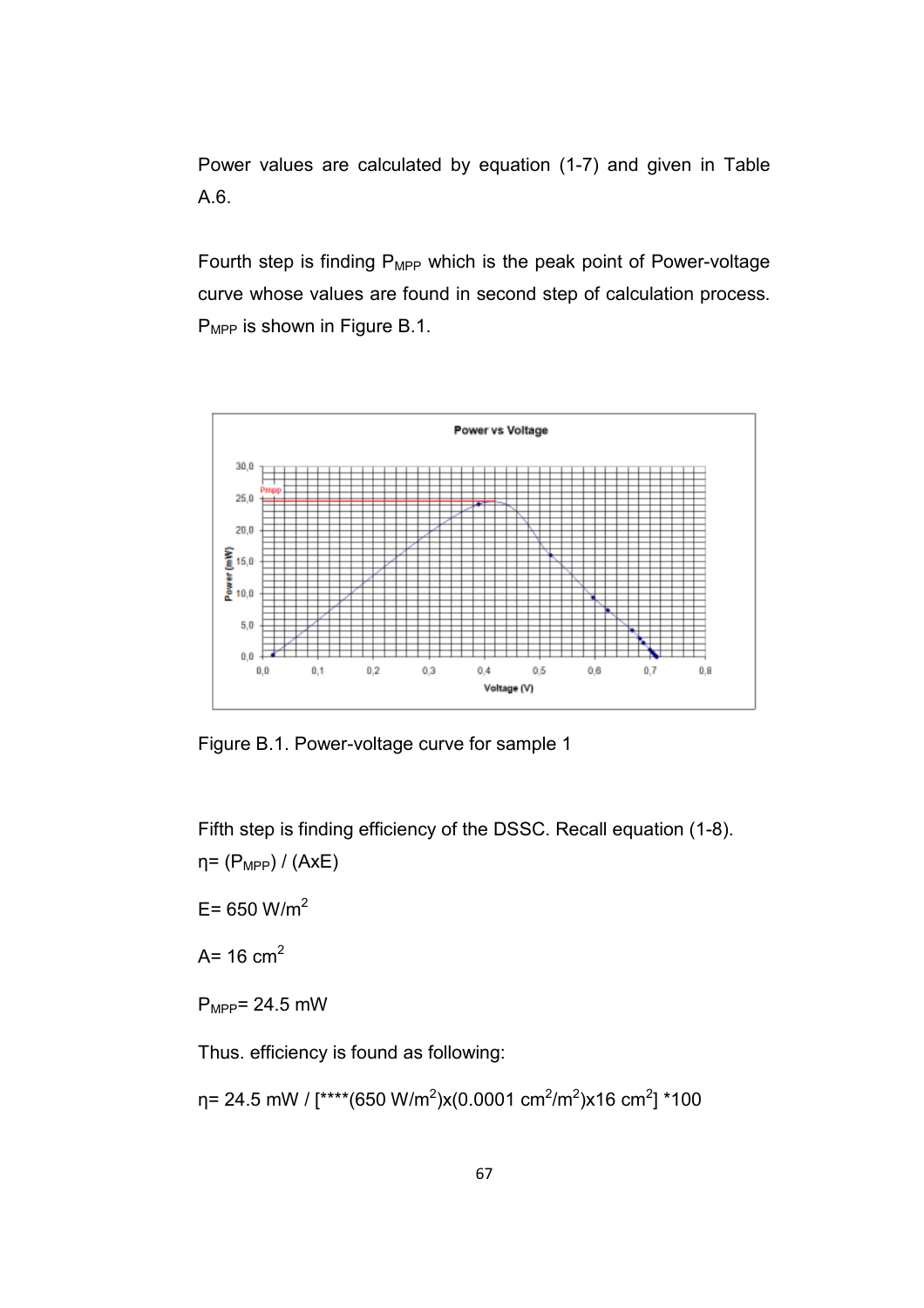Power values are calculated by equation (1-7) and given in Table A.6.

Fourth step is finding $P_{MPP}$ which is the peak point of Power-voltage curve whose values are found in second step of calculation process. $P_{MPP}$ is shown in Figure B.1.

Figure B.1. Power-voltage curve for sample 1

Fifth step is finding efficiency of the DSSC. Recall equation (1-8).

$\eta = (P_{MPP}) / (AxE)$

E= 650 W/m$^2$

A= 16 cm$^2$

$P_{MPP}$= 24.5 mW

Thus. efficiency is found as following:

$\eta$= 24.5 mW / [****(650 W/m$^2$)x(0.0001 cm$^2$/m$^2$)x16 cm$^2$] *100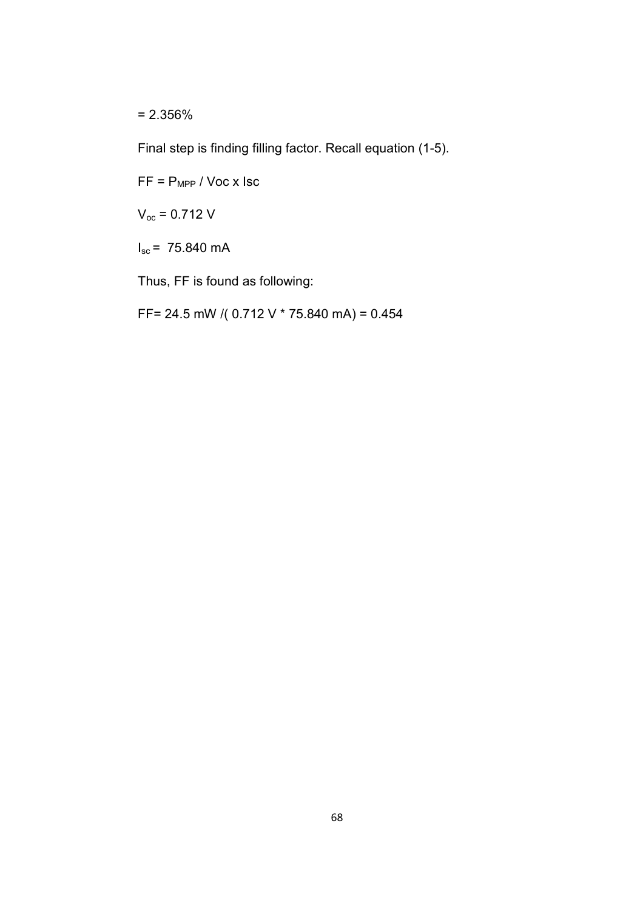= 2.356%

Final step is finding filling factor. Recall equation (1-5).

$FF = P_{MPP} / Voc \times Isc$

$V_{oc}$ = 0.712 V

$I_{sc}$ = 75.840 mA

Thus, FF is found as following:

FF= 24.5 mW /( 0.712 V * 75.840 mA) = 0.454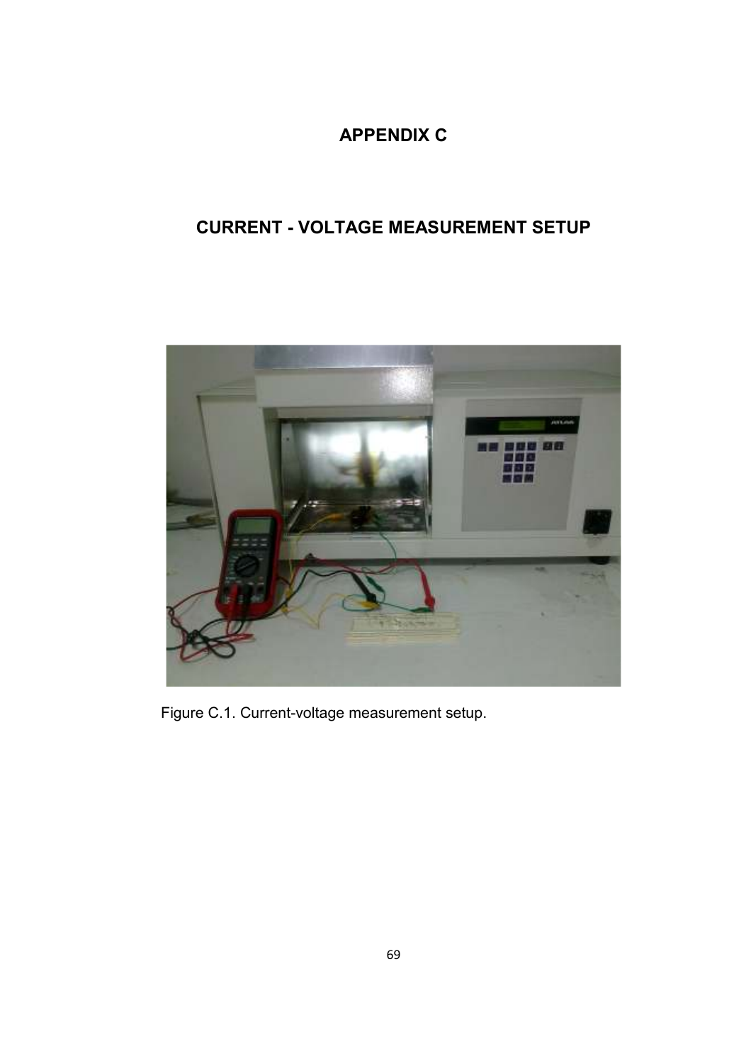# APPENDIX C

## CURRENT - VOLTAGE MEASUREMENT SETUP

Figure C.1. Current-voltage measurement setup.